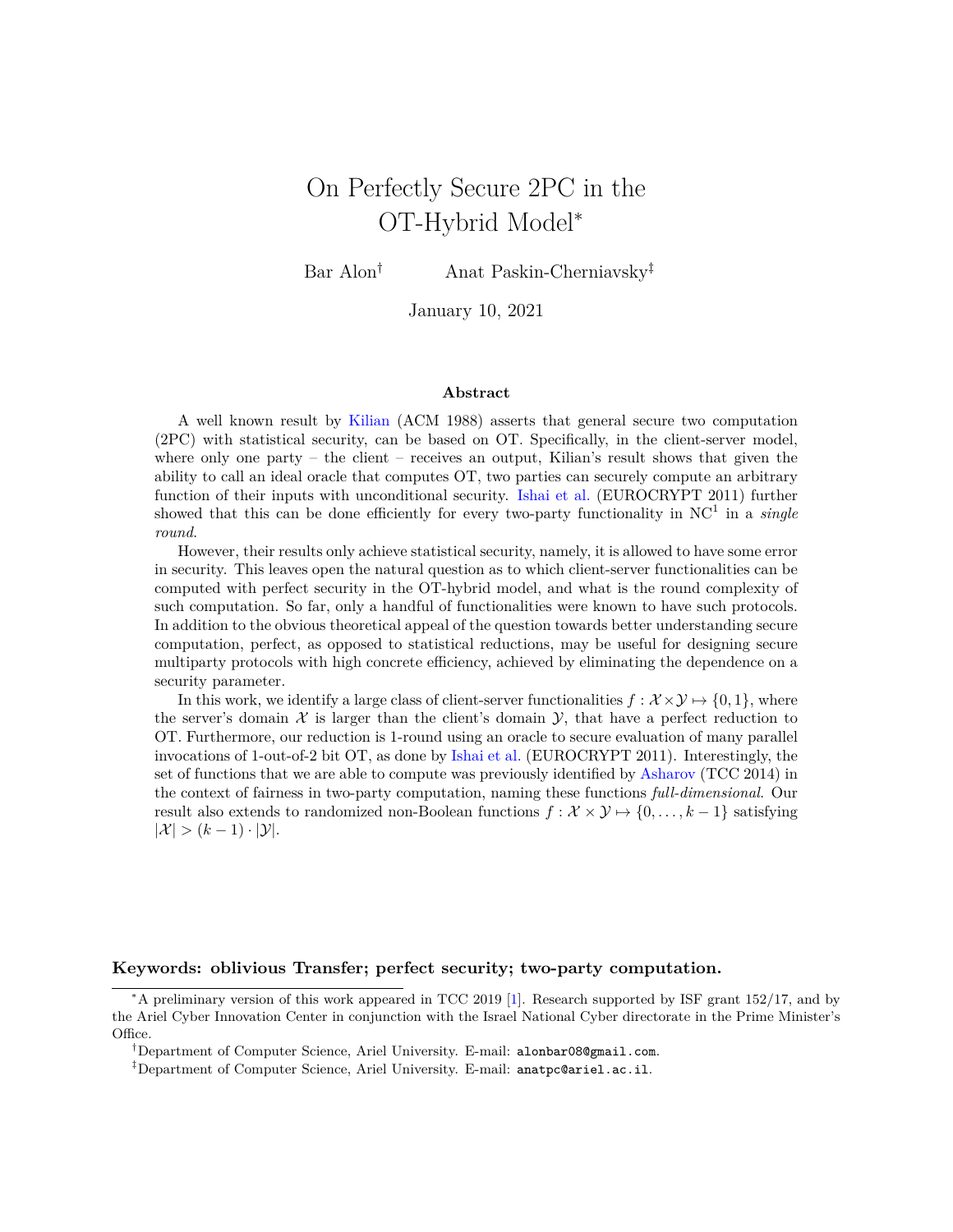# On Perfectly Secure 2PC in the OT-Hybrid Model*

Bar Alon† Anat Paskin-Cherniavsky‡

January 10, 2021

### Abstract

A well known result by Kilian (ACM 1988) asserts that general secure two computation (2PC) with statistical security, can be based on OT. Specifically, in the client-server model, where only one party – the client – receives an output, Kilian's result shows that given the ability to call an ideal oracle that computes OT, two parties can securely compute an arbitrary function of their inputs with unconditional security. Ishai et al. (EUROCRYPT 2011) further showed that this can be done efficiently for every two-party functionality in $\mathrm{NC}^1$ in a *single round*.

However, their results only achieve statistical security, namely, it is allowed to have some error in security. This leaves open the natural question as to which client-server functionalities can be computed with perfect security in the OT-hybrid model, and what is the round complexity of such computation. So far, only a handful of functionalities were known to have such protocols. In addition to the obvious theoretical appeal of the question towards better understanding secure computation, perfect, as opposed to statistical reductions, may be useful for designing secure multiparty protocols with high concrete efficiency, achieved by eliminating the dependence on a security parameter.

In this work, we identify a large class of client-server functionalities $f : \mathcal{X} \times \mathcal{Y} \mapsto \{0, 1\}$, where the server's domain $\mathcal{X}$ is larger than the client's domain $\mathcal{Y}$, that have a perfect reduction to OT. Furthermore, our reduction is 1-round using an oracle to secure evaluation of many parallel invocations of 1-out-of-2 bit OT, as done by Ishai et al. (EUROCRYPT 2011). Interestingly, the set of functions that we are able to compute was previously identified by Asharov (TCC 2014) in the context of fairness in two-party computation, naming these functions *full-dimensional*. Our result also extends to randomized non-Boolean functions $f : \mathcal{X} \times \mathcal{Y} \mapsto \{0, \ldots, k-1\}$ satisfying $|\mathcal{X}| > (k-1) \cdot |\mathcal{Y}|$.

**Keywords: oblivious Transfer; perfect security; two-party computation.**

---

*A preliminary version of this work appeared in TCC 2019 [1]. Research supported by ISF grant 152/17, and by the Ariel Cyber Innovation Center in conjunction with the Israel National Cyber directorate in the Prime Minister's Office.

†Department of Computer Science, Ariel University. E-mail: alonbar08@gmail.com.

‡Department of Computer Science, Ariel University. E-mail: anatpc@ariel.ac.il.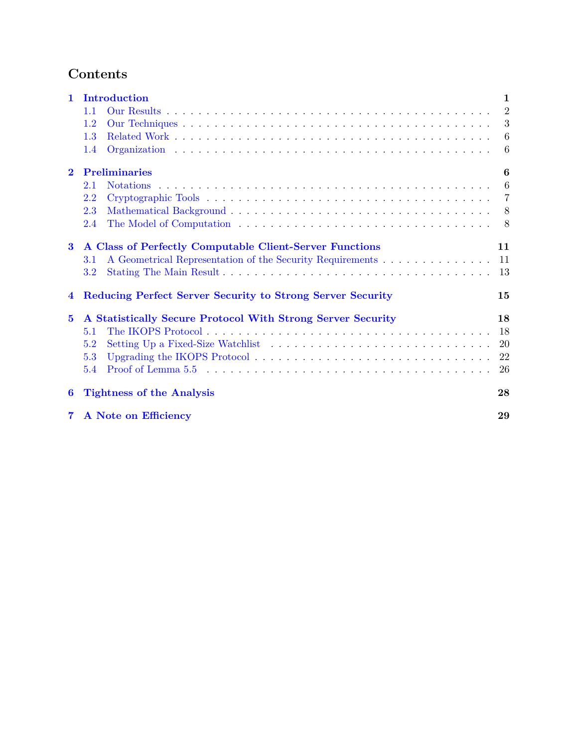# Contents

**1 Introduction** **1**
- 1.1 Our Results . . . 2
- 1.2 Our Techniques . . . 3
- 1.3 Related Work . . . 6
- 1.4 Organization . . . 6

**2 Preliminaries** **6**
- 2.1 Notations . . . 6
- 2.2 Cryptographic Tools . . . 7
- 2.3 Mathematical Background . . . 8
- 2.4 The Model of Computation . . . 8

**3 A Class of Perfectly Computable Client-Server Functions** **11**
- 3.1 A Geometrical Representation of the Security Requirements . . . 11
- 3.2 Stating The Main Result . . . 13

**4 Reducing Perfect Server Security to Strong Server Security** **15**

**5 A Statistically Secure Protocol With Strong Server Security** **18**
- 5.1 The IKOPS Protocol . . . 18
- 5.2 Setting Up a Fixed-Size Watchlist . . . 20
- 5.3 Upgrading the IKOPS Protocol . . . 22
- 5.4 Proof of Lemma 5.5 . . . 26

**6 Tightness of the Analysis** **28**

**7 A Note on Efficiency** **29**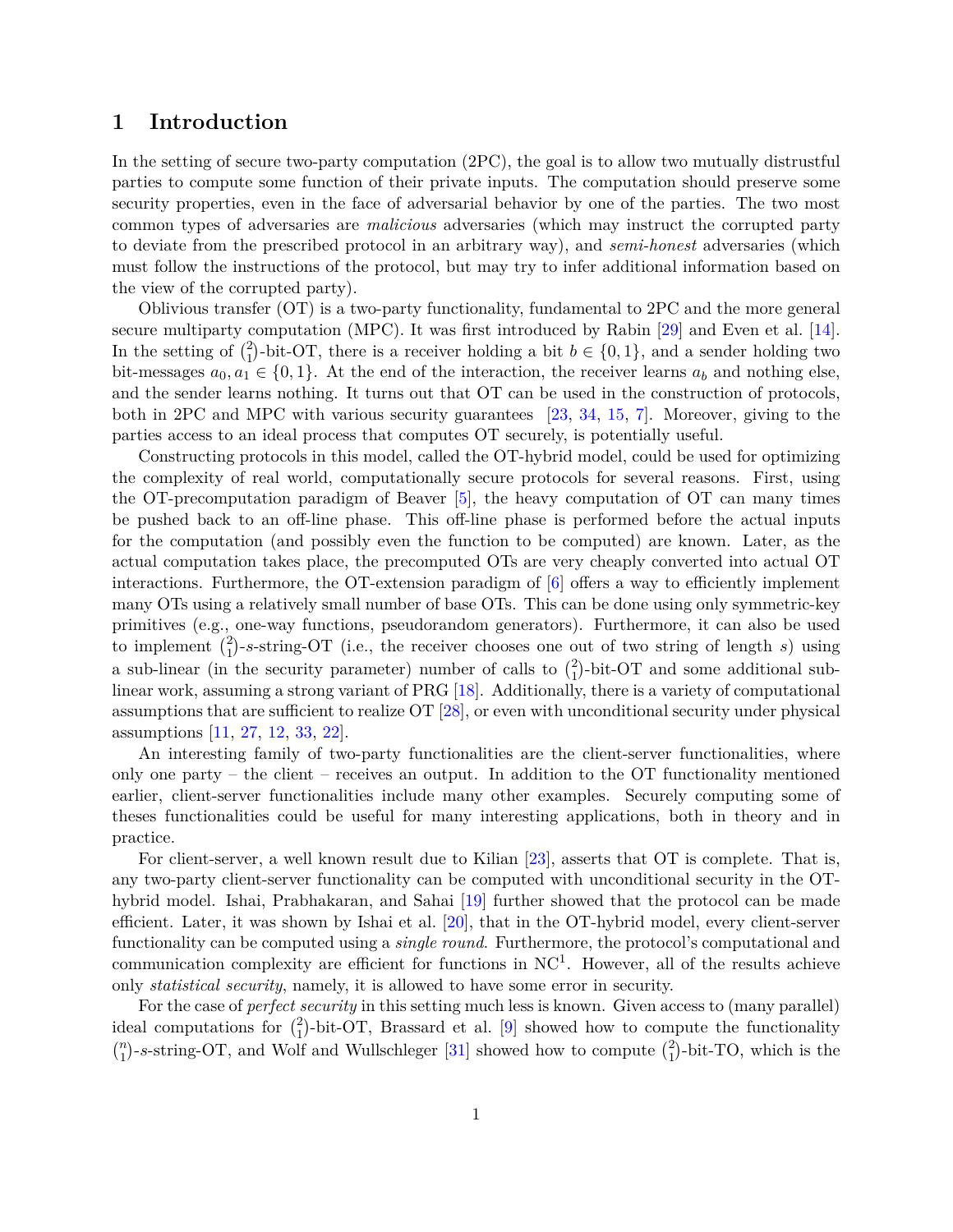# 1 Introduction

In the setting of secure two-party computation (2PC), the goal is to allow two mutually distrustful parties to compute some function of their private inputs. The computation should preserve some security properties, even in the face of adversarial behavior by one of the parties. The two most common types of adversaries are *malicious* adversaries (which may instruct the corrupted party to deviate from the prescribed protocol in an arbitrary way), and *semi-honest* adversaries (which must follow the instructions of the protocol, but may try to infer additional information based on the view of the corrupted party).

Oblivious transfer (OT) is a two-party functionality, fundamental to 2PC and the more general secure multiparty computation (MPC). It was first introduced by Rabin [29] and Even et al. [14]. In the setting of $\binom{2}{1}$-bit-OT, there is a receiver holding a bit $b \in \{0,1\}$, and a sender holding two bit-messages $a_0, a_1 \in \{0,1\}$. At the end of the interaction, the receiver learns $a_b$ and nothing else, and the sender learns nothing. It turns out that OT can be used in the construction of protocols, both in 2PC and MPC with various security guarantees [23, 34, 15, 7]. Moreover, giving to the parties access to an ideal process that computes OT securely, is potentially useful.

Constructing protocols in this model, called the OT-hybrid model, could be used for optimizing the complexity of real world, computationally secure protocols for several reasons. First, using the OT-precomputation paradigm of Beaver [5], the heavy computation of OT can many times be pushed back to an off-line phase. This off-line phase is performed before the actual inputs for the computation (and possibly even the function to be computed) are known. Later, as the actual computation takes place, the precomputed OTs are very cheaply converted into actual OT interactions. Furthermore, the OT-extension paradigm of [6] offers a way to efficiently implement many OTs using a relatively small number of base OTs. This can be done using only symmetric-key primitives (e.g., one-way functions, pseudorandom generators). Furthermore, it can also be used to implement $\binom{2}{1}$-$s$-string-OT (i.e., the receiver chooses one out of two string of length $s$) using a sub-linear (in the security parameter) number of calls to $\binom{2}{1}$-bit-OT and some additional sub-linear work, assuming a strong variant of PRG [18]. Additionally, there is a variety of computational assumptions that are sufficient to realize OT [28], or even with unconditional security under physical assumptions [11, 27, 12, 33, 22].

An interesting family of two-party functionalities are the client-server functionalities, where only one party – the client – receives an output. In addition to the OT functionality mentioned earlier, client-server functionalities include many other examples. Securely computing some of theses functionalities could be useful for many interesting applications, both in theory and in practice.

For client-server, a well known result due to Kilian [23], asserts that OT is complete. That is, any two-party client-server functionality can be computed with unconditional security in the OT-hybrid model. Ishai, Prabhakaran, and Sahai [19] further showed that the protocol can be made efficient. Later, it was shown by Ishai et al. [20], that in the OT-hybrid model, every client-server functionality can be computed using a *single round*. Furthermore, the protocol's computational and communication complexity are efficient for functions in $\mathrm{NC}^1$. However, all of the results achieve only *statistical security*, namely, it is allowed to have some error in security.

For the case of *perfect security* in this setting much less is known. Given access to (many parallel) ideal computations for $\binom{2}{1}$-bit-OT, Brassard et al. [9] showed how to compute the functionality $\binom{n}{1}$-$s$-string-OT, and Wolf and Wullschleger [31] showed how to compute $\binom{2}{1}$-bit-TO, which is the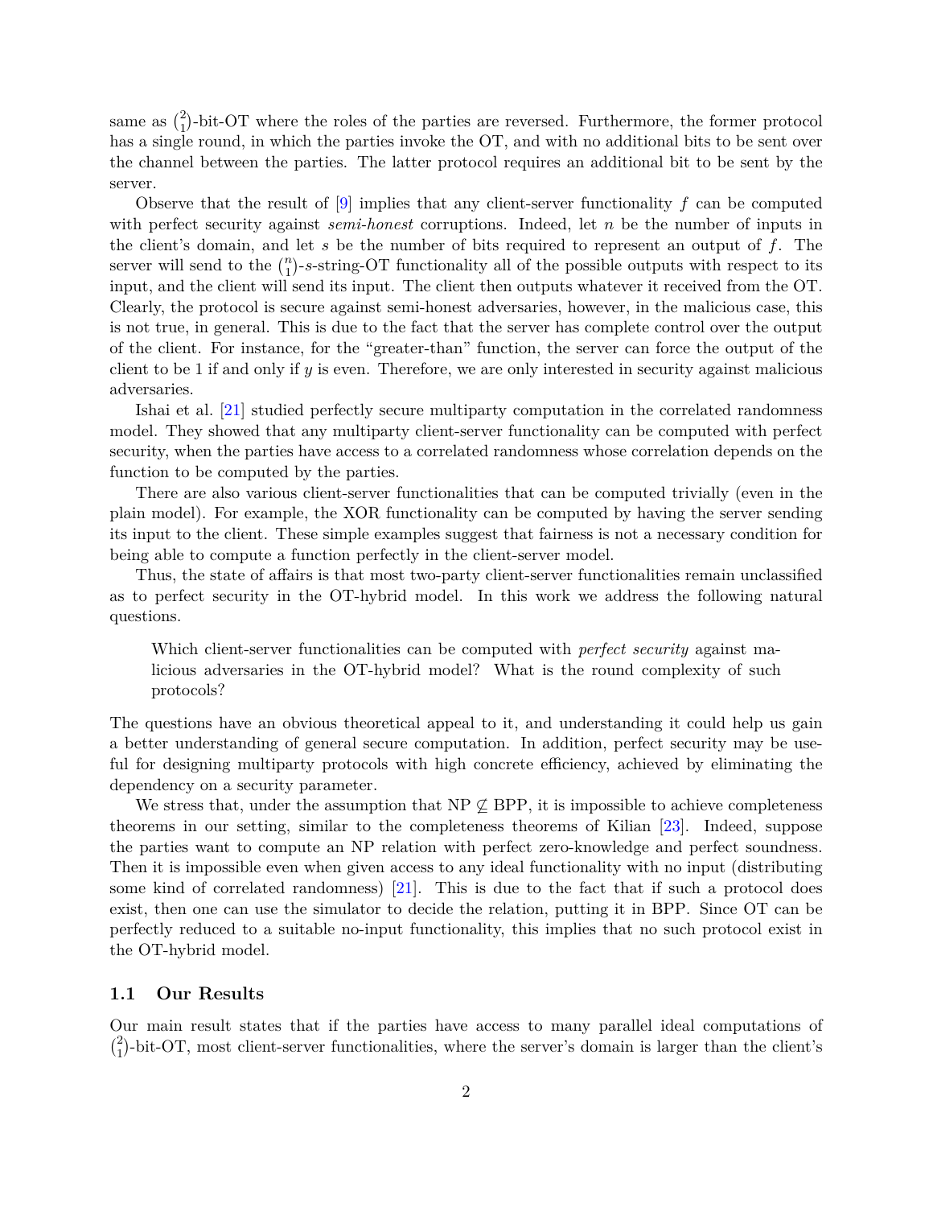same as $\binom{2}{1}$-bit-OT where the roles of the parties are reversed. Furthermore, the former protocol has a single round, in which the parties invoke the OT, and with no additional bits to be sent over the channel between the parties. The latter protocol requires an additional bit to be sent by the server.

Observe that the result of [9] implies that any client-server functionality $f$ can be computed with perfect security against *semi-honest* corruptions. Indeed, let $n$ be the number of inputs in the client's domain, and let $s$ be the number of bits required to represent an output of $f$. The server will send to the $\binom{n}{1}$-$s$-string-OT functionality all of the possible outputs with respect to its input, and the client will send its input. The client then outputs whatever it received from the OT. Clearly, the protocol is secure against semi-honest adversaries, however, in the malicious case, this is not true, in general. This is due to the fact that the server has complete control over the output of the client. For instance, for the "greater-than" function, the server can force the output of the client to be 1 if and only if $y$ is even. Therefore, we are only interested in security against malicious adversaries.

Ishai et al. [21] studied perfectly secure multiparty computation in the correlated randomness model. They showed that any multiparty client-server functionality can be computed with perfect security, when the parties have access to a correlated randomness whose correlation depends on the function to be computed by the parties.

There are also various client-server functionalities that can be computed trivially (even in the plain model). For example, the XOR functionality can be computed by having the server sending its input to the client. These simple examples suggest that fairness is not a necessary condition for being able to compute a function perfectly in the client-server model.

Thus, the state of affairs is that most two-party client-server functionalities remain unclassified as to perfect security in the OT-hybrid model. In this work we address the following natural questions.

> Which client-server functionalities can be computed with *perfect security* against malicious adversaries in the OT-hybrid model? What is the round complexity of such protocols?

The questions have an obvious theoretical appeal to it, and understanding it could help us gain a better understanding of general secure computation. In addition, perfect security may be useful for designing multiparty protocols with high concrete efficiency, achieved by eliminating the dependency on a security parameter.

We stress that, under the assumption that NP $\not\subseteq$ BPP, it is impossible to achieve completeness theorems in our setting, similar to the completeness theorems of Kilian [23]. Indeed, suppose the parties want to compute an NP relation with perfect zero-knowledge and perfect soundness. Then it is impossible even when given access to any ideal functionality with no input (distributing some kind of correlated randomness) [21]. This is due to the fact that if such a protocol does exist, then one can use the simulator to decide the relation, putting it in BPP. Since OT can be perfectly reduced to a suitable no-input functionality, this implies that no such protocol exist in the OT-hybrid model.

### 1.1 Our Results

Our main result states that if the parties have access to many parallel ideal computations of $\binom{2}{1}$-bit-OT, most client-server functionalities, where the server's domain is larger than the client's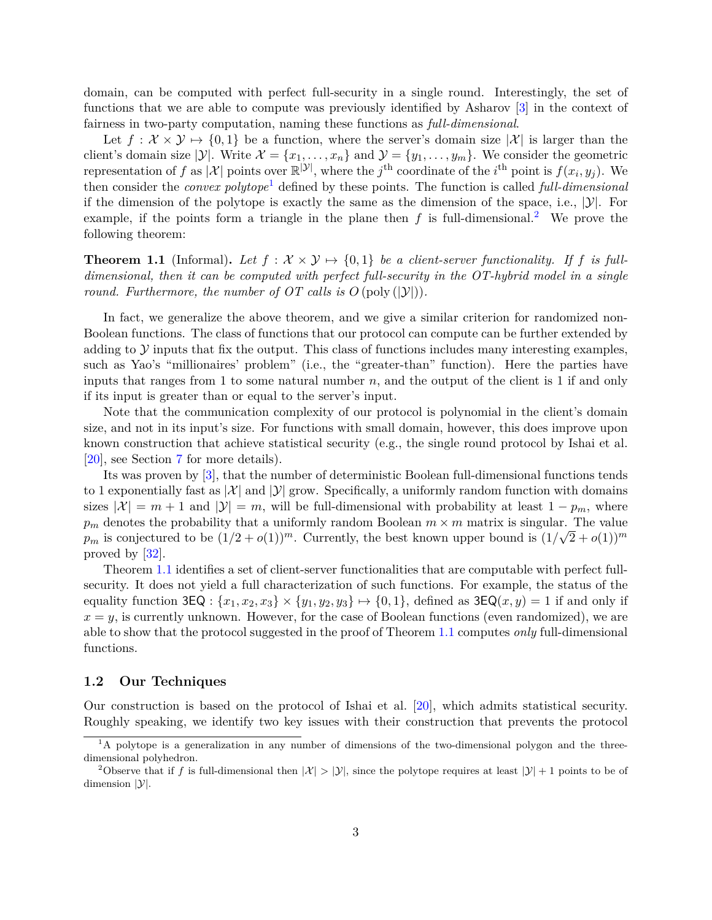domain, can be computed with perfect full-security in a single round. Interestingly, the set of functions that we are able to compute was previously identified by Asharov [3] in the context of fairness in two-party computation, naming these functions as *full-dimensional*.

Let $f : \mathcal{X} \times \mathcal{Y} \mapsto \{0,1\}$ be a function, where the server's domain size $|\mathcal{X}|$ is larger than the client's domain size $|\mathcal{Y}|$. Write $\mathcal{X} = \{x_1, \ldots, x_n\}$ and $\mathcal{Y} = \{y_1, \ldots, y_m\}$. We consider the geometric representation of $f$ as $|\mathcal{X}|$ points over $\mathbb{R}^{|\mathcal{Y}|}$, where the $j^{\text{th}}$ coordinate of the $i^{\text{th}}$ point is $f(x_i, y_j)$. We then consider the *convex polytope*[1] defined by these points. The function is called *full-dimensional* if the dimension of the polytope is exactly the same as the dimension of the space, i.e., $|\mathcal{Y}|$. For example, if the points form a triangle in the plane then $f$ is full-dimensional.[2] We prove the following theorem:

**Theorem 1.1** (Informal)**.** *Let $f : \mathcal{X} \times \mathcal{Y} \mapsto \{0,1\}$ be a client-server functionality. If $f$ is full-dimensional, then it can be computed with perfect full-security in the OT-hybrid model in a single round. Furthermore, the number of OT calls is $O(\text{poly}(|\mathcal{Y}|))$.*

In fact, we generalize the above theorem, and we give a similar criterion for randomized non-Boolean functions. The class of functions that our protocol can compute can be further extended by adding to $\mathcal{Y}$ inputs that fix the output. This class of functions includes many interesting examples, such as Yao's "millionaires' problem" (i.e., the "greater-than" function). Here the parties have inputs that ranges from 1 to some natural number $n$, and the output of the client is 1 if and only if its input is greater than or equal to the server's input.

Note that the communication complexity of our protocol is polynomial in the client's domain size, and not in its input's size. For functions with small domain, however, this does improve upon known construction that achieve statistical security (e.g., the single round protocol by Ishai et al. [20], see Section 7 for more details).

Its was proven by [3], that the number of deterministic Boolean full-dimensional functions tends to 1 exponentially fast as $|\mathcal{X}|$ and $|\mathcal{Y}|$ grow. Specifically, a uniformly random function with domains sizes $|\mathcal{X}| = m+1$ and $|\mathcal{Y}| = m$, will be full-dimensional with probability at least $1 - p_m$, where $p_m$ denotes the probability that a uniformly random Boolean $m \times m$ matrix is singular. The value $p_m$ is conjectured to be $(1/2 + o(1))^m$. Currently, the best known upper bound is $(1/\sqrt{2} + o(1))^m$ proved by [32].

Theorem 1.1 identifies a set of client-server functionalities that are computable with perfect full-security. It does not yield a full characterization of such functions. For example, the status of the equality function $\mathsf{3EQ} : \{x_1, x_2, x_3\} \times \{y_1, y_2, y_3\} \mapsto \{0,1\}$, defined as $\mathsf{3EQ}(x,y) = 1$ if and only if $x = y$, is currently unknown. However, for the case of Boolean functions (even randomized), we are able to show that the protocol suggested in the proof of Theorem 1.1 computes *only* full-dimensional functions.

### 1.2 Our Techniques

Our construction is based on the protocol of Ishai et al. [20], which admits statistical security. Roughly speaking, we identify two key issues with their construction that prevents the protocol

[1] A polytope is a generalization in any number of dimensions of the two-dimensional polygon and the three-dimensional polyhedron.

[2] Observe that if $f$ is full-dimensional then $|\mathcal{X}| > |\mathcal{Y}|$, since the polytope requires at least $|\mathcal{Y}| + 1$ points to be of dimension $|\mathcal{Y}|$.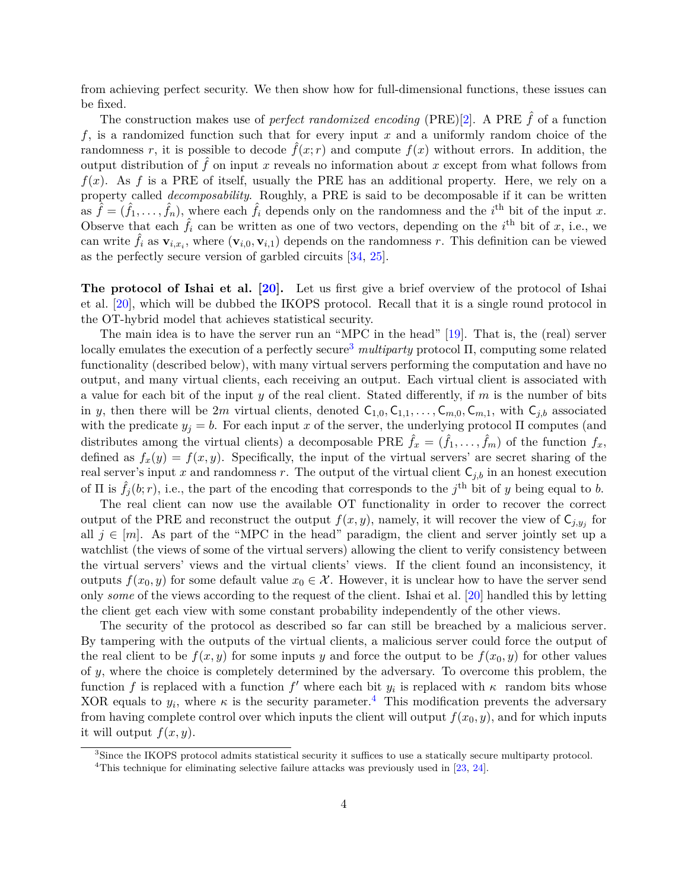from achieving perfect security. We then show how for full-dimensional functions, these issues can be fixed.

The construction makes use of *perfect randomized encoding* (PRE)[2]. A PRE $\hat{f}$ of a function $f$, is a randomized function such that for every input $x$ and a uniformly random choice of the randomness $r$, it is possible to decode $\hat{f}(x;r)$ and compute $f(x)$ without errors. In addition, the output distribution of $\hat{f}$ on input $x$ reveals no information about $x$ except from what follows from $f(x)$. As $f$ is a PRE of itself, usually the PRE has an additional property. Here, we rely on a property called *decomposability*. Roughly, a PRE is said to be decomposable if it can be written as $\hat{f} = (\hat{f}_1, \ldots, \hat{f}_n)$, where each $\hat{f}_i$ depends only on the randomness and the $i^{\text{th}}$ bit of the input $x$. Observe that each $\hat{f}_i$ can be written as one of two vectors, depending on the $i^{\text{th}}$ bit of $x$, i.e., we can write $\hat{f}_i$ as $\mathbf{v}_{i,x_i}$, where $(\mathbf{v}_{i,0}, \mathbf{v}_{i,1})$ depends on the randomness $r$. This definition can be viewed as the perfectly secure version of garbled circuits [34, 25].

**The protocol of Ishai et al. [20].** Let us first give a brief overview of the protocol of Ishai et al. [20], which will be dubbed the IKOPS protocol. Recall that it is a single round protocol in the OT-hybrid model that achieves statistical security.

The main idea is to have the server run an "MPC in the head" [19]. That is, the (real) server locally emulates the execution of a perfectly secure[3] *multiparty* protocol $\Pi$, computing some related functionality (described below), with many virtual servers performing the computation and have no output, and many virtual clients, each receiving an output. Each virtual client is associated with a value for each bit of the input $y$ of the real client. Stated differently, if $m$ is the number of bits in $y$, then there will be $2m$ virtual clients, denoted $\mathsf{C}_{1,0}, \mathsf{C}_{1,1}, \ldots, \mathsf{C}_{m,0}, \mathsf{C}_{m,1}$, with $\mathsf{C}_{j,b}$ associated with the predicate $y_j = b$. For each input $x$ of the server, the underlying protocol $\Pi$ computes (and distributes among the virtual clients) a decomposable PRE $\hat{f}_x = (\hat{f}_1, \ldots, \hat{f}_m)$ of the function $f_x$, defined as $f_x(y) = f(x,y)$. Specifically, the input of the virtual servers' are secret sharing of the real server's input $x$ and randomness $r$. The output of the virtual client $\mathsf{C}_{j,b}$ in an honest execution of $\Pi$ is $\hat{f}_j(b;r)$, i.e., the part of the encoding that corresponds to the $j^{\text{th}}$ bit of $y$ being equal to $b$.

The real client can now use the available OT functionality in order to recover the correct output of the PRE and reconstruct the output $f(x,y)$, namely, it will recover the view of $\mathsf{C}_{j,y_j}$ for all $j \in [m]$. As part of the "MPC in the head" paradigm, the client and server jointly set up a watchlist (the views of some of the virtual servers) allowing the client to verify consistency between the virtual servers' views and the virtual clients' views. If the client found an inconsistency, it outputs $f(x_0, y)$ for some default value $x_0 \in \mathcal{X}$. However, it is unclear how to have the server send only *some* of the views according to the request of the client. Ishai et al. [20] handled this by letting the client get each view with some constant probability independently of the other views.

The security of the protocol as described so far can still be breached by a malicious server. By tampering with the outputs of the virtual clients, a malicious server could force the output of the real client to be $f(x,y)$ for some inputs $y$ and force the output to be $f(x_0,y)$ for other values of $y$, where the choice is completely determined by the adversary. To overcome this problem, the function $f$ is replaced with a function $f'$ where each bit $y_i$ is replaced with $\kappa$ random bits whose XOR equals to $y_i$, where $\kappa$ is the security parameter.[4] This modification prevents the adversary from having complete control over which inputs the client will output $f(x_0,y)$, and for which inputs it will output $f(x,y)$.

[3] Since the IKOPS protocol admits statistical security it suffices to use a statically secure multiparty protocol.

[4] This technique for eliminating selective failure attacks was previously used in [23, 24].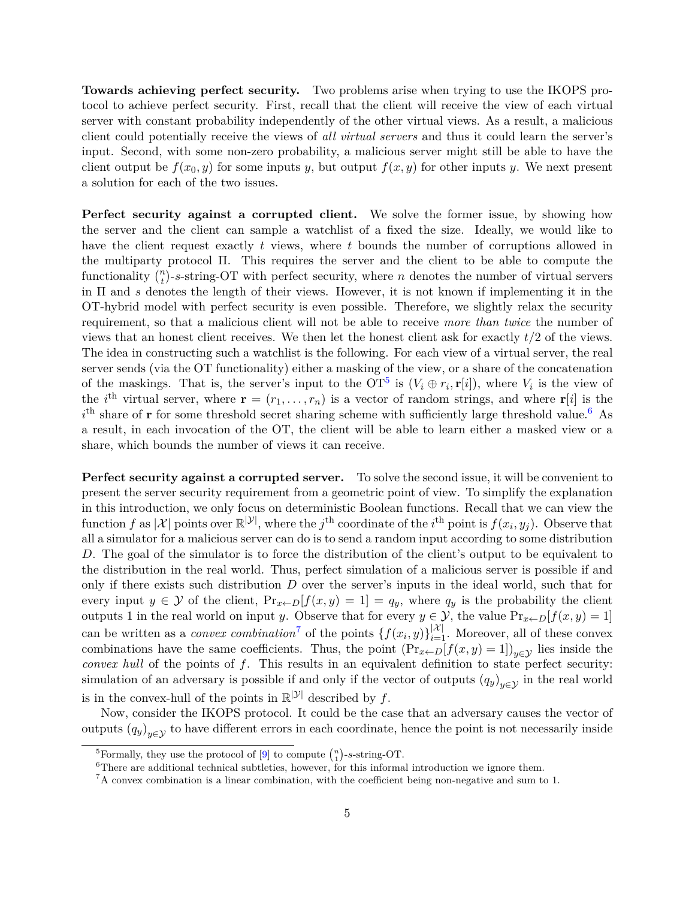**Towards achieving perfect security.** Two problems arise when trying to use the IKOPS protocol to achieve perfect security. First, recall that the client will receive the view of each virtual server with constant probability independently of the other virtual views. As a result, a malicious client could potentially receive the views of *all virtual servers* and thus it could learn the server's input. Second, with some non-zero probability, a malicious server might still be able to have the client output be $f(x_0, y)$ for some inputs $y$, but output $f(x, y)$ for other inputs $y$. We next present a solution for each of the two issues.

**Perfect security against a corrupted client.** We solve the former issue, by showing how the server and the client can sample a watchlist of a fixed the size. Ideally, we would like to have the client request exactly $t$ views, where $t$ bounds the number of corruptions allowed in the multiparty protocol $\Pi$. This requires the server and the client to be able to compute the functionality $\binom{n}{t}$-$s$-string-OT with perfect security, where $n$ denotes the number of virtual servers in $\Pi$ and $s$ denotes the length of their views. However, it is not known if implementing it in the OT-hybrid model with perfect security is even possible. Therefore, we slightly relax the security requirement, so that a malicious client will not be able to receive *more than twice* the number of views that an honest client receives. We then let the honest client ask for exactly $t/2$ of the views. The idea in constructing such a watchlist is the following. For each view of a virtual server, the real server sends (via the OT functionality) either a masking of the view, or a share of the concatenation of the maskings. That is, the server's input to the OT[5] is $(V_i \oplus r_i, \mathbf{r}[i])$, where $V_i$ is the view of the $i^{\text{th}}$ virtual server, where $\mathbf{r} = (r_1, \ldots, r_n)$ is a vector of random strings, and where $\mathbf{r}[i]$ is the $i^{\text{th}}$ share of $\mathbf{r}$ for some threshold secret sharing scheme with sufficiently large threshold value.[6] As a result, in each invocation of the OT, the client will be able to learn either a masked view or a share, which bounds the number of views it can receive.

**Perfect security against a corrupted server.** To solve the second issue, it will be convenient to present the server security requirement from a geometric point of view. To simplify the explanation in this introduction, we only focus on deterministic Boolean functions. Recall that we can view the function $f$ as $|\mathcal{X}|$ points over $\mathbb{R}^{|\mathcal{Y}|}$, where the $j^{\text{th}}$ coordinate of the $i^{\text{th}}$ point is $f(x_i, y_j)$. Observe that all a simulator for a malicious server can do is to send a random input according to some distribution $D$. The goal of the simulator is to force the distribution of the client's output to be equivalent to the distribution in the real world. Thus, perfect simulation of a malicious server is possible if and only if there exists such distribution $D$ over the server's inputs in the ideal world, such that for every input $y \in \mathcal{Y}$ of the client, $\Pr_{x \leftarrow D}[f(x, y) = 1] = q_y$, where $q_y$ is the probability the client outputs 1 in the real world on input $y$. Observe that for every $y \in \mathcal{Y}$, the value $\Pr_{x \leftarrow D}[f(x, y) = 1]$ can be written as a *convex combination*[7] of the points $\{f(x_i, y)\}_{i=1}^{|\mathcal{X}|}$. Moreover, all of these convex combinations have the same coefficients. Thus, the point $\left(\Pr_{x \leftarrow D}[f(x, y) = 1]\right)_{y \in \mathcal{Y}}$ lies inside the *convex hull* of the points of $f$. This results in an equivalent definition to state perfect security: simulation of an adversary is possible if and only if the vector of outputs $(q_y)_{y \in \mathcal{Y}}$ in the real world is in the convex-hull of the points in $\mathbb{R}^{|\mathcal{Y}|}$ described by $f$.

Now, consider the IKOPS protocol. It could be the case that an adversary causes the vector of outputs $(q_y)_{y \in \mathcal{Y}}$ to have different errors in each coordinate, hence the point is not necessarily inside

[5] Formally, they use the protocol of [9] to compute $\binom{n}{1}$-$s$-string-OT.

[6] There are additional technical subtleties, however, for this informal introduction we ignore them.

[7] A convex combination is a linear combination, with the coefficient being non-negative and sum to 1.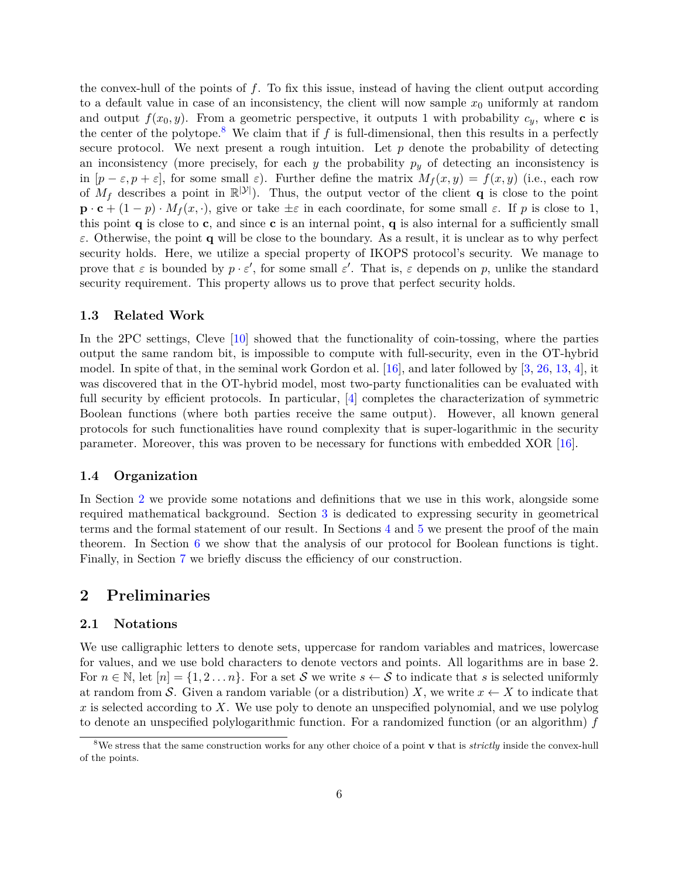the convex-hull of the points of $f$. To fix this issue, instead of having the client output according to a default value in case of an inconsistency, the client will now sample $x_0$ uniformly at random and output $f(x_0, y)$. From a geometric perspective, it outputs 1 with probability $c_y$, where $\mathbf{c}$ is the center of the polytope.[8] We claim that if $f$ is full-dimensional, then this results in a perfectly secure protocol. We next present a rough intuition. Let $p$ denote the probability of detecting an inconsistency (more precisely, for each $y$ the probability $p_y$ of detecting an inconsistency is in $[p - \varepsilon, p + \varepsilon]$, for some small $\varepsilon$). Further define the matrix $M_f(x, y) = f(x, y)$ (i.e., each row of $M_f$ describes a point in $\mathbb{R}^{|\mathcal{Y}|}$). Thus, the output vector of the client $\mathbf{q}$ is close to the point $\mathbf{p} \cdot \mathbf{c} + (1 - p) \cdot M_f(x, \cdot)$, give or take $\pm\varepsilon$ in each coordinate, for some small $\varepsilon$. If $p$ is close to 1, this point $\mathbf{q}$ is close to $\mathbf{c}$, and since $\mathbf{c}$ is an internal point, $\mathbf{q}$ is also internal for a sufficiently small $\varepsilon$. Otherwise, the point $\mathbf{q}$ will be close to the boundary. As a result, it is unclear as to why perfect security holds. Here, we utilize a special property of IKOPS protocol's security. We manage to prove that $\varepsilon$ is bounded by $p \cdot \varepsilon'$, for some small $\varepsilon'$. That is, $\varepsilon$ depends on $p$, unlike the standard security requirement. This property allows us to prove that perfect security holds.

### 1.3 Related Work

In the 2PC settings, Cleve [10] showed that the functionality of coin-tossing, where the parties output the same random bit, is impossible to compute with full-security, even in the OT-hybrid model. In spite of that, in the seminal work Gordon et al. [16], and later followed by [3, 26, 13, 4], it was discovered that in the OT-hybrid model, most two-party functionalities can be evaluated with full security by efficient protocols. In particular, [4] completes the characterization of symmetric Boolean functions (where both parties receive the same output). However, all known general protocols for such functionalities have round complexity that is super-logarithmic in the security parameter. Moreover, this was proven to be necessary for functions with embedded XOR [16].

### 1.4 Organization

In Section 2 we provide some notations and definitions that we use in this work, alongside some required mathematical background. Section 3 is dedicated to expressing security in geometrical terms and the formal statement of our result. In Sections 4 and 5 we present the proof of the main theorem. In Section 6 we show that the analysis of our protocol for Boolean functions is tight. Finally, in Section 7 we briefly discuss the efficiency of our construction.

## 2 Preliminaries

### 2.1 Notations

We use calligraphic letters to denote sets, uppercase for random variables and matrices, lowercase for values, and we use bold characters to denote vectors and points. All logarithms are in base 2. For $n \in \mathbb{N}$, let $[n] = \{1, 2 \ldots n\}$. For a set $\mathcal{S}$ we write $s \leftarrow \mathcal{S}$ to indicate that $s$ is selected uniformly at random from $\mathcal{S}$. Given a random variable (or a distribution) $X$, we write $x \leftarrow X$ to indicate that $x$ is selected according to $X$. We use poly to denote an unspecified polynomial, and we use polylog to denote an unspecified polylogarithmic function. For a randomized function (or an algorithm) $f$

[8] We stress that the same construction works for any other choice of a point $\mathbf{v}$ that is *strictly* inside the convex-hull of the points.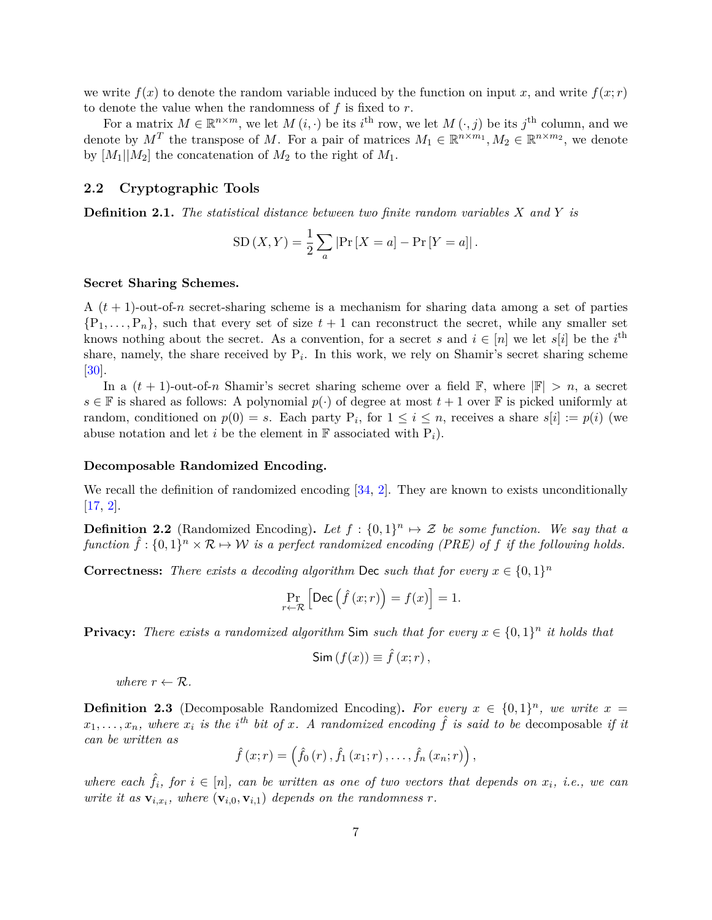we write $f(x)$ to denote the random variable induced by the function on input $x$, and write $f(x;r)$ to denote the value when the randomness of $f$ is fixed to $r$.

For a matrix $M \in \mathbb{R}^{n \times m}$, we let $M(i, \cdot)$ be its $i^{\text{th}}$ row, we let $M(\cdot, j)$ be its $j^{\text{th}}$ column, and we denote by $M^T$ the transpose of $M$. For a pair of matrices $M_1 \in \mathbb{R}^{n \times m_1}, M_2 \in \mathbb{R}^{n \times m_2}$, we denote by $[M_1 || M_2]$ the concatenation of $M_2$ to the right of $M_1$.

### 2.2 Cryptographic Tools

**Definition 2.1.** *The statistical distance between two finite random variables $X$ and $Y$ is*

$$\mathrm{SD}(X,Y) = \frac{1}{2} \sum_{a} |\Pr[X = a] - \Pr[Y = a]|.$$

**Secret Sharing Schemes.**

A $(t+1)$-out-of-$n$ secret-sharing scheme is a mechanism for sharing data among a set of parties $\{\mathrm{P}_1, \ldots, \mathrm{P}_n\}$, such that every set of size $t+1$ can reconstruct the secret, while any smaller set knows nothing about the secret. As a convention, for a secret $s$ and $i \in [n]$ we let $s[i]$ be the $i^{\text{th}}$ share, namely, the share received by $\mathrm{P}_i$. In this work, we rely on Shamir's secret sharing scheme [30].

In a $(t+1)$-out-of-$n$ Shamir's secret sharing scheme over a field $\mathbb{F}$, where $|\mathbb{F}| > n$, a secret $s \in \mathbb{F}$ is shared as follows: A polynomial $p(\cdot)$ of degree at most $t+1$ over $\mathbb{F}$ is picked uniformly at random, conditioned on $p(0) = s$. Each party $\mathrm{P}_i$, for $1 \leq i \leq n$, receives a share $s[i] := p(i)$ (we abuse notation and let $i$ be the element in $\mathbb{F}$ associated with $\mathrm{P}_i$).

**Decomposable Randomized Encoding.**

We recall the definition of randomized encoding [34, 2]. They are known to exists unconditionally [17, 2].

**Definition 2.2** (Randomized Encoding)**.** *Let $f : \{0,1\}^n \mapsto \mathcal{Z}$ be some function. We say that a function $\hat{f} : \{0,1\}^n \times \mathcal{R} \mapsto \mathcal{W}$ is a perfect randomized encoding (PRE) of $f$ if the following holds.*

**Correctness:** *There exists a decoding algorithm $\mathsf{Dec}$ such that for every $x \in \{0,1\}^n$*

$$\Pr_{r \leftarrow \mathcal{R}}\left[\mathsf{Dec}\left(\hat{f}(x;r)\right) = f(x)\right] = 1.$$

**Privacy:** *There exists a randomized algorithm $\mathsf{Sim}$ such that for every $x \in \{0,1\}^n$ it holds that*

$$\mathsf{Sim}(f(x)) \equiv \hat{f}(x;r),$$

*where $r \leftarrow \mathcal{R}$.*

**Definition 2.3** (Decomposable Randomized Encoding)**.** *For every $x \in \{0,1\}^n$, we write $x = x_1, \ldots, x_n$, where $x_i$ is the $i^{th}$ bit of $x$. A randomized encoding $\hat{f}$ is said to be* decomposable *if it can be written as*

$$\hat{f}(x;r) = \left(\hat{f}_0(r), \hat{f}_1(x_1;r), \ldots, \hat{f}_n(x_n;r)\right),$$

*where each $\hat{f}_i$, for $i \in [n]$, can be written as one of two vectors that depends on $x_i$, i.e., we can write it as $\mathbf{v}_{i,x_i}$, where $(\mathbf{v}_{i,0}, \mathbf{v}_{i,1})$ depends on the randomness $r$.*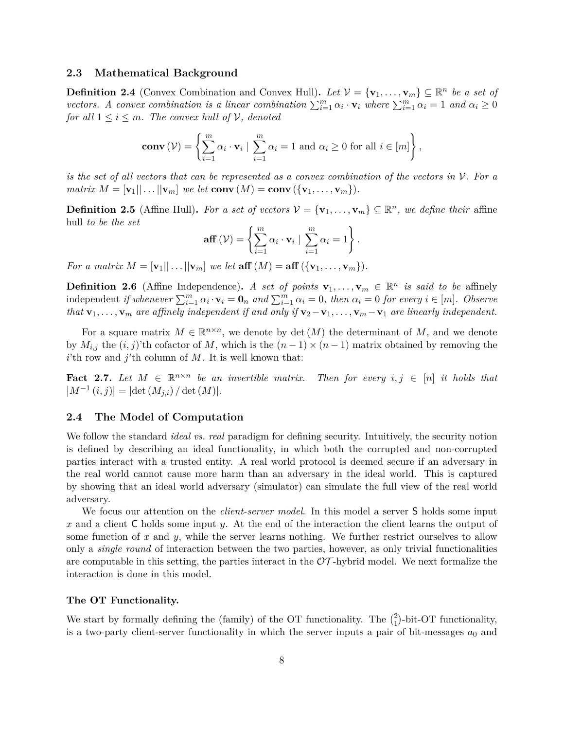### 2.3 Mathematical Background

**Definition 2.4** (Convex Combination and Convex Hull)**.** *Let $\mathcal{V} = \{\mathbf{v}_1, \ldots, \mathbf{v}_m\} \subseteq \mathbb{R}^n$ be a set of vectors. A convex combination is a linear combination $\sum_{i=1}^m \alpha_i \cdot \mathbf{v}_i$ where $\sum_{i=1}^m \alpha_i = 1$ and $\alpha_i \geq 0$ for all $1 \leq i \leq m$. The convex hull of $\mathcal{V}$, denoted*

$$\mathbf{conv}\left(\mathcal{V}\right) = \left\{ \sum_{i=1}^m \alpha_i \cdot \mathbf{v}_i \mid \sum_{i=1}^m \alpha_i = 1 \text{ and } \alpha_i \geq 0 \text{ for all } i \in [m] \right\},$$

*is the set of all vectors that can be represented as a convex combination of the vectors in $\mathcal{V}$. For a matrix $M = [\mathbf{v}_1 || \ldots || \mathbf{v}_m]$ we let $\mathbf{conv}\left(M\right) = \mathbf{conv}\left(\{\mathbf{v}_1, \ldots, \mathbf{v}_m\}\right)$.*

**Definition 2.5** (Affine Hull)**.** *For a set of vectors $\mathcal{V} = \{\mathbf{v}_1, \ldots, \mathbf{v}_m\} \subseteq \mathbb{R}^n$, we define their* affine hull *to be the set*

$$\mathbf{aff}\left(\mathcal{V}\right) = \left\{ \sum_{i=1}^m \alpha_i \cdot \mathbf{v}_i \mid \sum_{i=1}^m \alpha_i = 1 \right\}.$$

*For a matrix $M = [\mathbf{v}_1 || \ldots || \mathbf{v}_m]$ we let $\mathbf{aff}\left(M\right) = \mathbf{aff}\left(\{\mathbf{v}_1, \ldots, \mathbf{v}_m\}\right)$.*

**Definition 2.6** (Affine Independence)**.** *A set of points $\mathbf{v}_1, \ldots, \mathbf{v}_m \in \mathbb{R}^n$ is said to be* affinely independent *if whenever $\sum_{i=1}^m \alpha_i \cdot \mathbf{v}_i = \mathbf{0}_n$ and $\sum_{i=1}^m \alpha_i = 0$, then $\alpha_i = 0$ for every $i \in [m]$. Observe that $\mathbf{v}_1, \ldots, \mathbf{v}_m$ are affinely independent if and only if $\mathbf{v}_2 - \mathbf{v}_1, \ldots, \mathbf{v}_m - \mathbf{v}_1$ are linearly independent.*

For a square matrix $M \in \mathbb{R}^{n \times n}$, we denote by $\det\left(M\right)$ the determinant of $M$, and we denote by $M_{i,j}$ the $(i,j)$'th cofactor of $M$, which is the $(n-1) \times (n-1)$ matrix obtained by removing the $i$'th row and $j$'th column of $M$. It is well known that:

**Fact 2.7.** *Let $M \in \mathbb{R}^{n \times n}$ be an invertible matrix. Then for every $i, j \in [n]$ it holds that $\left|M^{-1}\left(i,j\right)\right| = \left|\det\left(M_{j,i}\right) / \det\left(M\right)\right|$.*

### 2.4 The Model of Computation

We follow the standard *ideal vs. real* paradigm for defining security. Intuitively, the security notion is defined by describing an ideal functionality, in which both the corrupted and non-corrupted parties interact with a trusted entity. A real world protocol is deemed secure if an adversary in the real world cannot cause more harm than an adversary in the ideal world. This is captured by showing that an ideal world adversary (simulator) can simulate the full view of the real world adversary.

We focus our attention on the *client-server model*. In this model a server $\mathsf{S}$ holds some input $x$ and a client $\mathsf{C}$ holds some input $y$. At the end of the interaction the client learns the output of some function of $x$ and $y$, while the server learns nothing. We further restrict ourselves to allow only a *single round* of interaction between the two parties, however, as only trivial functionalities are computable in this setting, the parties interact in the $\mathcal{OT}$-hybrid model. We next formalize the interaction is done in this model.

#### The OT Functionality.

We start by formally defining the (family) of the OT functionality. The $\binom{2}{1}$-bit-OT functionality, is a two-party client-server functionality in which the server inputs a pair of bit-messages $a_0$ and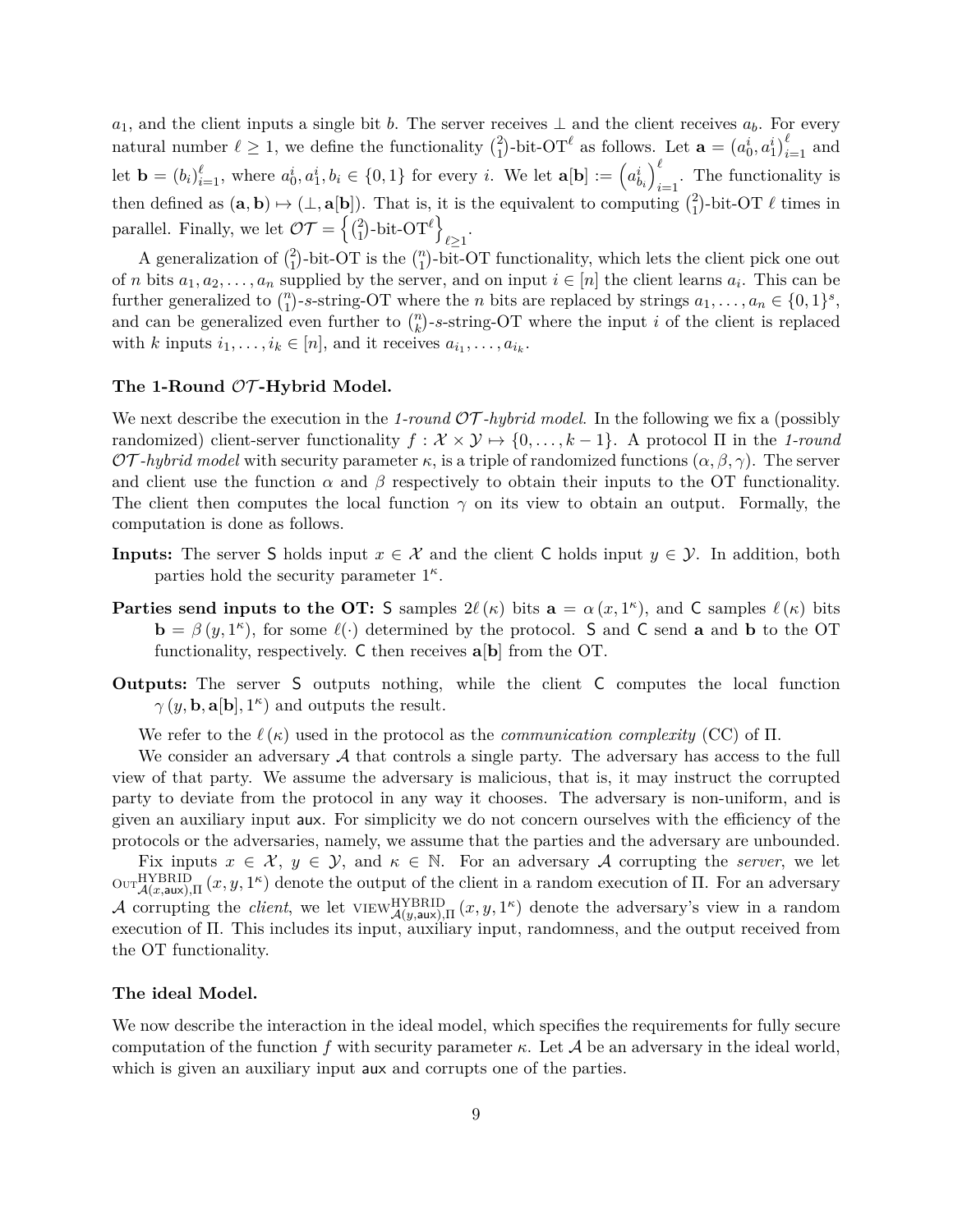$a_1$, and the client inputs a single bit $b$. The server receives $\perp$ and the client receives $a_b$. For every natural number $\ell \geq 1$, we define the functionality $\binom{2}{1}$-bit-OT$^\ell$ as follows. Let $\mathbf{a} = \left(a_0^i, a_1^i\right)_{i=1}^{\ell}$ and let $\mathbf{b} = (b_i)_{i=1}^{\ell}$, where $a_0^i, a_1^i, b_i \in \{0,1\}$ for every $i$. We let $\mathbf{a}[\mathbf{b}] := \left(a_{b_i}^i\right)_{i=1}^{\ell}$. The functionality is then defined as $(\mathbf{a}, \mathbf{b}) \mapsto (\perp, \mathbf{a}[\mathbf{b}])$. That is, it is the equivalent to computing $\binom{2}{1}$-bit-OT $\ell$ times in parallel. Finally, we let $\mathcal{OT} = \left\{\binom{2}{1}\text{-bit-OT}^\ell\right\}_{\ell \geq 1}$.

A generalization of $\binom{2}{1}$-bit-OT is the $\binom{n}{1}$-bit-OT functionality, which lets the client pick one out of $n$ bits $a_1, a_2, \ldots, a_n$ supplied by the server, and on input $i \in [n]$ the client learns $a_i$. This can be further generalized to $\binom{n}{1}$-$s$-string-OT where the $n$ bits are replaced by strings $a_1, \ldots, a_n \in \{0,1\}^s$, and can be generalized even further to $\binom{n}{k}$-$s$-string-OT where the input $i$ of the client is replaced with $k$ inputs $i_1, \ldots, i_k \in [n]$, and it receives $a_{i_1}, \ldots, a_{i_k}$.

**The 1-Round $\mathcal{OT}$-Hybrid Model.**

We next describe the execution in the *1-round $\mathcal{OT}$-hybrid model*. In the following we fix a (possibly randomized) client-server functionality $f : \mathcal{X} \times \mathcal{Y} \mapsto \{0, \ldots, k-1\}$. A protocol $\Pi$ in the *1-round $\mathcal{OT}$-hybrid model* with security parameter $\kappa$, is a triple of randomized functions $(\alpha, \beta, \gamma)$. The server and client use the function $\alpha$ and $\beta$ respectively to obtain their inputs to the OT functionality. The client then computes the local function $\gamma$ on its view to obtain an output. Formally, the computation is done as follows.

**Inputs:** The server $\mathsf{S}$ holds input $x \in \mathcal{X}$ and the client $\mathsf{C}$ holds input $y \in \mathcal{Y}$. In addition, both parties hold the security parameter $1^\kappa$.

**Parties send inputs to the OT:** $\mathsf{S}$ samples $2\ell(\kappa)$ bits $\mathbf{a} = \alpha(x, 1^\kappa)$, and $\mathsf{C}$ samples $\ell(\kappa)$ bits $\mathbf{b} = \beta(y, 1^\kappa)$, for some $\ell(\cdot)$ determined by the protocol. $\mathsf{S}$ and $\mathsf{C}$ send $\mathbf{a}$ and $\mathbf{b}$ to the OT functionality, respectively. $\mathsf{C}$ then receives $\mathbf{a}[\mathbf{b}]$ from the OT.

**Outputs:** The server $\mathsf{S}$ outputs nothing, while the client $\mathsf{C}$ computes the local function $\gamma(y, \mathbf{b}, \mathbf{a}[\mathbf{b}], 1^\kappa)$ and outputs the result.

We refer to the $\ell(\kappa)$ used in the protocol as the *communication complexity* (CC) of $\Pi$.

We consider an adversary $\mathcal{A}$ that controls a single party. The adversary has access to the full view of that party. We assume the adversary is malicious, that is, it may instruct the corrupted party to deviate from the protocol in any way it chooses. The adversary is non-uniform, and is given an auxiliary input $\mathsf{aux}$. For simplicity we do not concern ourselves with the efficiency of the protocols or the adversaries, namely, we assume that the parties and the adversary are unbounded.

Fix inputs $x \in \mathcal{X}$, $y \in \mathcal{Y}$, and $\kappa \in \mathbb{N}$. For an adversary $\mathcal{A}$ corrupting the *server*, we let $\text{OUT}^{\text{HYBRID}}_{\mathcal{A}(x,\mathsf{aux}),\Pi}(x, y, 1^\kappa)$ denote the output of the client in a random execution of $\Pi$. For an adversary $\mathcal{A}$ corrupting the *client*, we let $\text{VIEW}^{\text{HYBRID}}_{\mathcal{A}(y,\mathsf{aux}),\Pi}(x, y, 1^\kappa)$ denote the adversary's view in a random execution of $\Pi$. This includes its input, auxiliary input, randomness, and the output received from the OT functionality.

**The ideal Model.**

We now describe the interaction in the ideal model, which specifies the requirements for fully secure computation of the function $f$ with security parameter $\kappa$. Let $\mathcal{A}$ be an adversary in the ideal world, which is given an auxiliary input $\mathsf{aux}$ and corrupts one of the parties.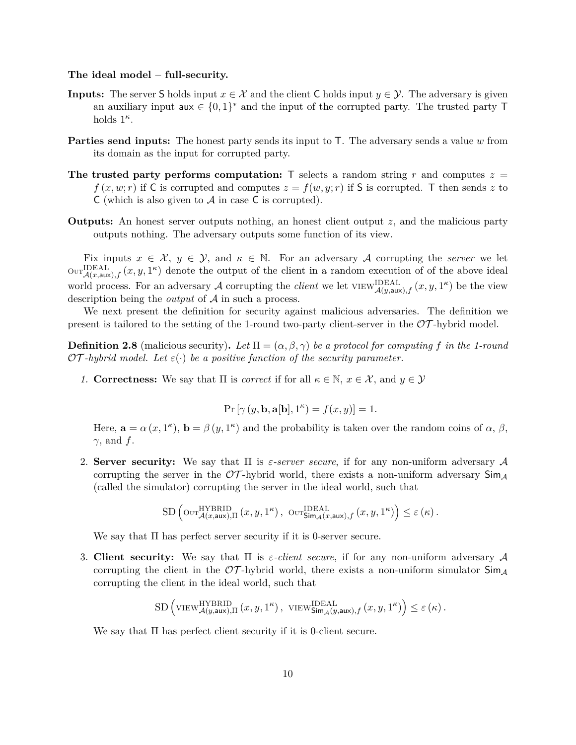**The ideal model – full-security.**

**Inputs:** The server $\mathsf{S}$ holds input $x \in \mathcal{X}$ and the client $\mathsf{C}$ holds input $y \in \mathcal{Y}$. The adversary is given an auxiliary input $\mathsf{aux} \in \{0,1\}^*$ and the input of the corrupted party. The trusted party $\mathsf{T}$ holds $1^\kappa$.

**Parties send inputs:** The honest party sends its input to $\mathsf{T}$. The adversary sends a value $w$ from its domain as the input for corrupted party.

**The trusted party performs computation:** $\mathsf{T}$ selects a random string $r$ and computes $z = f(x, w; r)$ if $\mathsf{C}$ is corrupted and computes $z = f(w, y; r)$ if $\mathsf{S}$ is corrupted. $\mathsf{T}$ then sends $z$ to $\mathsf{C}$ (which is also given to $\mathcal{A}$ in case $\mathsf{C}$ is corrupted).

**Outputs:** An honest server outputs nothing, an honest client output $z$, and the malicious party outputs nothing. The adversary outputs some function of its view.

Fix inputs $x \in \mathcal{X}$, $y \in \mathcal{Y}$, and $\kappa \in \mathbb{N}$. For an adversary $\mathcal{A}$ corrupting the *server* we let $\mathrm{OUT}^{\mathrm{IDEAL}}_{\mathcal{A}(x,\mathsf{aux}),f}(x, y, 1^\kappa)$ denote the output of the client in a random execution of of the above ideal world process. For an adversary $\mathcal{A}$ corrupting the *client* we let $\mathrm{VIEW}^{\mathrm{IDEAL}}_{\mathcal{A}(y,\mathsf{aux}),f}(x, y, 1^\kappa)$ be the view description being the *output* of $\mathcal{A}$ in such a process.

We next present the definition for security against malicious adversaries. The definition we present is tailored to the setting of the 1-round two-party client-server in the $\mathcal{OT}$-hybrid model.

**Definition 2.8** (malicious security)**.** *Let $\Pi = (\alpha, \beta, \gamma)$ be a protocol for computing $f$ in the 1-round $\mathcal{OT}$-hybrid model. Let $\varepsilon(\cdot)$ be a positive function of the security parameter.*

1. **Correctness:** We say that $\Pi$ is *correct* if for all $\kappa \in \mathbb{N}$, $x \in \mathcal{X}$, and $y \in \mathcal{Y}$

$$\Pr\left[\gamma\left(y, \mathbf{b}, \mathbf{a}[\mathbf{b}], 1^\kappa\right) = f(x, y)\right] = 1.$$

Here, $\mathbf{a} = \alpha\left(x, 1^\kappa\right)$, $\mathbf{b} = \beta\left(y, 1^\kappa\right)$ and the probability is taken over the random coins of $\alpha$, $\beta$, $\gamma$, and $f$.

2. **Server security:** We say that $\Pi$ is $\varepsilon$-*server secure*, if for any non-uniform adversary $\mathcal{A}$ corrupting the server in the $\mathcal{OT}$-hybrid world, there exists a non-uniform adversary $\mathsf{Sim}_\mathcal{A}$ (called the simulator) corrupting the server in the ideal world, such that

$$\mathrm{SD}\left(\mathrm{OUT}^{\mathrm{HYBRID}}_{\mathcal{A}(x,\mathsf{aux}),\Pi}\left(x, y, 1^\kappa\right),\ \mathrm{OUT}^{\mathrm{IDEAL}}_{\mathsf{Sim}_\mathcal{A}(x,\mathsf{aux}),f}\left(x, y, 1^\kappa\right)\right) \leq \varepsilon\left(\kappa\right).$$

We say that $\Pi$ has perfect server security if it is 0-server secure.

3. **Client security:** We say that $\Pi$ is $\varepsilon$-*client secure*, if for any non-uniform adversary $\mathcal{A}$ corrupting the client in the $\mathcal{OT}$-hybrid world, there exists a non-uniform simulator $\mathsf{Sim}_\mathcal{A}$ corrupting the client in the ideal world, such that

$$\mathrm{SD}\left(\mathrm{VIEW}^{\mathrm{HYBRID}}_{\mathcal{A}(y,\mathsf{aux}),\Pi}\left(x, y, 1^\kappa\right),\ \mathrm{VIEW}^{\mathrm{IDEAL}}_{\mathsf{Sim}_\mathcal{A}(y,\mathsf{aux}),f}\left(x, y, 1^\kappa\right)\right) \leq \varepsilon\left(\kappa\right).$$

We say that $\Pi$ has perfect client security if it is 0-client secure.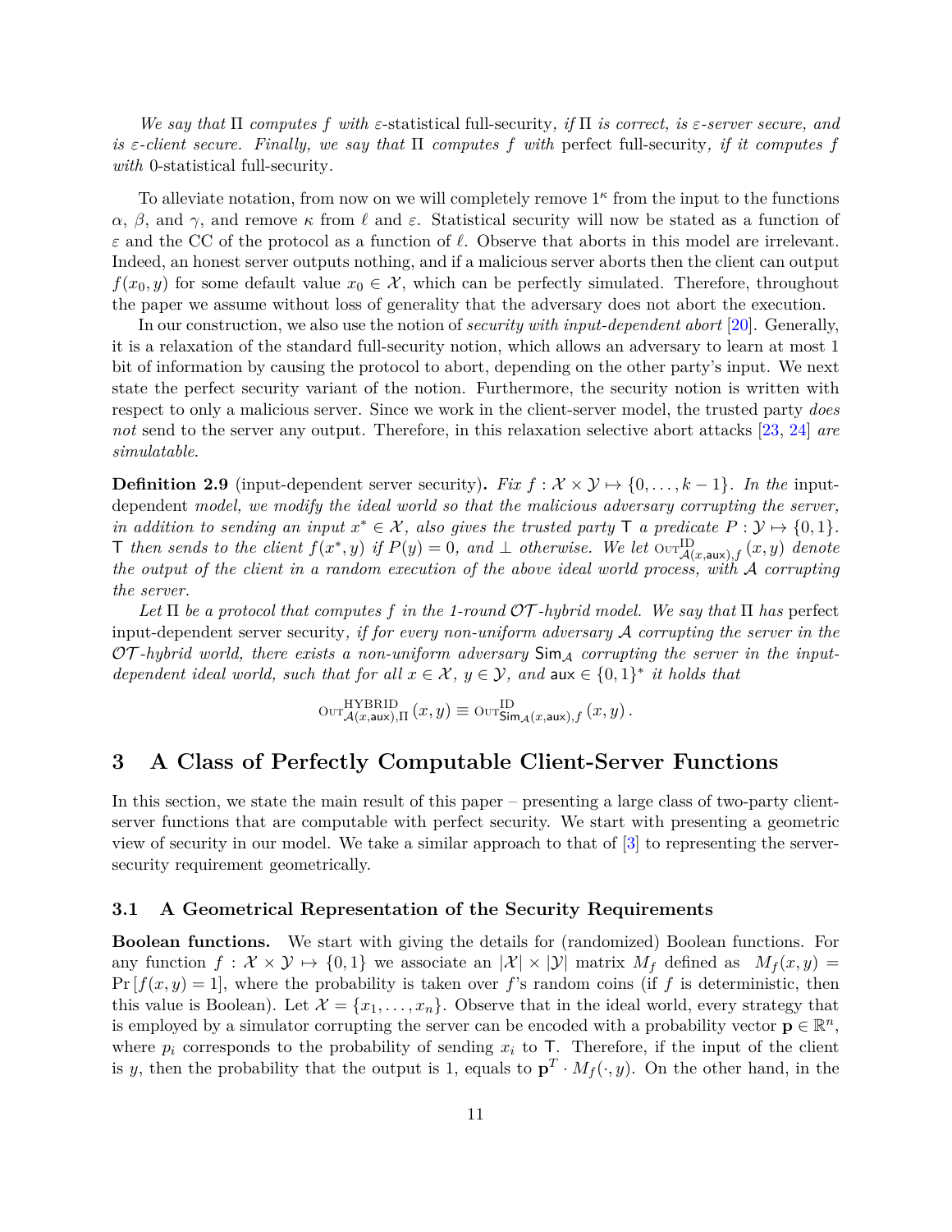*We say that* $\Pi$ *computes* $f$ *with* $\varepsilon$-statistical full-security*, if* $\Pi$ *is correct, is* $\varepsilon$*-server secure, and is* $\varepsilon$*-client secure. Finally, we say that* $\Pi$ *computes* $f$ *with* perfect full-security*, if it computes* $f$ *with* 0-statistical full-security*.*

To alleviate notation, from now on we will completely remove $1^\kappa$ from the input to the functions $\alpha$, $\beta$, and $\gamma$, and remove $\kappa$ from $\ell$ and $\varepsilon$. Statistical security will now be stated as a function of $\varepsilon$ and the CC of the protocol as a function of $\ell$. Observe that aborts in this model are irrelevant. Indeed, an honest server outputs nothing, and if a malicious server aborts then the client can output $f(x_0, y)$ for some default value $x_0 \in \mathcal{X}$, which can be perfectly simulated. Therefore, throughout the paper we assume without loss of generality that the adversary does not abort the execution.

In our construction, we also use the notion of *security with input-dependent abort* [20]. Generally, it is a relaxation of the standard full-security notion, which allows an adversary to learn at most 1 bit of information by causing the protocol to abort, depending on the other party's input. We next state the perfect security variant of the notion. Furthermore, the security notion is written with respect to only a malicious server. Since we work in the client-server model, the trusted party *does not* send to the server any output. Therefore, in this relaxation selective abort attacks [23, 24] *are simulatable*.

**Definition 2.9** (input-dependent server security)**.** *Fix* $f : \mathcal{X} \times \mathcal{Y} \mapsto \{0, \ldots, k-1\}$*. In the* input-dependent *model, we modify the ideal world so that the malicious adversary corrupting the server, in addition to sending an input* $x^* \in \mathcal{X}$*, also gives the trusted party* $\mathsf{T}$ *a predicate* $P : \mathcal{Y} \mapsto \{0, 1\}$*.* $\mathsf{T}$ *then sends to the client* $f(x^*, y)$ *if* $P(y) = 0$*, and* $\perp$ *otherwise. We let* $\mathrm{OUT}^{\mathrm{ID}}_{\mathcal{A}(x,\mathsf{aux}),f}(x, y)$ *denote the output of the client in a random execution of the above ideal world process, with* $\mathcal{A}$ *corrupting the server.*

*Let* $\Pi$ *be a protocol that computes* $f$ *in the 1-round* $\mathcal{OT}$*-hybrid model. We say that* $\Pi$ *has* perfect input-dependent server security*, if for every non-uniform adversary* $\mathcal{A}$ *corrupting the server in the* $\mathcal{OT}$*-hybrid world, there exists a non-uniform adversary* $\mathsf{Sim}_{\mathcal{A}}$ *corrupting the server in the input-dependent ideal world, such that for all* $x \in \mathcal{X}$*,* $y \in \mathcal{Y}$*, and* $\mathsf{aux} \in \{0, 1\}^*$ *it holds that*

$$\mathrm{OUT}^{\mathrm{HYBRID}}_{\mathcal{A}(x,\mathsf{aux}),\Pi}(x, y) \equiv \mathrm{OUT}^{\mathrm{ID}}_{\mathsf{Sim}_{\mathcal{A}}(x,\mathsf{aux}),f}(x, y).$$

# 3 A Class of Perfectly Computable Client-Server Functions

In this section, we state the main result of this paper – presenting a large class of two-party client-server functions that are computable with perfect security. We start with presenting a geometric view of security in our model. We take a similar approach to that of [3] to representing the server-security requirement geometrically.

## 3.1 A Geometrical Representation of the Security Requirements

**Boolean functions.** We start with giving the details for (randomized) Boolean functions. For any function $f : \mathcal{X} \times \mathcal{Y} \mapsto \{0, 1\}$ we associate an $|\mathcal{X}| \times |\mathcal{Y}|$ matrix $M_f$ defined as $M_f(x, y) = \Pr[f(x, y) = 1]$, where the probability is taken over $f$'s random coins (if $f$ is deterministic, then this value is Boolean). Let $\mathcal{X} = \{x_1, \ldots, x_n\}$. Observe that in the ideal world, every strategy that is employed by a simulator corrupting the server can be encoded with a probability vector $\mathbf{p} \in \mathbb{R}^n$, where $p_i$ corresponds to the probability of sending $x_i$ to $\mathsf{T}$. Therefore, if the input of the client is $y$, then the probability that the output is 1, equals to $\mathbf{p}^T \cdot M_f(\cdot, y)$. On the other hand, in the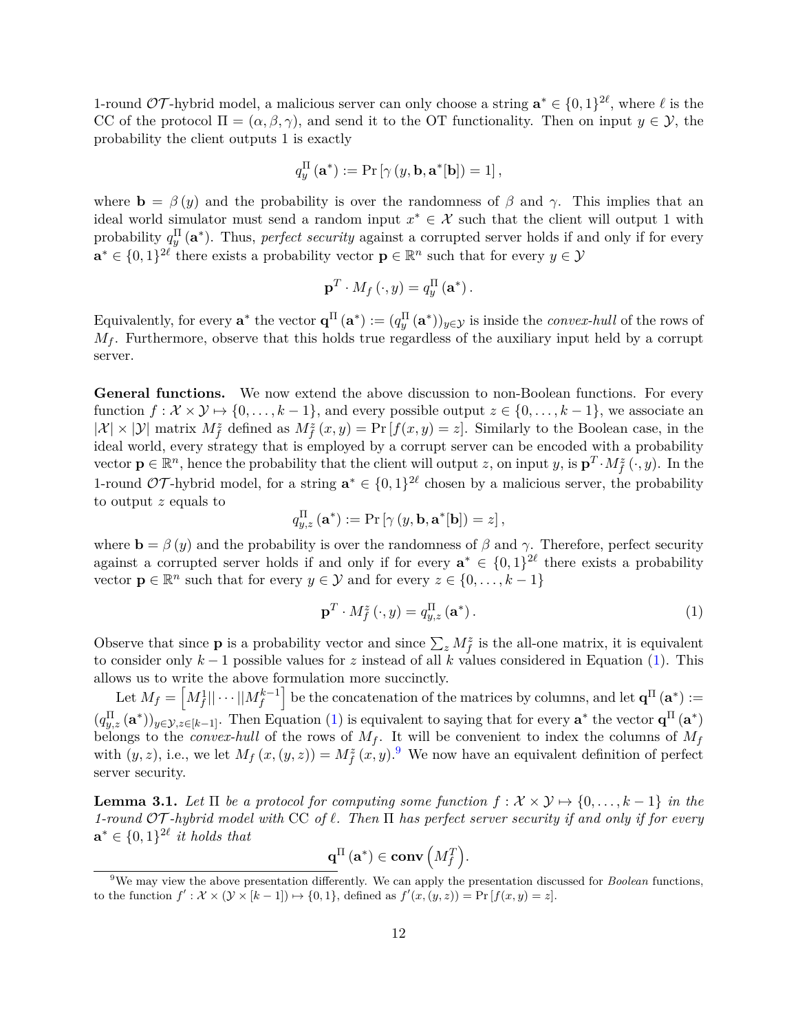1-round $\mathcal{OT}$-hybrid model, a malicious server can only choose a string $\mathbf{a}^* \in \{0,1\}^{2\ell}$, where $\ell$ is the CC of the protocol $\Pi = (\alpha, \beta, \gamma)$, and send it to the OT functionality. Then on input $y \in \mathcal{Y}$, the probability the client outputs 1 is exactly

$$q_y^{\Pi}(\mathbf{a}^*) := \Pr\left[\gamma\left(y, \mathbf{b}, \mathbf{a}^*[\mathbf{b}]\right) = 1\right],$$

where $\mathbf{b} = \beta(y)$ and the probability is over the randomness of $\beta$ and $\gamma$. This implies that an ideal world simulator must send a random input $x^* \in \mathcal{X}$ such that the client will output 1 with probability $q_y^{\Pi}(\mathbf{a}^*)$. Thus, *perfect security* against a corrupted server holds if and only if for every $\mathbf{a}^* \in \{0,1\}^{2\ell}$ there exists a probability vector $\mathbf{p} \in \mathbb{R}^n$ such that for every $y \in \mathcal{Y}$

$$\mathbf{p}^T \cdot M_f(\cdot, y) = q_y^{\Pi}(\mathbf{a}^*).$$

Equivalently, for every $\mathbf{a}^*$ the vector $\mathbf{q}^{\Pi}(\mathbf{a}^*) := (q_y^{\Pi}(\mathbf{a}^*))_{y \in \mathcal{Y}}$ is inside the *convex-hull* of the rows of $M_f$. Furthermore, observe that this holds true regardless of the auxiliary input held by a corrupt server.

**General functions.** We now extend the above discussion to non-Boolean functions. For every function $f : \mathcal{X} \times \mathcal{Y} \mapsto \{0, \ldots, k-1\}$, and every possible output $z \in \{0, \ldots, k-1\}$, we associate an $|\mathcal{X}| \times |\mathcal{Y}|$ matrix $M_f^z$ defined as $M_f^z(x, y) = \Pr[f(x, y) = z]$. Similarly to the Boolean case, in the ideal world, every strategy that is employed by a corrupt server can be encoded with a probability vector $\mathbf{p} \in \mathbb{R}^n$, hence the probability that the client will output $z$, on input $y$, is $\mathbf{p}^T \cdot M_f^z(\cdot, y)$. In the 1-round $\mathcal{OT}$-hybrid model, for a string $\mathbf{a}^* \in \{0,1\}^{2\ell}$ chosen by a malicious server, the probability to output $z$ equals to

$$q_{y,z}^{\Pi}(\mathbf{a}^*) := \Pr\left[\gamma\left(y, \mathbf{b}, \mathbf{a}^*[\mathbf{b}]\right) = z\right],$$

where $\mathbf{b} = \beta(y)$ and the probability is over the randomness of $\beta$ and $\gamma$. Therefore, perfect security against a corrupted server holds if and only if for every $\mathbf{a}^* \in \{0,1\}^{2\ell}$ there exists a probability vector $\mathbf{p} \in \mathbb{R}^n$ such that for every $y \in \mathcal{Y}$ and for every $z \in \{0, \ldots, k-1\}$

$$\mathbf{p}^T \cdot M_f^z(\cdot, y) = q_{y,z}^{\Pi}(\mathbf{a}^*). \tag{1}$$

Observe that since $\mathbf{p}$ is a probability vector and since $\sum_z M_f^z$ is the all-one matrix, it is equivalent to consider only $k-1$ possible values for $z$ instead of all $k$ values considered in Equation (1). This allows us to write the above formulation more succinctly.

Let $M_f = \left[M_f^1 || \cdots || M_f^{k-1}\right]$ be the concatenation of the matrices by columns, and let $\mathbf{q}^{\Pi}(\mathbf{a}^*) := (q_{y,z}^{\Pi}(\mathbf{a}^*))_{y \in \mathcal{Y}, z \in [k-1]}$. Then Equation (1) is equivalent to saying that for every $\mathbf{a}^*$ the vector $\mathbf{q}^{\Pi}(\mathbf{a}^*)$ belongs to the *convex-hull* of the rows of $M_f$. It will be convenient to index the columns of $M_f$ with $(y, z)$, i.e., we let $M_f(x, (y, z)) = M_f^z(x, y)$.[9] We now have an equivalent definition of perfect server security.

**Lemma 3.1.** *Let $\Pi$ be a protocol for computing some function $f : \mathcal{X} \times \mathcal{Y} \mapsto \{0, \ldots, k-1\}$ in the 1-round $\mathcal{OT}$-hybrid model with* CC *of $\ell$. Then $\Pi$ has perfect server security if and only if for every $\mathbf{a}^* \in \{0,1\}^{2\ell}$ it holds that*

$$\mathbf{q}^{\Pi}(\mathbf{a}^*) \in \mathbf{conv}\left(M_f^T\right).$$

[9] We may view the above presentation differently. We can apply the presentation discussed for *Boolean* functions, to the function $f' : \mathcal{X} \times (\mathcal{Y} \times [k-1]) \mapsto \{0,1\}$, defined as $f'(x, (y, z)) = \Pr[f(x, y) = z]$.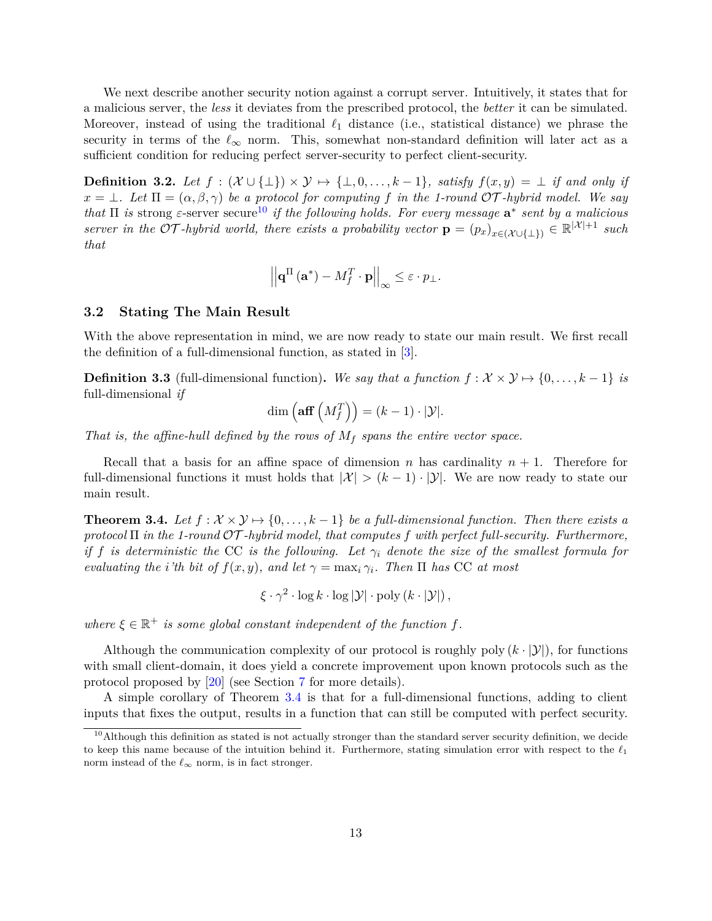We next describe another security notion against a corrupt server. Intuitively, it states that for a malicious server, the *less* it deviates from the prescribed protocol, the *better* it can be simulated. Moreover, instead of using the traditional $\ell_1$ distance (i.e., statistical distance) we phrase the security in terms of the $\ell_\infty$ norm. This, somewhat non-standard definition will later act as a sufficient condition for reducing perfect server-security to perfect client-security.

**Definition 3.2.** *Let $f : (\mathcal{X} \cup \{\perp\}) \times \mathcal{Y} \mapsto \{\perp, 0, \ldots, k-1\}$, satisfy $f(x, y) = \perp$ if and only if $x = \perp$. Let $\Pi = (\alpha, \beta, \gamma)$ be a protocol for computing $f$ in the 1-round $\mathcal{OT}$-hybrid model. We say that $\Pi$ is* strong $\varepsilon$-server secure[10] *if the following holds. For every message $\mathbf{a}^*$ sent by a malicious server in the $\mathcal{OT}$-hybrid world, there exists a probability vector $\mathbf{p} = (p_x)_{x \in (\mathcal{X} \cup \{\perp\})} \in \mathbb{R}^{|\mathcal{X}|+1}$ such that*

$$\left|\left|\mathbf{q}^{\Pi}\left(\mathbf{a}^*\right) - M_f^T \cdot \mathbf{p}\right|\right|_{\infty} \leq \varepsilon \cdot p_{\perp}.$$

## 3.2 Stating The Main Result

With the above representation in mind, we are now ready to state our main result. We first recall the definition of a full-dimensional function, as stated in [3].

**Definition 3.3** (full-dimensional function)**.** *We say that a function $f : \mathcal{X} \times \mathcal{Y} \mapsto \{0, \ldots, k-1\}$ is* full-dimensional *if*

$$\dim\left(\mathbf{aff}\left(M_f^T\right)\right) = (k-1) \cdot |\mathcal{Y}|.$$

*That is, the affine-hull defined by the rows of $M_f$ spans the entire vector space.*

Recall that a basis for an affine space of dimension $n$ has cardinality $n+1$. Therefore for full-dimensional functions it must holds that $|\mathcal{X}| > (k-1) \cdot |\mathcal{Y}|$. We are now ready to state our main result.

**Theorem 3.4.** *Let $f : \mathcal{X} \times \mathcal{Y} \mapsto \{0, \ldots, k-1\}$ be a full-dimensional function. Then there exists a protocol $\Pi$ in the 1-round $\mathcal{OT}$-hybrid model, that computes $f$ with perfect full-security. Furthermore, if $f$ is deterministic the* CC *is the following. Let $\gamma_i$ denote the size of the smallest formula for evaluating the $i$'th bit of $f(x, y)$, and let $\gamma = \max_i \gamma_i$. Then $\Pi$ has* CC *at most*

$$\xi \cdot \gamma^2 \cdot \log k \cdot \log |\mathcal{Y}| \cdot \text{poly}\left(k \cdot |\mathcal{Y}|\right),$$

*where $\xi \in \mathbb{R}^+$ is some global constant independent of the function $f$.*

Although the communication complexity of our protocol is roughly $\text{poly}\left(k \cdot |\mathcal{Y}|\right)$, for functions with small client-domain, it does yield a concrete improvement upon known protocols such as the protocol proposed by [20] (see Section 7 for more details).

A simple corollary of Theorem 3.4 is that for a full-dimensional functions, adding to client inputs that fixes the output, results in a function that can still be computed with perfect security.

[10] Although this definition as stated is not actually stronger than the standard server security definition, we decide to keep this name because of the intuition behind it. Furthermore, stating simulation error with respect to the $\ell_1$ norm instead of the $\ell_\infty$ norm, is in fact stronger.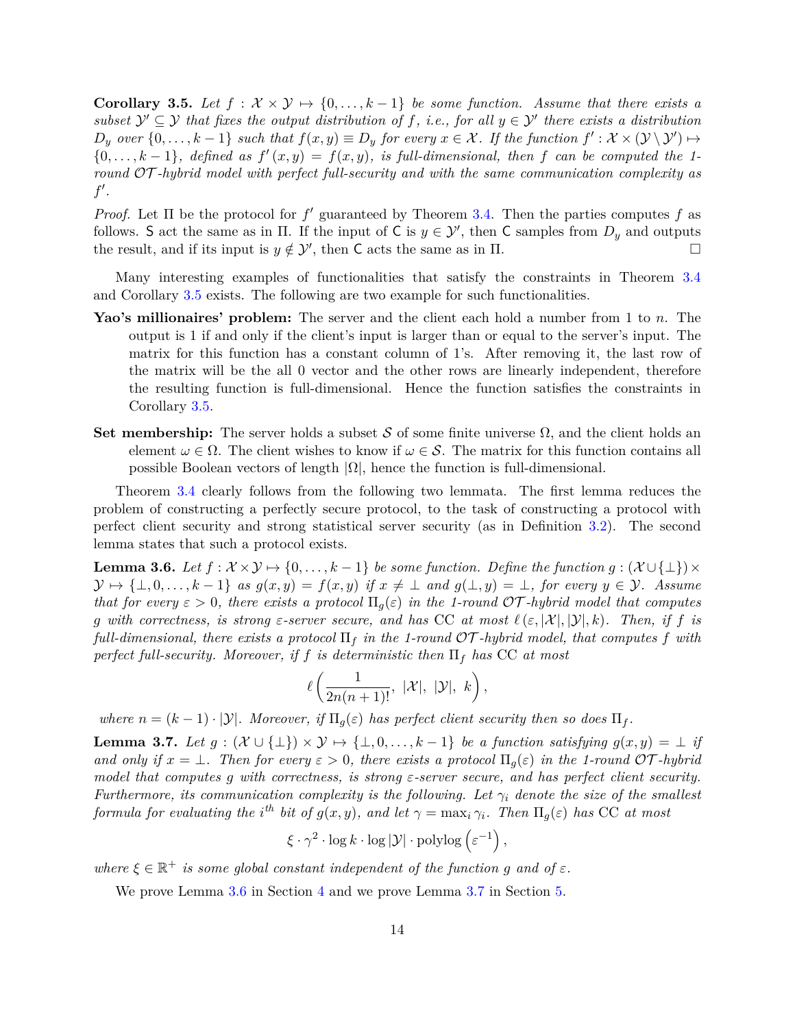**Corollary 3.5.** *Let $f : \mathcal{X} \times \mathcal{Y} \mapsto \{0, \ldots, k-1\}$ be some function. Assume that there exists a subset $\mathcal{Y}' \subseteq \mathcal{Y}$ that fixes the output distribution of $f$, i.e., for all $y \in \mathcal{Y}'$ there exists a distribution $D_y$ over $\{0, \ldots, k-1\}$ such that $f(x, y) \equiv D_y$ for every $x \in \mathcal{X}$. If the function $f' : \mathcal{X} \times (\mathcal{Y} \setminus \mathcal{Y}') \mapsto \{0, \ldots, k-1\}$, defined as $f'(x, y) = f(x, y)$, is full-dimensional, then $f$ can be computed the 1-round $\mathcal{OT}$-hybrid model with perfect full-security and with the same communication complexity as $f'$.*

*Proof.* Let $\Pi$ be the protocol for $f'$ guaranteed by Theorem 3.4. Then the parties computes $f$ as follows. $\mathsf{S}$ act the same as in $\Pi$. If the input of $\mathsf{C}$ is $y \in \mathcal{Y}'$, then $\mathsf{C}$ samples from $D_y$ and outputs the result, and if its input is $y \notin \mathcal{Y}'$, then $\mathsf{C}$ acts the same as in $\Pi$. $\square$

Many interesting examples of functionalities that satisfy the constraints in Theorem 3.4 and Corollary 3.5 exists. The following are two example for such functionalities.

**Yao's millionaires' problem:** The server and the client each hold a number from 1 to $n$. The output is 1 if and only if the client's input is larger than or equal to the server's input. The matrix for this function has a constant column of 1's. After removing it, the last row of the matrix will be the all 0 vector and the other rows are linearly independent, therefore the resulting function is full-dimensional. Hence the function satisfies the constraints in Corollary 3.5.

**Set membership:** The server holds a subset $\mathcal{S}$ of some finite universe $\Omega$, and the client holds an element $\omega \in \Omega$. The client wishes to know if $\omega \in \mathcal{S}$. The matrix for this function contains all possible Boolean vectors of length $|\Omega|$, hence the function is full-dimensional.

Theorem 3.4 clearly follows from the following two lemmata. The first lemma reduces the problem of constructing a perfectly secure protocol, to the task of constructing a protocol with perfect client security and strong statistical server security (as in Definition 3.2). The second lemma states that such a protocol exists.

**Lemma 3.6.** *Let $f : \mathcal{X} \times \mathcal{Y} \mapsto \{0, \ldots, k-1\}$ be some function. Define the function $g : (\mathcal{X} \cup \{\bot\}) \times \mathcal{Y} \mapsto \{\bot, 0, \ldots, k-1\}$ as $g(x, y) = f(x, y)$ if $x \neq \bot$ and $g(\bot, y) = \bot$, for every $y \in \mathcal{Y}$. Assume that for every $\varepsilon > 0$, there exists a protocol $\Pi_g(\varepsilon)$ in the 1-round $\mathcal{OT}$-hybrid model that computes $g$ with correctness, is strong $\varepsilon$-server secure, and has CC at most $\ell(\varepsilon, |\mathcal{X}|, |\mathcal{Y}|, k)$. Then, if $f$ is full-dimensional, there exists a protocol $\Pi_f$ in the 1-round $\mathcal{OT}$-hybrid model, that computes $f$ with perfect full-security. Moreover, if $f$ is deterministic then $\Pi_f$ has CC at most*

$$\ell\left(\frac{1}{2n(n+1)!},\ |\mathcal{X}|,\ |\mathcal{Y}|,\ k\right),$$

*where $n = (k-1) \cdot |\mathcal{Y}|$. Moreover, if $\Pi_g(\varepsilon)$ has perfect client security then so does $\Pi_f$.*

**Lemma 3.7.** *Let $g : (\mathcal{X} \cup \{\bot\}) \times \mathcal{Y} \mapsto \{\bot, 0, \ldots, k-1\}$ be a function satisfying $g(x, y) = \bot$ if and only if $x = \bot$. Then for every $\varepsilon > 0$, there exists a protocol $\Pi_g(\varepsilon)$ in the 1-round $\mathcal{OT}$-hybrid model that computes $g$ with correctness, is strong $\varepsilon$-server secure, and has perfect client security. Furthermore, its communication complexity is the following. Let $\gamma_i$ denote the size of the smallest formula for evaluating the $i^{th}$ bit of $g(x, y)$, and let $\gamma = \max_i \gamma_i$. Then $\Pi_g(\varepsilon)$ has CC at most*

$$\xi \cdot \gamma^2 \cdot \log k \cdot \log |\mathcal{Y}| \cdot \operatorname{polylog}\left(\varepsilon^{-1}\right),$$

*where $\xi \in \mathbb{R}^+$ is some global constant independent of the function $g$ and of $\varepsilon$.*

We prove Lemma 3.6 in Section 4 and we prove Lemma 3.7 in Section 5.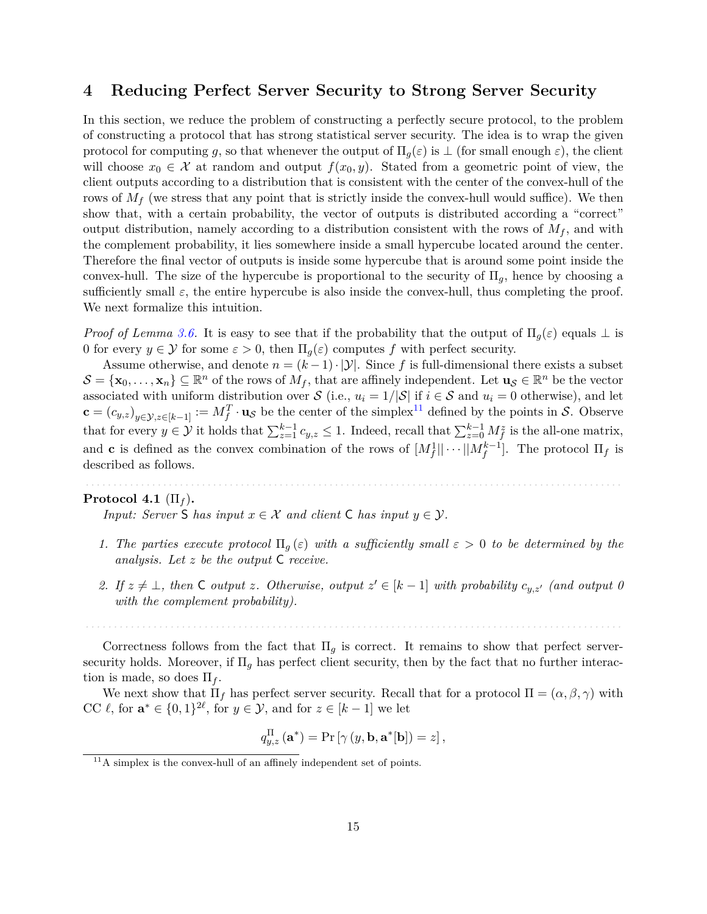# 4 Reducing Perfect Server Security to Strong Server Security

In this section, we reduce the problem of constructing a perfectly secure protocol, to the problem of constructing a protocol that has strong statistical server security. The idea is to wrap the given protocol for computing $g$, so that whenever the output of $\Pi_g(\varepsilon)$ is $\perp$ (for small enough $\varepsilon$), the client will choose $x_0 \in \mathcal{X}$ at random and output $f(x_0, y)$. Stated from a geometric point of view, the client outputs according to a distribution that is consistent with the center of the convex-hull of the rows of $M_f$ (we stress that any point that is strictly inside the convex-hull would suffice). We then show that, with a certain probability, the vector of outputs is distributed according a "correct" output distribution, namely according to a distribution consistent with the rows of $M_f$, and with the complement probability, it lies somewhere inside a small hypercube located around the center. Therefore the final vector of outputs is inside some hypercube that is around some point inside the convex-hull. The size of the hypercube is proportional to the security of $\Pi_g$, hence by choosing a sufficiently small $\varepsilon$, the entire hypercube is also inside the convex-hull, thus completing the proof. We next formalize this intuition.

*Proof of Lemma 3.6.* It is easy to see that if the probability that the output of $\Pi_g(\varepsilon)$ equals $\perp$ is 0 for every $y \in \mathcal{Y}$ for some $\varepsilon > 0$, then $\Pi_g(\varepsilon)$ computes $f$ with perfect security.

Assume otherwise, and denote $n = (k-1) \cdot |\mathcal{Y}|$. Since $f$ is full-dimensional there exists a subset $\mathcal{S} = \{\mathbf{x}_0, \ldots, \mathbf{x}_n\} \subseteq \mathbb{R}^n$ of the rows of $M_f$, that are affinely independent. Let $\mathbf{u}_{\mathcal{S}} \in \mathbb{R}^n$ be the vector associated with uniform distribution over $\mathcal{S}$ (i.e., $u_i = 1/|\mathcal{S}|$ if $i \in \mathcal{S}$ and $u_i = 0$ otherwise), and let $\mathbf{c} = (c_{y,z})_{y \in \mathcal{Y}, z \in [k-1]} := M_f^T \cdot \mathbf{u}_{\mathcal{S}}$ be the center of the simplex[11] defined by the points in $\mathcal{S}$. Observe that for every $y \in \mathcal{Y}$ it holds that $\sum_{z=1}^{k-1} c_{y,z} \leq 1$. Indeed, recall that $\sum_{z=0}^{k-1} M_f^z$ is the all-one matrix, and $\mathbf{c}$ is defined as the convex combination of the rows of $[M_f^1 || \cdots || M_f^{k-1}]$. The protocol $\Pi_f$ is described as follows.

---

**Protocol 4.1** ($\Pi_f$).

*Input: Server* S *has input* $x \in \mathcal{X}$ *and client* C *has input* $y \in \mathcal{Y}$.

1. *The parties execute protocol* $\Pi_g(\varepsilon)$ *with a sufficiently small* $\varepsilon > 0$ *to be determined by the analysis. Let* $z$ *be the output* C *receive.*
2. *If* $z \neq \perp$, *then* C *output* $z$. *Otherwise, output* $z' \in [k-1]$ *with probability* $c_{y,z'}$ *(and output 0 with the complement probability).*

---

Correctness follows from the fact that $\Pi_g$ is correct. It remains to show that perfect server-security holds. Moreover, if $\Pi_g$ has perfect client security, then by the fact that no further interaction is made, so does $\Pi_f$.

We next show that $\Pi_f$ has perfect server security. Recall that for a protocol $\Pi = (\alpha, \beta, \gamma)$ with CC $\ell$, for $\mathbf{a}^* \in \{0,1\}^{2\ell}$, for $y \in \mathcal{Y}$, and for $z \in [k-1]$ we let

$$q_{y,z}^{\Pi}(\mathbf{a}^*) = \Pr\left[\gamma\left(y, \mathbf{b}, \mathbf{a}^*[\mathbf{b}]\right) = z\right],$$

[11] A simplex is the convex-hull of an affinely independent set of points.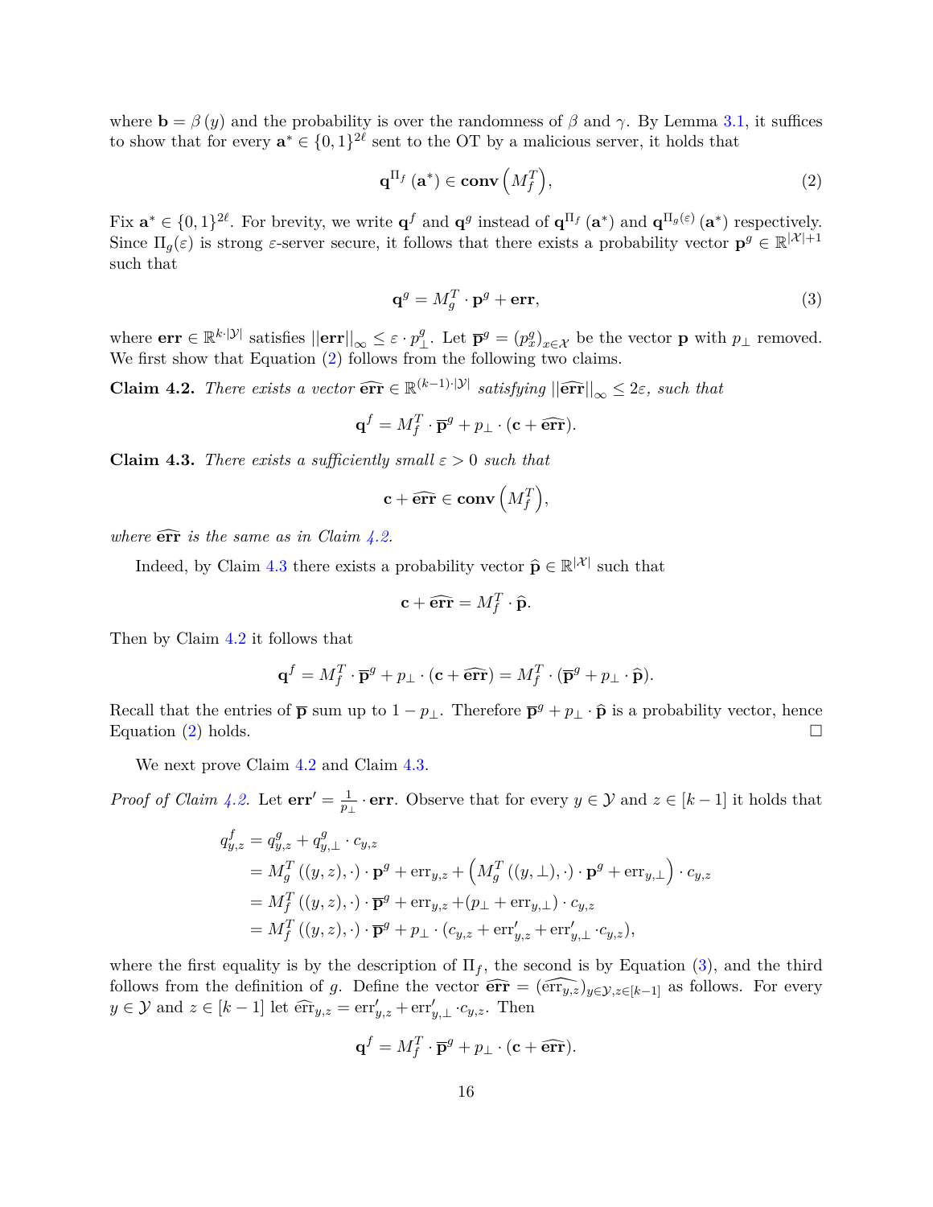where $\mathbf{b} = \beta(y)$ and the probability is over the randomness of $\beta$ and $\gamma$. By Lemma 3.1, it suffices to show that for every $\mathbf{a}^* \in \{0,1\}^{2\ell}$ sent to the OT by a malicious server, it holds that

$$\mathbf{q}^{\Pi_f}(\mathbf{a}^*) \in \mathbf{conv}\left(M_f^T\right), \tag{2}$$

Fix $\mathbf{a}^* \in \{0,1\}^{2\ell}$. For brevity, we write $\mathbf{q}^f$ and $\mathbf{q}^g$ instead of $\mathbf{q}^{\Pi_f}(\mathbf{a}^*)$ and $\mathbf{q}^{\Pi_g(\varepsilon)}(\mathbf{a}^*)$ respectively. Since $\Pi_g(\varepsilon)$ is strong $\varepsilon$-server secure, it follows that there exists a probability vector $\mathbf{p}^g \in \mathbb{R}^{|\mathcal{X}|+1}$ such that

$$\mathbf{q}^g = M_g^T \cdot \mathbf{p}^g + \mathbf{err}, \tag{3}$$

where $\mathbf{err} \in \mathbb{R}^{k \cdot |\mathcal{Y}|}$ satisfies $||\mathbf{err}||_\infty \leq \varepsilon \cdot p_\perp^g$. Let $\overline{\mathbf{p}}^g = (p_x^g)_{x \in \mathcal{X}}$ be the vector $\mathbf{p}$ with $p_\perp$ removed. We first show that Equation (2) follows from the following two claims.

**Claim 4.2.** *There exists a vector* $\widehat{\mathbf{err}} \in \mathbb{R}^{(k-1)\cdot|\mathcal{Y}|}$ *satisfying* $||\widehat{\mathbf{err}}||_\infty \leq 2\varepsilon$*, such that*

$$\mathbf{q}^f = M_f^T \cdot \overline{\mathbf{p}}^g + p_\perp \cdot (\mathbf{c} + \widehat{\mathbf{err}}).$$

**Claim 4.3.** *There exists a sufficiently small* $\varepsilon > 0$ *such that*

$$\mathbf{c} + \widehat{\mathbf{err}} \in \mathbf{conv}\left(M_f^T\right),$$

*where* $\widehat{\mathbf{err}}$ *is the same as in Claim 4.2.*

Indeed, by Claim 4.3 there exists a probability vector $\widehat{\mathbf{p}} \in \mathbb{R}^{|\mathcal{X}|}$ such that

$$\mathbf{c} + \widehat{\mathbf{err}} = M_f^T \cdot \widehat{\mathbf{p}}.$$

Then by Claim 4.2 it follows that

$$\mathbf{q}^f = M_f^T \cdot \overline{\mathbf{p}}^g + p_\perp \cdot (\mathbf{c} + \widehat{\mathbf{err}}) = M_f^T \cdot (\overline{\mathbf{p}}^g + p_\perp \cdot \widehat{\mathbf{p}}).$$

Recall that the entries of $\overline{\mathbf{p}}$ sum up to $1 - p_\perp$. Therefore $\overline{\mathbf{p}}^g + p_\perp \cdot \widehat{\mathbf{p}}$ is a probability vector, hence Equation (2) holds. $\square$

We next prove Claim 4.2 and Claim 4.3.

*Proof of Claim 4.2.* Let $\mathbf{err}' = \frac{1}{p_\perp} \cdot \mathbf{err}$. Observe that for every $y \in \mathcal{Y}$ and $z \in [k-1]$ it holds that

$$\begin{aligned}
q_{y,z}^f &= q_{y,z}^g + q_{y,\perp}^g \cdot c_{y,z} \\
&= M_g^T((y,z),\cdot) \cdot \mathbf{p}^g + \mathrm{err}_{y,z} + \left(M_g^T((y,\perp),\cdot) \cdot \mathbf{p}^g + \mathrm{err}_{y,\perp}\right) \cdot c_{y,z} \\
&= M_f^T((y,z),\cdot) \cdot \overline{\mathbf{p}}^g + \mathrm{err}_{y,z} + (p_\perp + \mathrm{err}_{y,\perp}) \cdot c_{y,z} \\
&= M_f^T((y,z),\cdot) \cdot \overline{\mathbf{p}}^g + p_\perp \cdot (c_{y,z} + \mathrm{err}'_{y,z} + \mathrm{err}'_{y,\perp} \cdot c_{y,z}),
\end{aligned}$$

where the first equality is by the description of $\Pi_f$, the second is by Equation (3), and the third follows from the definition of $g$. Define the vector $\widehat{\mathbf{err}} = (\widehat{\mathrm{err}}_{y,z})_{y \in \mathcal{Y}, z \in [k-1]}$ as follows. For every $y \in \mathcal{Y}$ and $z \in [k-1]$ let $\widehat{\mathrm{err}}_{y,z} = \mathrm{err}'_{y,z} + \mathrm{err}'_{y,\perp} \cdot c_{y,z}$. Then

$$\mathbf{q}^f = M_f^T \cdot \overline{\mathbf{p}}^g + p_\perp \cdot (\mathbf{c} + \widehat{\mathbf{err}}).$$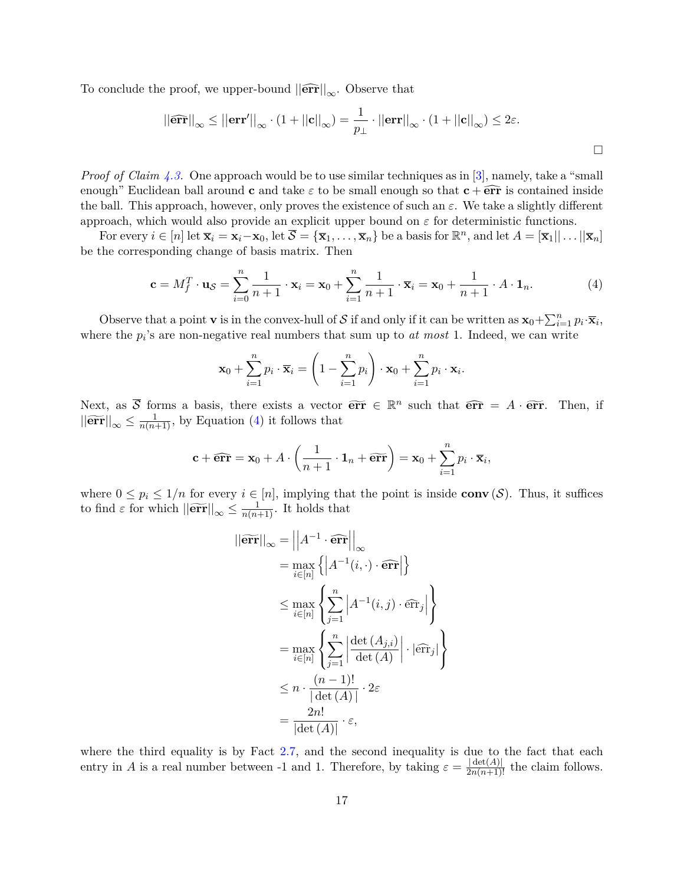To conclude the proof, we upper-bound $||\widehat{\mathbf{err}}||_\infty$. Observe that

$$||\widehat{\mathbf{err}}||_\infty \le ||\mathbf{err}'||_\infty \cdot (1 + ||\mathbf{c}||_\infty) = \frac{1}{p_\perp} \cdot ||\mathbf{err}||_\infty \cdot (1 + ||\mathbf{c}||_\infty) \le 2\varepsilon.$$

□

*Proof of Claim 4.3.* One approach would be to use similar techniques as in [3], namely, take a "small enough" Euclidean ball around $\mathbf{c}$ and take $\varepsilon$ to be small enough so that $\mathbf{c} + \widehat{\mathbf{err}}$ is contained inside the ball. This approach, however, only proves the existence of such an $\varepsilon$. We take a slightly different approach, which would also provide an explicit upper bound on $\varepsilon$ for deterministic functions.

For every $i \in [n]$ let $\overline{\mathbf{x}}_i = \mathbf{x}_i - \mathbf{x}_0$, let $\overline{\mathcal{S}} = \{\overline{\mathbf{x}}_1, \ldots, \overline{\mathbf{x}}_n\}$ be a basis for $\mathbb{R}^n$, and let $A = [\overline{\mathbf{x}}_1 || \ldots || \overline{\mathbf{x}}_n]$ be the corresponding change of basis matrix. Then

$$\mathbf{c} = M_f^T \cdot \mathbf{u}_{\mathcal{S}} = \sum_{i=0}^{n} \frac{1}{n+1} \cdot \mathbf{x}_i = \mathbf{x}_0 + \sum_{i=1}^{n} \frac{1}{n+1} \cdot \overline{\mathbf{x}}_i = \mathbf{x}_0 + \frac{1}{n+1} \cdot A \cdot \mathbf{1}_n. \tag{4}$$

Observe that a point $\mathbf{v}$ is in the convex-hull of $\mathcal{S}$ if and only if it can be written as $\mathbf{x}_0 + \sum_{i=1}^{n} p_i \cdot \overline{\mathbf{x}}_i$, where the $p_i$'s are non-negative real numbers that sum up to *at most* 1. Indeed, we can write

$$\mathbf{x}_0 + \sum_{i=1}^{n} p_i \cdot \overline{\mathbf{x}}_i = \left(1 - \sum_{i=1}^{n} p_i\right) \cdot \mathbf{x}_0 + \sum_{i=1}^{n} p_i \cdot \mathbf{x}_i.$$

Next, as $\overline{\mathcal{S}}$ forms a basis, there exists a vector $\widetilde{\mathbf{err}} \in \mathbb{R}^n$ such that $\widehat{\mathbf{err}} = A \cdot \widetilde{\mathbf{err}}$. Then, if $||\widetilde{\mathbf{err}}||_\infty \le \frac{1}{n(n+1)}$, by Equation (4) it follows that

$$\mathbf{c} + \widehat{\mathbf{err}} = \mathbf{x}_0 + A \cdot \left(\frac{1}{n+1} \cdot \mathbf{1}_n + \widetilde{\mathbf{err}}\right) = \mathbf{x}_0 + \sum_{i=1}^{n} p_i \cdot \overline{\mathbf{x}}_i,$$

where $0 \le p_i \le 1/n$ for every $i \in [n]$, implying that the point is inside $\mathbf{conv}(\mathcal{S})$. Thus, it suffices to find $\varepsilon$ for which $||\widetilde{\mathbf{err}}||_\infty \le \frac{1}{n(n+1)}$. It holds that

$$\begin{aligned}
||\widetilde{\mathbf{err}}||_\infty &= \left|\left|A^{-1} \cdot \widehat{\mathbf{err}}\right|\right|_\infty \\
&= \max_{i \in [n]} \left\{\left|A^{-1}(i, \cdot) \cdot \widehat{\mathbf{err}}\right|\right\} \\
&\le \max_{i \in [n]} \left\{\sum_{j=1}^{n} \left|A^{-1}(i,j) \cdot \widehat{\mathrm{err}}_j\right|\right\} \\
&= \max_{i \in [n]} \left\{\sum_{j=1}^{n} \left|\frac{\det(A_{j,i})}{\det(A)}\right| \cdot |\widehat{\mathrm{err}}_j|\right\} \\
&\le n \cdot \frac{(n-1)!}{|\det(A)|} \cdot 2\varepsilon \\
&= \frac{2n!}{|\det(A)|} \cdot \varepsilon,
\end{aligned}$$

where the third equality is by Fact 2.7, and the second inequality is due to the fact that each entry in $A$ is a real number between -1 and 1. Therefore, by taking $\varepsilon = \frac{|\det(A)|}{2n(n+1)!}$ the claim follows.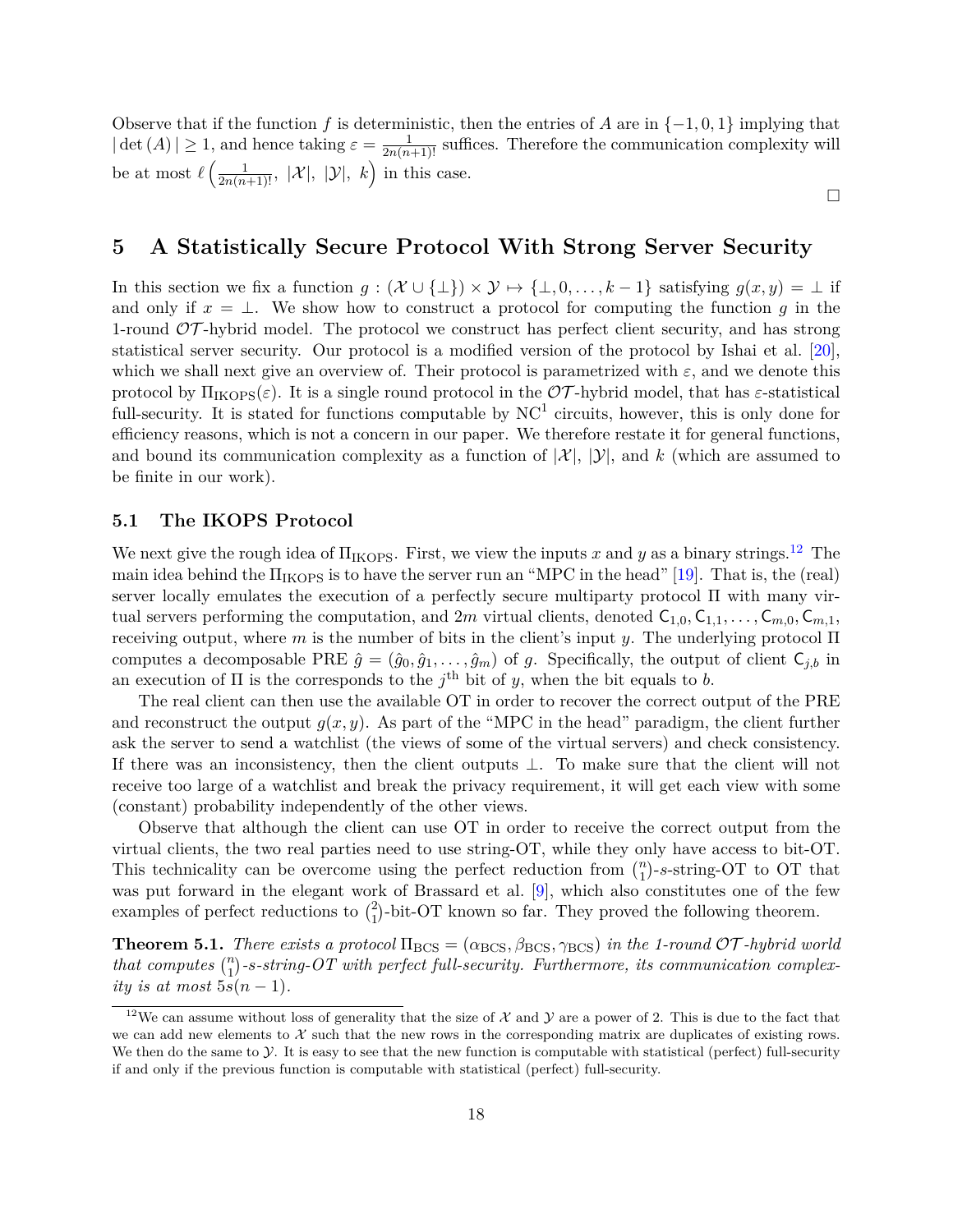Observe that if the function $f$ is deterministic, then the entries of $A$ are in $\{-1, 0, 1\}$ implying that $|\det(A)| \geq 1$, and hence taking $\varepsilon = \frac{1}{2n(n+1)!}$ suffices. Therefore the communication complexity will be at most $\ell\left(\frac{1}{2n(n+1)!},\ |\mathcal{X}|,\ |\mathcal{Y}|,\ k\right)$ in this case.

$\square$

# 5 A Statistically Secure Protocol With Strong Server Security

In this section we fix a function $g : (\mathcal{X} \cup \{\bot\}) \times \mathcal{Y} \mapsto \{\bot, 0, \ldots, k-1\}$ satisfying $g(x, y) = \bot$ if and only if $x = \bot$. We show how to construct a protocol for computing the function $g$ in the 1-round $\mathcal{OT}$-hybrid model. The protocol we construct has perfect client security, and has strong statistical server security. Our protocol is a modified version of the protocol by Ishai et al. [20], which we shall next give an overview of. Their protocol is parametrized with $\varepsilon$, and we denote this protocol by $\Pi_{\text{IKOPS}}(\varepsilon)$. It is a single round protocol in the $\mathcal{OT}$-hybrid model, that has $\varepsilon$-statistical full-security. It is stated for functions computable by $\text{NC}^1$ circuits, however, this is only done for efficiency reasons, which is not a concern in our paper. We therefore restate it for general functions, and bound its communication complexity as a function of $|\mathcal{X}|$, $|\mathcal{Y}|$, and $k$ (which are assumed to be finite in our work).

## 5.1 The IKOPS Protocol

We next give the rough idea of $\Pi_{\text{IKOPS}}$. First, we view the inputs $x$ and $y$ as a binary strings.[12] The main idea behind the $\Pi_{\text{IKOPS}}$ is to have the server run an "MPC in the head" [19]. That is, the (real) server locally emulates the execution of a perfectly secure multiparty protocol $\Pi$ with many virtual servers performing the computation, and $2m$ virtual clients, denoted $\mathsf{C}_{1,0}, \mathsf{C}_{1,1}, \ldots, \mathsf{C}_{m,0}, \mathsf{C}_{m,1}$, receiving output, where $m$ is the number of bits in the client's input $y$. The underlying protocol $\Pi$ computes a decomposable PRE $\hat{g} = (\hat{g}_0, \hat{g}_1, \ldots, \hat{g}_m)$ of $g$. Specifically, the output of client $\mathsf{C}_{j,b}$ in an execution of $\Pi$ is the corresponds to the $j^{\text{th}}$ bit of $y$, when the bit equals to $b$.

The real client can then use the available OT in order to recover the correct output of the PRE and reconstruct the output $g(x, y)$. As part of the "MPC in the head" paradigm, the client further ask the server to send a watchlist (the views of some of the virtual servers) and check consistency. If there was an inconsistency, then the client outputs $\bot$. To make sure that the client will not receive too large of a watchlist and break the privacy requirement, it will get each view with some (constant) probability independently of the other views.

Observe that although the client can use OT in order to receive the correct output from the virtual clients, the two real parties need to use string-OT, while they only have access to bit-OT. This technicality can be overcome using the perfect reduction from $\binom{n}{1}$-$s$-string-OT to OT that was put forward in the elegant work of Brassard et al. [9], which also constitutes one of the few examples of perfect reductions to $\binom{2}{1}$-bit-OT known so far. They proved the following theorem.

**Theorem 5.1.** *There exists a protocol $\Pi_{\text{BCS}} = (\alpha_{\text{BCS}}, \beta_{\text{BCS}}, \gamma_{\text{BCS}})$ in the 1-round $\mathcal{OT}$-hybrid world that computes $\binom{n}{1}$-$s$-string-OT with perfect full-security. Furthermore, its communication complexity is at most $5s(n-1)$.*

[12] We can assume without loss of generality that the size of $\mathcal{X}$ and $\mathcal{Y}$ are a power of 2. This is due to the fact that we can add new elements to $\mathcal{X}$ such that the new rows in the corresponding matrix are duplicates of existing rows. We then do the same to $\mathcal{Y}$. It is easy to see that the new function is computable with statistical (perfect) full-security if and only if the previous function is computable with statistical (perfect) full-security.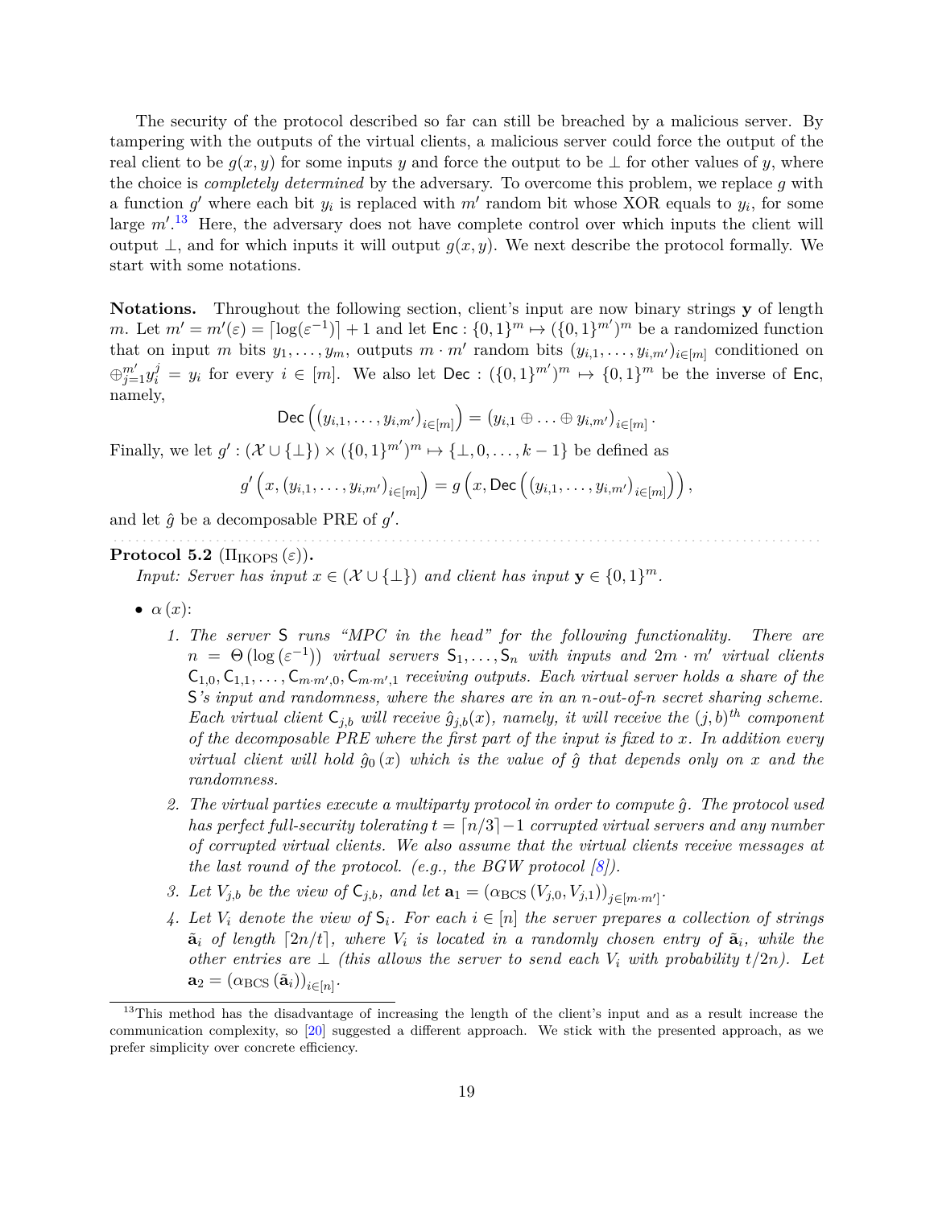The security of the protocol described so far can still be breached by a malicious server. By tampering with the outputs of the virtual clients, a malicious server could force the output of the real client to be $g(x,y)$ for some inputs $y$ and force the output to be $\perp$ for other values of $y$, where the choice is *completely determined* by the adversary. To overcome this problem, we replace $g$ with a function $g'$ where each bit $y_i$ is replaced with $m'$ random bit whose XOR equals to $y_i$, for some large $m'$.[13] Here, the adversary does not have complete control over which inputs the client will output $\perp$, and for which inputs it will output $g(x,y)$. We next describe the protocol formally. We start with some notations.

**Notations.** Throughout the following section, client's input are now binary strings $\mathbf{y}$ of length $m$. Let $m' = m'(\varepsilon) = \lceil \log(\varepsilon^{-1}) \rceil + 1$ and let $\mathsf{Enc} : \{0,1\}^m \mapsto (\{0,1\}^{m'})^m$ be a randomized function that on input $m$ bits $y_1, \ldots, y_m$, outputs $m \cdot m'$ random bits $(y_{i,1}, \ldots, y_{i,m'})_{i \in [m]}$ conditioned on $\oplus_{j=1}^{m'} y_i^j = y_i$ for every $i \in [m]$. We also let $\mathsf{Dec} : (\{0,1\}^{m'})^m \mapsto \{0,1\}^m$ be the inverse of $\mathsf{Enc}$, namely,

$$\mathsf{Dec}\left((y_{i,1}, \ldots, y_{i,m'})_{i \in [m]}\right) = (y_{i,1} \oplus \ldots \oplus y_{i,m'})_{i \in [m]}.$$

Finally, we let $g' : (\mathcal{X} \cup \{\perp\}) \times (\{0,1\}^{m'})^m \mapsto \{\perp, 0, \ldots, k-1\}$ be defined as

$$g'\left(x, (y_{i,1}, \ldots, y_{i,m'})_{i \in [m]}\right) = g\left(x, \mathsf{Dec}\left((y_{i,1}, \ldots, y_{i,m'})_{i \in [m]}\right)\right),$$

and let $\hat{g}$ be a decomposable PRE of $g'$.

**Protocol 5.2** ($\Pi_{\text{IKOPS}}(\varepsilon)$).

*Input: Server has input $x \in (\mathcal{X} \cup \{\perp\})$ and client has input $\mathbf{y} \in \{0,1\}^m$.*

- $\alpha(x)$:
  1. *The server $\mathsf{S}$ runs "MPC in the head" for the following functionality. There are $n = \Theta(\log(\varepsilon^{-1}))$ virtual servers $\mathsf{S}_1, \ldots, \mathsf{S}_n$ with inputs and $2m \cdot m'$ virtual clients $\mathsf{C}_{1,0}, \mathsf{C}_{1,1}, \ldots, \mathsf{C}_{m \cdot m',0}, \mathsf{C}_{m \cdot m',1}$ receiving outputs. Each virtual server holds a share of the $\mathsf{S}$'s input and randomness, where the shares are in an $n$-out-of-$n$ secret sharing scheme. Each virtual client $\mathsf{C}_{j,b}$ will receive $\hat{g}_{j,b}(x)$, namely, it will receive the $(j,b)^{th}$ component of the decomposable PRE where the first part of the input is fixed to $x$. In addition every virtual client will hold $\hat{g}_0(x)$ which is the value of $\hat{g}$ that depends only on $x$ and the randomness.*
  2. *The virtual parties execute a multiparty protocol in order to compute $\hat{g}$. The protocol used has perfect full-security tolerating $t = \lceil n/3 \rceil - 1$ corrupted virtual servers and any number of corrupted virtual clients. We also assume that the virtual clients receive messages at the last round of the protocol. (e.g., the BGW protocol [8]).*
  3. *Let $V_{j,b}$ be the view of $\mathsf{C}_{j,b}$, and let $\mathbf{a}_1 = (\alpha_{\text{BCS}}(V_{j,0}, V_{j,1}))_{j \in [m \cdot m']}$.*
  4. *Let $V_i$ denote the view of $\mathsf{S}_i$. For each $i \in [n]$ the server prepares a collection of strings $\tilde{\mathbf{a}}_i$ of length $\lceil 2n/t \rceil$, where $V_i$ is located in a randomly chosen entry of $\tilde{\mathbf{a}}_i$, while the other entries are $\perp$ (this allows the server to send each $V_i$ with probability $t/2n$). Let $\mathbf{a}_2 = (\alpha_{\text{BCS}}(\tilde{\mathbf{a}}_i))_{i \in [n]}$.*

[13] This method has the disadvantage of increasing the length of the client's input and as a result increase the communication complexity, so [20] suggested a different approach. We stick with the presented approach, as we prefer simplicity over concrete efficiency.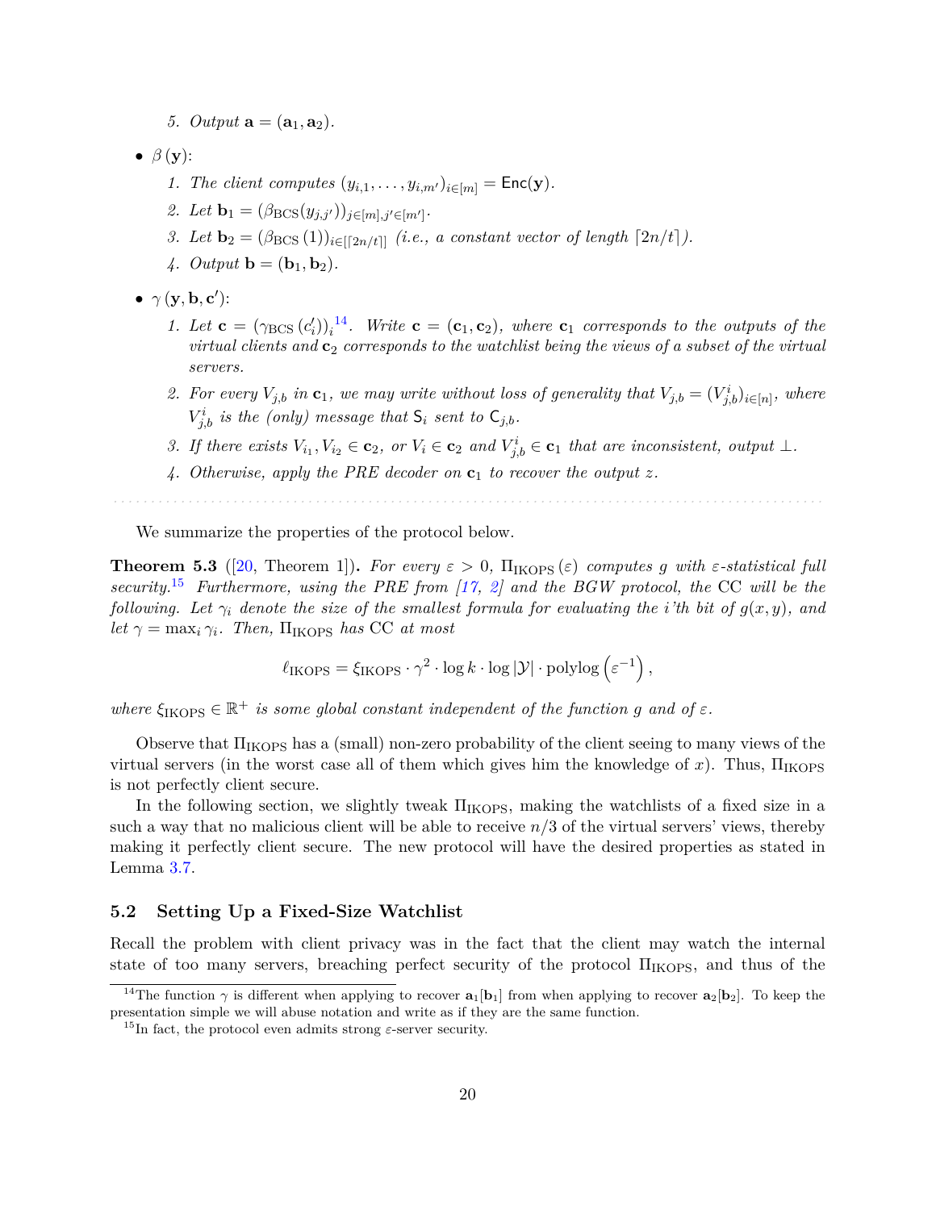5. *Output* $\mathbf{a} = (\mathbf{a}_1, \mathbf{a}_2)$.

- $\beta(\mathbf{y})$:

  1. *The client computes* $(y_{i,1}, \ldots, y_{i,m'})_{i\in[m]} = \mathsf{Enc}(\mathbf{y})$.
  2. *Let* $\mathbf{b}_1 = (\beta_{\text{BCS}}(y_{j,j'}))_{j\in[m],j'\in[m']}$.
  3. *Let* $\mathbf{b}_2 = (\beta_{\text{BCS}}(1))_{i\in[\lceil 2n/t\rceil]}$ *(i.e., a constant vector of length* $\lceil 2n/t \rceil$*).*
  4. *Output* $\mathbf{b} = (\mathbf{b}_1, \mathbf{b}_2)$.

- $\gamma(\mathbf{y}, \mathbf{b}, \mathbf{c}')$:

  1. *Let* $\mathbf{c} = (\gamma_{\text{BCS}}(c'_i))_i$[14]*. Write* $\mathbf{c} = (\mathbf{c}_1, \mathbf{c}_2)$*, where* $\mathbf{c}_1$ *corresponds to the outputs of the virtual clients and* $\mathbf{c}_2$ *corresponds to the watchlist being the views of a subset of the virtual servers.*
  2. *For every* $V_{j,b}$ *in* $\mathbf{c}_1$*, we may write without loss of generality that* $V_{j,b} = (V^i_{j,b})_{i\in[n]}$*, where* $V^i_{j,b}$ *is the (only) message that* $\mathsf{S}_i$ *sent to* $\mathsf{C}_{j,b}$*.*
  3. *If there exists* $V_{i_1}, V_{i_2} \in \mathbf{c}_2$*, or* $V_i \in \mathbf{c}_2$ *and* $V^i_{j,b} \in \mathbf{c}_1$ *that are inconsistent, output* $\perp$*.*
  4. *Otherwise, apply the PRE decoder on* $\mathbf{c}_1$ *to recover the output* $z$*.*

We summarize the properties of the protocol below.

**Theorem 5.3** ([20, Theorem 1])**.** *For every* $\varepsilon > 0$*,* $\Pi_{\text{IKOPS}}(\varepsilon)$ *computes* $g$ *with* $\varepsilon$*-statistical full security.*[15] *Furthermore, using the PRE from [17, 2] and the BGW protocol, the* CC *will be the following. Let* $\gamma_i$ *denote the size of the smallest formula for evaluating the* $i$*'th bit of* $g(x, y)$*, and let* $\gamma = \max_i \gamma_i$*. Then,* $\Pi_{\text{IKOPS}}$ *has* CC *at most*

$$\ell_{\text{IKOPS}} = \xi_{\text{IKOPS}} \cdot \gamma^2 \cdot \log k \cdot \log |\mathcal{Y}| \cdot \operatorname{polylog}\left(\varepsilon^{-1}\right),$$

*where* $\xi_{\text{IKOPS}} \in \mathbb{R}^+$ *is some global constant independent of the function* $g$ *and of* $\varepsilon$*.*

Observe that $\Pi_{\text{IKOPS}}$ has a (small) non-zero probability of the client seeing to many views of the virtual servers (in the worst case all of them which gives him the knowledge of $x$). Thus, $\Pi_{\text{IKOPS}}$ is not perfectly client secure.

In the following section, we slightly tweak $\Pi_{\text{IKOPS}}$, making the watchlists of a fixed size in a such a way that no malicious client will be able to receive $n/3$ of the virtual servers' views, thereby making it perfectly client secure. The new protocol will have the desired properties as stated in Lemma 3.7.

## 5.2 Setting Up a Fixed-Size Watchlist

Recall the problem with client privacy was in the fact that the client may watch the internal state of too many servers, breaching perfect security of the protocol $\Pi_{\text{IKOPS}}$, and thus of the

[14] The function $\gamma$ is different when applying to recover $\mathbf{a}_1[\mathbf{b}_1]$ from when applying to recover $\mathbf{a}_2[\mathbf{b}_2]$. To keep the presentation simple we will abuse notation and write as if they are the same function.

[15] In fact, the protocol even admits strong $\varepsilon$-server security.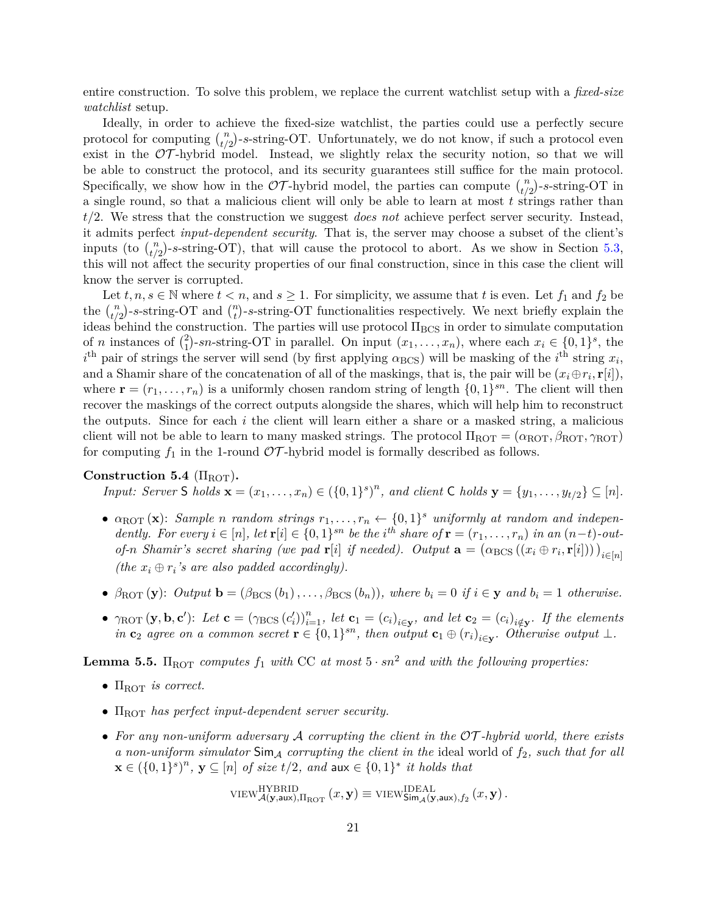entire construction. To solve this problem, we replace the current watchlist setup with a *fixed-size watchlist* setup.

Ideally, in order to achieve the fixed-size watchlist, the parties could use a perfectly secure protocol for computing $\binom{n}{t/2}$-$s$-string-OT. Unfortunately, we do not know, if such a protocol even exist in the $\mathcal{OT}$-hybrid model. Instead, we slightly relax the security notion, so that we will be able to construct the protocol, and its security guarantees still suffice for the main protocol. Specifically, we show how in the $\mathcal{OT}$-hybrid model, the parties can compute $\binom{n}{t/2}$-$s$-string-OT in a single round, so that a malicious client will only be able to learn at most $t$ strings rather than $t/2$. We stress that the construction we suggest *does not* achieve perfect server security. Instead, it admits perfect *input-dependent security*. That is, the server may choose a subset of the client's inputs (to $\binom{n}{t/2}$-$s$-string-OT), that will cause the protocol to abort. As we show in Section 5.3, this will not affect the security properties of our final construction, since in this case the client will know the server is corrupted.

Let $t, n, s \in \mathbb{N}$ where $t < n$, and $s \geq 1$. For simplicity, we assume that $t$ is even. Let $f_1$ and $f_2$ be the $\binom{n}{t/2}$-$s$-string-OT and $\binom{n}{t}$-$s$-string-OT functionalities respectively. We next briefly explain the ideas behind the construction. The parties will use protocol $\Pi_{\mathrm{BCS}}$ in order to simulate computation of $n$ instances of $\binom{2}{1}$-$sn$-string-OT in parallel. On input $(x_1, \ldots, x_n)$, where each $x_i \in \{0,1\}^s$, the $i^{\text{th}}$ pair of strings the server will send (by first applying $\alpha_{\mathrm{BCS}}$) will be masking of the $i^{\text{th}}$ string $x_i$, and a Shamir share of the concatenation of all of the maskings, that is, the pair will be $(x_i \oplus r_i, \mathbf{r}[i])$, where $\mathbf{r} = (r_1, \ldots, r_n)$ is a uniformly chosen random string of length $\{0,1\}^{sn}$. The client will then recover the maskings of the correct outputs alongside the shares, which will help him to reconstruct the outputs. Since for each $i$ the client will learn either a share or a masked string, a malicious client will not be able to learn to many masked strings. The protocol $\Pi_{\mathrm{ROT}} = (\alpha_{\mathrm{ROT}}, \beta_{\mathrm{ROT}}, \gamma_{\mathrm{ROT}})$ for computing $f_1$ in the 1-round $\mathcal{OT}$-hybrid model is formally described as follows.

**Construction 5.4** ($\Pi_{\mathrm{ROT}}$)**.**
*Input: Server* $\mathsf{S}$ *holds* $\mathbf{x} = (x_1, \ldots, x_n) \in (\{0,1\}^s)^n$*, and client* $\mathsf{C}$ *holds* $\mathbf{y} = \{y_1, \ldots, y_{t/2}\} \subseteq [n]$.

- $\alpha_{\mathrm{ROT}}(\mathbf{x})$: *Sample* $n$ *random strings* $r_1, \ldots, r_n \leftarrow \{0,1\}^s$ *uniformly at random and independently. For every* $i \in [n]$*, let* $\mathbf{r}[i] \in \{0,1\}^{sn}$ *be the* $i^{th}$ *share of* $\mathbf{r} = (r_1, \ldots, r_n)$ *in an* $(n-t)$*-out-of-*$n$ *Shamir's secret sharing (we pad* $\mathbf{r}[i]$ *if needed). Output* $\mathbf{a} = \left(\alpha_{\mathrm{BCS}}\left((x_i \oplus r_i, \mathbf{r}[i])\right)\right)_{i \in [n]}$ *(the* $x_i \oplus r_i$*'s are also padded accordingly).*
- $\beta_{\mathrm{ROT}}(\mathbf{y})$: *Output* $\mathbf{b} = \left(\beta_{\mathrm{BCS}}(b_1), \ldots, \beta_{\mathrm{BCS}}(b_n)\right)$*, where* $b_i = 0$ *if* $i \in \mathbf{y}$ *and* $b_i = 1$ *otherwise.*
- $\gamma_{\mathrm{ROT}}(\mathbf{y}, \mathbf{b}, \mathbf{c}')$: *Let* $\mathbf{c} = \left(\gamma_{\mathrm{BCS}}(c_i')\right)_{i=1}^n$*, let* $\mathbf{c}_1 = (c_i)_{i \in \mathbf{y}}$*, and let* $\mathbf{c}_2 = (c_i)_{i \notin \mathbf{y}}$*. If the elements in* $\mathbf{c}_2$ *agree on a common secret* $\mathbf{r} \in \{0,1\}^{sn}$*, then output* $\mathbf{c}_1 \oplus (r_i)_{i \in \mathbf{y}}$*. Otherwise output* $\perp$*.*

**Lemma 5.5.** $\Pi_{\mathrm{ROT}}$ *computes* $f_1$ *with* CC *at most* $5 \cdot sn^2$ *and with the following properties:*

- $\Pi_{\mathrm{ROT}}$ *is correct.*
- $\Pi_{\mathrm{ROT}}$ *has perfect input-dependent server security.*
- *For any non-uniform adversary* $\mathcal{A}$ *corrupting the client in the* $\mathcal{OT}$*-hybrid world, there exists a non-uniform simulator* $\mathsf{Sim}_{\mathcal{A}}$ *corrupting the client in the* ideal *world of* $f_2$*, such that for all* $\mathbf{x} \in (\{0,1\}^s)^n$*,* $\mathbf{y} \subseteq [n]$ *of size* $t/2$*, and* $\mathsf{aux} \in \{0,1\}^*$ *it holds that*

$$\mathrm{VIEW}^{\mathrm{HYBRID}}_{\mathcal{A}(\mathbf{y},\mathsf{aux}),\Pi_{\mathrm{ROT}}}(x, \mathbf{y}) \equiv \mathrm{VIEW}^{\mathrm{IDEAL}}_{\mathsf{Sim}_{\mathcal{A}}(\mathbf{y},\mathsf{aux}),f_2}(x, \mathbf{y}).$$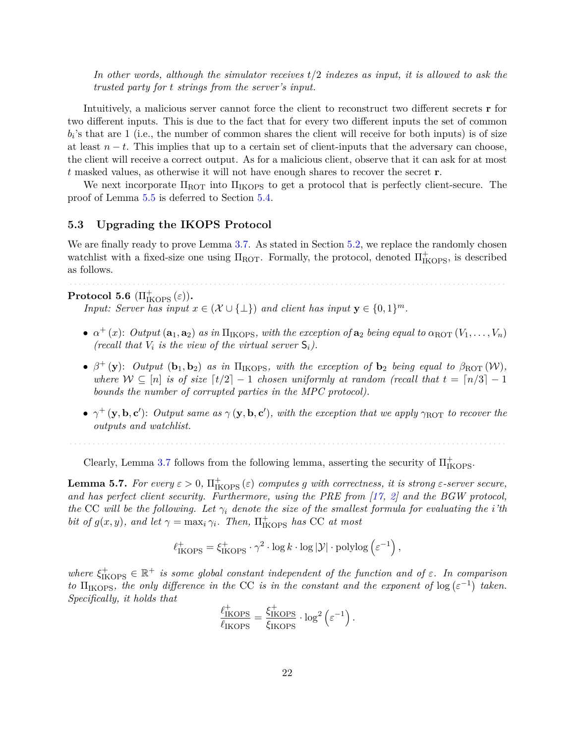*In other words, although the simulator receives $t/2$ indexes as input, it is allowed to ask the trusted party for $t$ strings from the server's input.*

Intuitively, a malicious server cannot force the client to reconstruct two different secrets $\mathbf{r}$ for two different inputs. This is due to the fact that for every two different inputs the set of common $b_i$'s that are 1 (i.e., the number of common shares the client will receive for both inputs) is of size at least $n - t$. This implies that up to a certain set of client-inputs that the adversary can choose, the client will receive a correct output. As for a malicious client, observe that it can ask for at most $t$ masked values, as otherwise it will not have enough shares to recover the secret $\mathbf{r}$.

We next incorporate $\Pi_{\text{ROT}}$ into $\Pi_{\text{IKOPS}}$ to get a protocol that is perfectly client-secure. The proof of Lemma 5.5 is deferred to Section 5.4.

### 5.3 Upgrading the IKOPS Protocol

We are finally ready to prove Lemma 3.7. As stated in Section 5.2, we replace the randomly chosen watchlist with a fixed-size one using $\Pi_{\text{ROT}}$. Formally, the protocol, denoted $\Pi^{+}_{\text{IKOPS}}$, is described as follows.

---

**Protocol 5.6** ($\Pi^{+}_{\text{IKOPS}}(\varepsilon)$)**.**
*Input: Server has input $x \in (\mathcal{X} \cup \{\bot\})$ and client has input $\mathbf{y} \in \{0,1\}^m$.*

- $\alpha^{+}(x)$: *Output $(\mathbf{a}_1, \mathbf{a}_2)$ as in $\Pi_{\text{IKOPS}}$, with the exception of $\mathbf{a}_2$ being equal to $\alpha_{\text{ROT}}(V_1, \ldots, V_n)$ (recall that $V_i$ is the view of the virtual server $\mathsf{S}_i$).*
- $\beta^{+}(\mathbf{y})$: *Output $(\mathbf{b}_1, \mathbf{b}_2)$ as in $\Pi_{\text{IKOPS}}$, with the exception of $\mathbf{b}_2$ being equal to $\beta_{\text{ROT}}(\mathcal{W})$, where $\mathcal{W} \subseteq [n]$ is of size $\lceil t/2 \rceil - 1$ chosen uniformly at random (recall that $t = \lceil n/3 \rceil - 1$ bounds the number of corrupted parties in the MPC protocol).*
- $\gamma^{+}(\mathbf{y}, \mathbf{b}, \mathbf{c}')$: *Output same as $\gamma(\mathbf{y}, \mathbf{b}, \mathbf{c}')$, with the exception that we apply $\gamma_{\text{ROT}}$ to recover the outputs and watchlist.*

---

Clearly, Lemma 3.7 follows from the following lemma, asserting the security of $\Pi^{+}_{\text{IKOPS}}$.

**Lemma 5.7.** *For every $\varepsilon > 0$, $\Pi^{+}_{\text{IKOPS}}(\varepsilon)$ computes $g$ with correctness, it is strong $\varepsilon$-server secure, and has perfect client security. Furthermore, using the PRE from [17, 2] and the BGW protocol, the CC will be the following. Let $\gamma_i$ denote the size of the smallest formula for evaluating the $i$'th bit of $g(x, y)$, and let $\gamma = \max_i \gamma_i$. Then, $\Pi^{+}_{\text{IKOPS}}$ has CC at most*

$$\ell^{+}_{\text{IKOPS}} = \xi^{+}_{\text{IKOPS}} \cdot \gamma^2 \cdot \log k \cdot \log |\mathcal{Y}| \cdot \operatorname{polylog}\left(\varepsilon^{-1}\right),$$

*where $\xi^{+}_{\text{IKOPS}} \in \mathbb{R}^{+}$ is some global constant independent of the function and of $\varepsilon$. In comparison to $\Pi_{\text{IKOPS}}$, the only difference in the CC is in the constant and the exponent of $\log\left(\varepsilon^{-1}\right)$ taken. Specifically, it holds that*

$$\frac{\ell^{+}_{\text{IKOPS}}}{\ell_{\text{IKOPS}}} = \frac{\xi^{+}_{\text{IKOPS}}}{\xi_{\text{IKOPS}}} \cdot \log^2\left(\varepsilon^{-1}\right).$$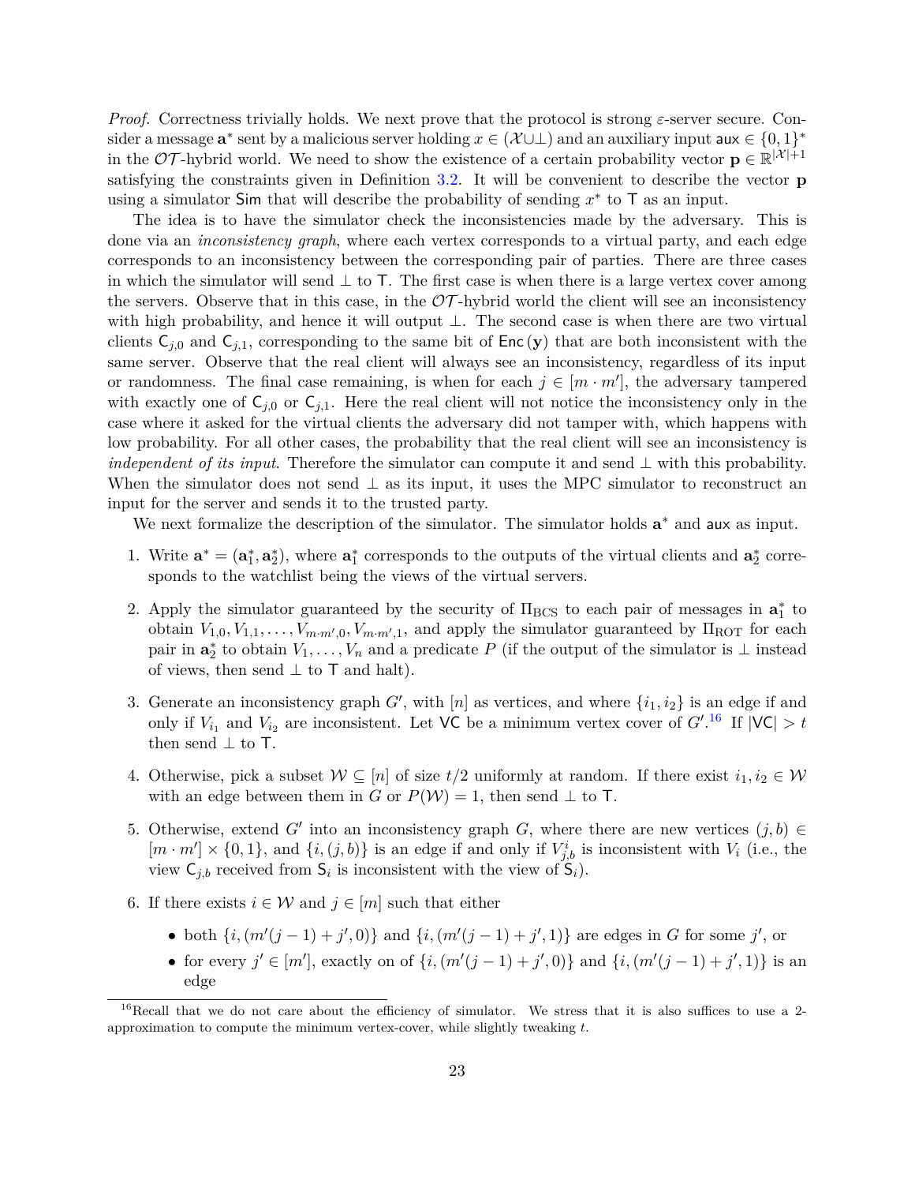*Proof.* Correctness trivially holds. We next prove that the protocol is strong $\varepsilon$-server secure. Consider a message $\mathbf{a}^*$ sent by a malicious server holding $x \in (\mathcal{X} \cup \perp)$ and an auxiliary input $\mathsf{aux} \in \{0,1\}^*$ in the $\mathcal{OT}$-hybrid world. We need to show the existence of a certain probability vector $\mathbf{p} \in \mathbb{R}^{|\mathcal{X}|+1}$ satisfying the constraints given in Definition 3.2. It will be convenient to describe the vector $\mathbf{p}$ using a simulator $\mathsf{Sim}$ that will describe the probability of sending $x^*$ to $\mathsf{T}$ as an input.

The idea is to have the simulator check the inconsistencies made by the adversary. This is done via an *inconsistency graph*, where each vertex corresponds to a virtual party, and each edge corresponds to an inconsistency between the corresponding pair of parties. There are three cases in which the simulator will send $\perp$ to $\mathsf{T}$. The first case is when there is a large vertex cover among the servers. Observe that in this case, in the $\mathcal{OT}$-hybrid world the client will see an inconsistency with high probability, and hence it will output $\perp$. The second case is when there are two virtual clients $\mathsf{C}_{j,0}$ and $\mathsf{C}_{j,1}$, corresponding to the same bit of $\mathsf{Enc}(\mathbf{y})$ that are both inconsistent with the same server. Observe that the real client will always see an inconsistency, regardless of its input or randomness. The final case remaining, is when for each $j \in [m \cdot m']$, the adversary tampered with exactly one of $\mathsf{C}_{j,0}$ or $\mathsf{C}_{j,1}$. Here the real client will not notice the inconsistency only in the case where it asked for the virtual clients the adversary did not tamper with, which happens with low probability. For all other cases, the probability that the real client will see an inconsistency is *independent of its input*. Therefore the simulator can compute it and send $\perp$ with this probability. When the simulator does not send $\perp$ as its input, it uses the MPC simulator to reconstruct an input for the server and sends it to the trusted party.

We next formalize the description of the simulator. The simulator holds $\mathbf{a}^*$ and $\mathsf{aux}$ as input.

1. Write $\mathbf{a}^* = (\mathbf{a}_1^*, \mathbf{a}_2^*)$, where $\mathbf{a}_1^*$ corresponds to the outputs of the virtual clients and $\mathbf{a}_2^*$ corresponds to the watchlist being the views of the virtual servers.
2. Apply the simulator guaranteed by the security of $\Pi_{\mathrm{BCS}}$ to each pair of messages in $\mathbf{a}_1^*$ to obtain $V_{1,0}, V_{1,1}, \ldots, V_{m \cdot m',0}, V_{m \cdot m',1}$, and apply the simulator guaranteed by $\Pi_{\mathrm{ROT}}$ for each pair in $\mathbf{a}_2^*$ to obtain $V_1, \ldots, V_n$ and a predicate $P$ (if the output of the simulator is $\perp$ instead of views, then send $\perp$ to $\mathsf{T}$ and halt).
3. Generate an inconsistency graph $G'$, with $[n]$ as vertices, and where $\{i_1, i_2\}$ is an edge if and only if $V_{i_1}$ and $V_{i_2}$ are inconsistent. Let $\mathsf{VC}$ be a minimum vertex cover of $G'$.[16] If $|\mathsf{VC}| > t$ then send $\perp$ to $\mathsf{T}$.
4. Otherwise, pick a subset $\mathcal{W} \subseteq [n]$ of size $t/2$ uniformly at random. If there exist $i_1, i_2 \in \mathcal{W}$ with an edge between them in $G$ or $P(\mathcal{W}) = 1$, then send $\perp$ to $\mathsf{T}$.
5. Otherwise, extend $G'$ into an inconsistency graph $G$, where there are new vertices $(j,b) \in [m \cdot m'] \times \{0,1\}$, and $\{i, (j,b)\}$ is an edge if and only if $V_{j,b}^i$ is inconsistent with $V_i$ (i.e., the view $\mathsf{C}_{j,b}$ received from $\mathsf{S}_i$ is inconsistent with the view of $\mathsf{S}_i$).
6. If there exists $i \in \mathcal{W}$ and $j \in [m]$ such that either
   - both $\{i, (m'(j-1)+j', 0)\}$ and $\{i, (m'(j-1)+j', 1)\}$ are edges in $G$ for some $j'$, or
   - for every $j' \in [m']$, exactly on of $\{i, (m'(j-1)+j', 0)\}$ and $\{i, (m'(j-1)+j', 1)\}$ is an edge

[16] Recall that we do not care about the efficiency of simulator. We stress that it is also suffices to use a 2-approximation to compute the minimum vertex-cover, while slightly tweaking $t$.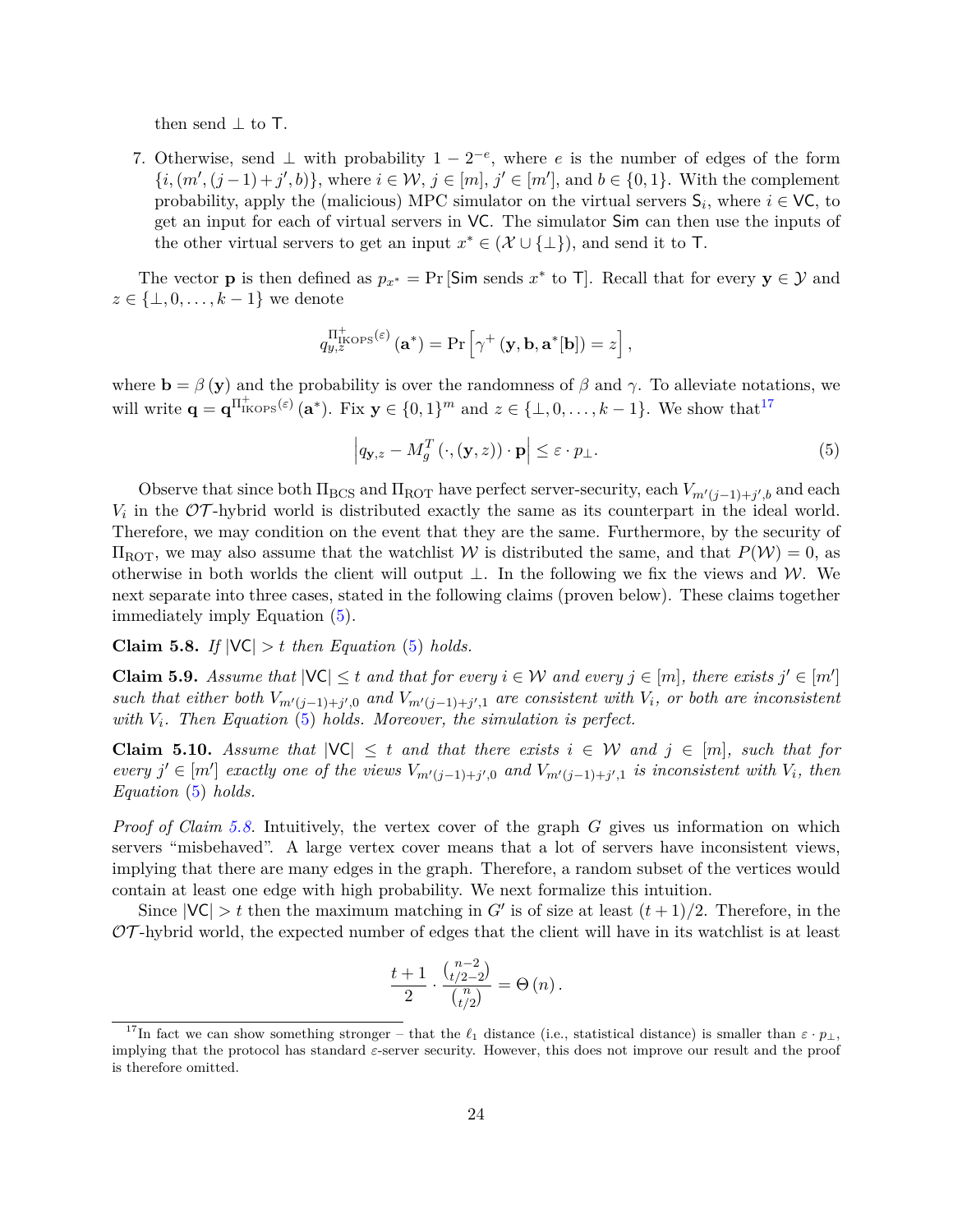then send $\perp$ to $\mathsf{T}$.

7. Otherwise, send $\perp$ with probability $1-2^{-e}$, where $e$ is the number of edges of the form $\{i,(m',(j-1)+j',b)\}$, where $i \in \mathcal{W}$, $j \in [m]$, $j' \in [m']$, and $b \in \{0,1\}$. With the complement probability, apply the (malicious) MPC simulator on the virtual servers $\mathsf{S}_i$, where $i \in \mathsf{VC}$, to get an input for each of virtual servers in $\mathsf{VC}$. The simulator $\mathsf{Sim}$ can then use the inputs of the other virtual servers to get an input $x^* \in (\mathcal{X} \cup \{\perp\})$, and send it to $\mathsf{T}$.

The vector $\mathbf{p}$ is then defined as $p_{x^*} = \Pr[\mathsf{Sim} \text{ sends } x^* \text{ to } \mathsf{T}]$. Recall that for every $\mathbf{y} \in \mathcal{Y}$ and $z \in \{\perp, 0, \ldots, k-1\}$ we denote

$$q_{y,z}^{\Pi^+_{\mathrm{IKOPS}}(\varepsilon)}(\mathbf{a}^*) = \Pr\left[\gamma^+(\mathbf{y},\mathbf{b},\mathbf{a}^*[\mathbf{b}]) = z\right],$$

where $\mathbf{b} = \beta(\mathbf{y})$ and the probability is over the randomness of $\beta$ and $\gamma$. To alleviate notations, we will write $\mathbf{q} = \mathbf{q}^{\Pi^+_{\mathrm{IKOPS}}(\varepsilon)}(\mathbf{a}^*)$. Fix $\mathbf{y} \in \{0,1\}^m$ and $z \in \{\perp, 0, \ldots, k-1\}$. We show that[17]

$$\left|q_{\mathbf{y},z} - M_g^T(\cdot,(\mathbf{y},z)) \cdot \mathbf{p}\right| \le \varepsilon \cdot p_\perp. \tag{5}$$

Observe that since both $\Pi_{\mathrm{BCS}}$ and $\Pi_{\mathrm{ROT}}$ have perfect server-security, each $V_{m'(j-1)+j',b}$ and each $V_i$ in the $\mathcal{OT}$-hybrid world is distributed exactly the same as its counterpart in the ideal world. Therefore, we may condition on the event that they are the same. Furthermore, by the security of $\Pi_{\mathrm{ROT}}$, we may also assume that the watchlist $\mathcal{W}$ is distributed the same, and that $P(\mathcal{W}) = 0$, as otherwise in both worlds the client will output $\perp$. In the following we fix the views and $\mathcal{W}$. We next separate into three cases, stated in the following claims (proven below). These claims together immediately imply Equation (5).

**Claim 5.8.** *If $|\mathsf{VC}| > t$ then Equation (5) holds.*

**Claim 5.9.** *Assume that $|\mathsf{VC}| \le t$ and that for every $i \in \mathcal{W}$ and every $j \in [m]$, there exists $j' \in [m']$ such that either both $V_{m'(j-1)+j',0}$ and $V_{m'(j-1)+j',1}$ are consistent with $V_i$, or both are inconsistent with $V_i$. Then Equation (5) holds. Moreover, the simulation is perfect.*

**Claim 5.10.** *Assume that $|\mathsf{VC}| \le t$ and that there exists $i \in \mathcal{W}$ and $j \in [m]$, such that for every $j' \in [m']$ exactly one of the views $V_{m'(j-1)+j',0}$ and $V_{m'(j-1)+j',1}$ is inconsistent with $V_i$, then Equation (5) holds.*

*Proof of Claim 5.8.* Intuitively, the vertex cover of the graph $G$ gives us information on which servers "misbehaved". A large vertex cover means that a lot of servers have inconsistent views, implying that there are many edges in the graph. Therefore, a random subset of the vertices would contain at least one edge with high probability. We next formalize this intuition.

Since $|\mathsf{VC}| > t$ then the maximum matching in $G'$ is of size at least $(t+1)/2$. Therefore, in the $\mathcal{OT}$-hybrid world, the expected number of edges that the client will have in its watchlist is at least

$$\frac{t+1}{2} \cdot \frac{\binom{n-2}{t/2-2}}{\binom{n}{t/2}} = \Theta(n).$$

[17] In fact we can show something stronger – that the $\ell_1$ distance (i.e., statistical distance) is smaller than $\varepsilon \cdot p_\perp$, implying that the protocol has standard $\varepsilon$-server security. However, this does not improve our result and the proof is therefore omitted.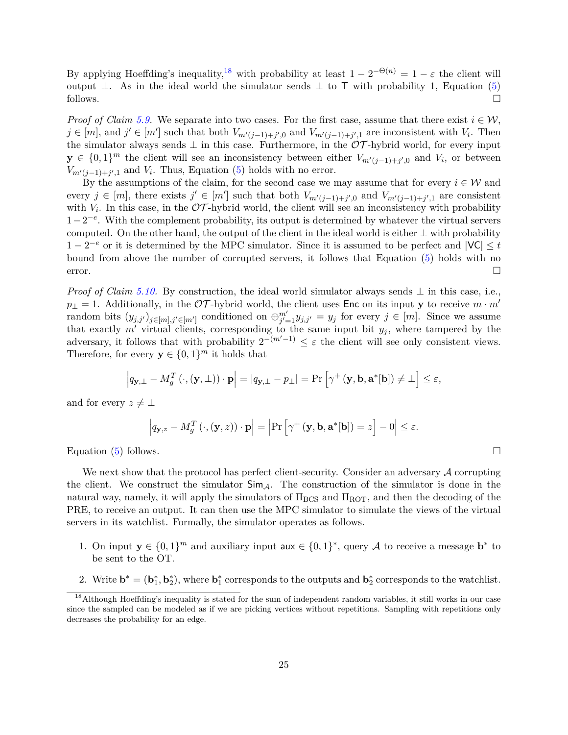By applying Hoeffding's inequality,[18] with probability at least $1 - 2^{-\Theta(n)} = 1 - \varepsilon$ the client will output $\perp$. As in the ideal world the simulator sends $\perp$ to $\mathsf{T}$ with probability 1, Equation (5) follows. □

*Proof of Claim 5.9.* We separate into two cases. For the first case, assume that there exist $i \in \mathcal{W}$, $j \in [m]$, and $j' \in [m']$ such that both $V_{m'(j-1)+j',0}$ and $V_{m'(j-1)+j',1}$ are inconsistent with $V_i$. Then the simulator always sends $\perp$ in this case. Furthermore, in the $\mathcal{OT}$-hybrid world, for every input $\mathbf{y} \in \{0,1\}^m$ the client will see an inconsistency between either $V_{m'(j-1)+j',0}$ and $V_i$, or between $V_{m'(j-1)+j',1}$ and $V_i$. Thus, Equation (5) holds with no error.

By the assumptions of the claim, for the second case we may assume that for every $i \in \mathcal{W}$ and every $j \in [m]$, there exists $j' \in [m']$ such that both $V_{m'(j-1)+j',0}$ and $V_{m'(j-1)+j',1}$ are consistent with $V_i$. In this case, in the $\mathcal{OT}$-hybrid world, the client will see an inconsistency with probability $1 - 2^{-e}$. With the complement probability, its output is determined by whatever the virtual servers computed. On the other hand, the output of the client in the ideal world is either $\perp$ with probability $1 - 2^{-e}$ or it is determined by the MPC simulator. Since it is assumed to be perfect and $|\mathsf{VC}| \leq t$ bound from above the number of corrupted servers, it follows that Equation (5) holds with no error. □

*Proof of Claim 5.10.* By construction, the ideal world simulator always sends $\perp$ in this case, i.e., $p_\perp = 1$. Additionally, in the $\mathcal{OT}$-hybrid world, the client uses $\mathsf{Enc}$ on its input $\mathbf{y}$ to receive $m \cdot m'$ random bits $(y_{j,j'})_{j \in [m], j' \in [m']}$ conditioned on $\oplus_{j'=1}^{m'} y_{j,j'} = y_j$ for every $j \in [m]$. Since we assume that exactly $m'$ virtual clients, corresponding to the same input bit $y_j$, where tampered by the adversary, it follows that with probability $2^{-(m'-1)} \leq \varepsilon$ the client will see only consistent views. Therefore, for every $\mathbf{y} \in \{0,1\}^m$ it holds that

$$\left| q_{\mathbf{y},\perp} - M_g^T(\cdot, (\mathbf{y}, \perp)) \cdot \mathbf{p} \right| = |q_{\mathbf{y},\perp} - p_\perp| = \Pr\left[\gamma^+(\mathbf{y}, \mathbf{b}, \mathbf{a}^*[\mathbf{b}]) \neq \perp\right] \leq \varepsilon,$$

and for every $z \neq \perp$

$$\left| q_{\mathbf{y},z} - M_g^T(\cdot, (\mathbf{y}, z)) \cdot \mathbf{p} \right| = \left| \Pr\left[\gamma^+(\mathbf{y}, \mathbf{b}, \mathbf{a}^*[\mathbf{b}]) = z\right] - 0 \right| \leq \varepsilon.$$

Equation (5) follows. □

We next show that the protocol has perfect client-security. Consider an adversary $\mathcal{A}$ corrupting the client. We construct the simulator $\mathsf{Sim}_{\mathcal{A}}$. The construction of the simulator is done in the natural way, namely, it will apply the simulators of $\Pi_{\mathrm{BCS}}$ and $\Pi_{\mathrm{ROT}}$, and then the decoding of the PRE, to receive an output. It can then use the MPC simulator to simulate the views of the virtual servers in its watchlist. Formally, the simulator operates as follows.

1. On input $\mathbf{y} \in \{0,1\}^m$ and auxiliary input $\mathsf{aux} \in \{0,1\}^*$, query $\mathcal{A}$ to receive a message $\mathbf{b}^*$ to be sent to the OT.
2. Write $\mathbf{b}^* = (\mathbf{b}_1^*, \mathbf{b}_2^*)$, where $\mathbf{b}_1^*$ corresponds to the outputs and $\mathbf{b}_2^*$ corresponds to the watchlist.

[18] Although Hoeffding's inequality is stated for the sum of independent random variables, it still works in our case since the sampled can be modeled as if we are picking vertices without repetitions. Sampling with repetitions only decreases the probability for an edge.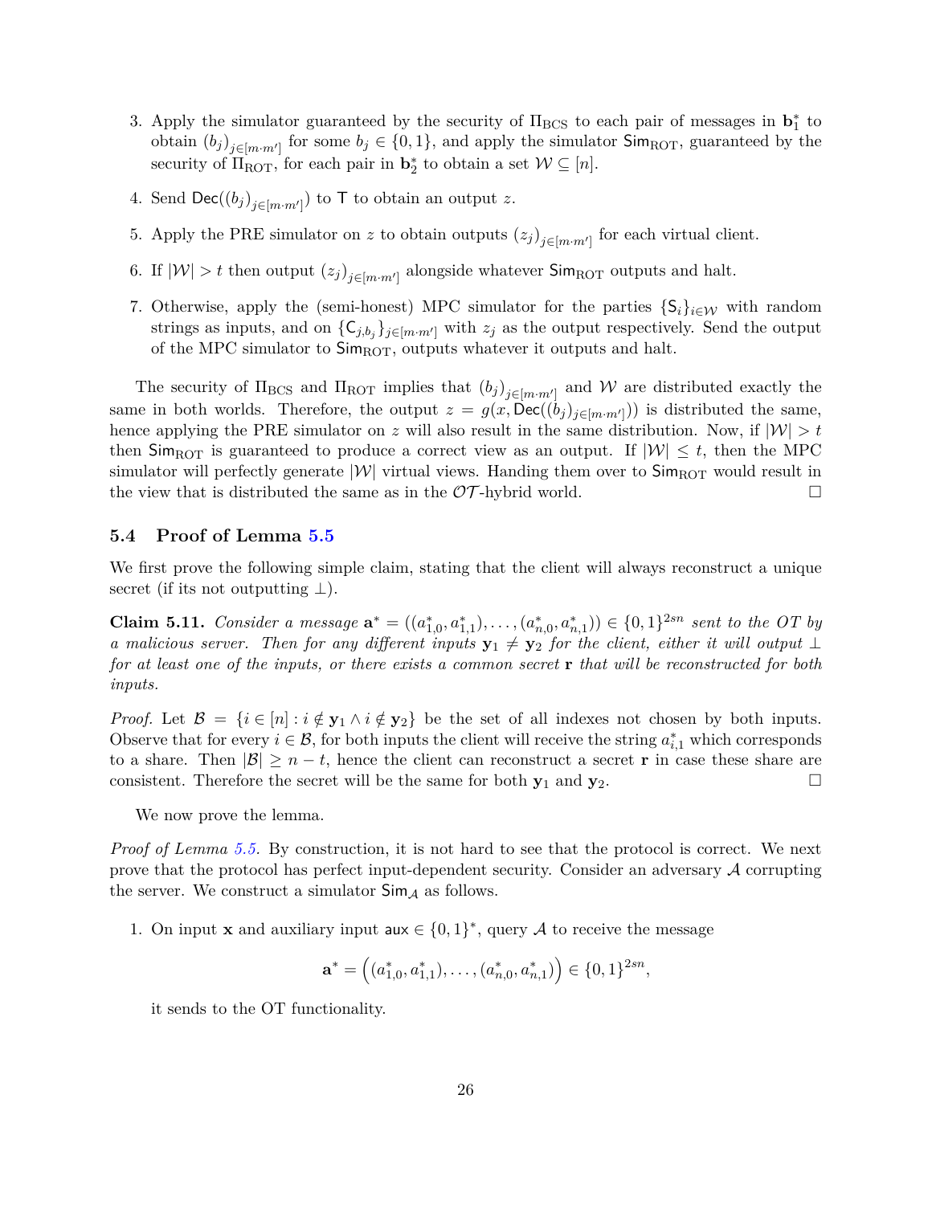3. Apply the simulator guaranteed by the security of $\Pi_{\mathrm{BCS}}$ to each pair of messages in $\mathbf{b}_1^*$ to obtain $(b_j)_{j\in[m\cdot m']}$ for some $b_j \in \{0,1\}$, and apply the simulator $\mathsf{Sim}_{\mathrm{ROT}}$, guaranteed by the security of $\Pi_{\mathrm{ROT}}$, for each pair in $\mathbf{b}_2^*$ to obtain a set $\mathcal{W} \subseteq [n]$.
4. Send $\mathsf{Dec}((b_j)_{j\in[m\cdot m']})$ to $\mathsf{T}$ to obtain an output $z$.
5. Apply the PRE simulator on $z$ to obtain outputs $(z_j)_{j\in[m\cdot m']}$ for each virtual client.
6. If $|\mathcal{W}| > t$ then output $(z_j)_{j\in[m\cdot m']}$ alongside whatever $\mathsf{Sim}_{\mathrm{ROT}}$ outputs and halt.
7. Otherwise, apply the (semi-honest) MPC simulator for the parties $\{\mathsf{S}_i\}_{i\in\mathcal{W}}$ with random strings as inputs, and on $\{\mathsf{C}_{j,b_j}\}_{j\in[m\cdot m']}$ with $z_j$ as the output respectively. Send the output of the MPC simulator to $\mathsf{Sim}_{\mathrm{ROT}}$, outputs whatever it outputs and halt.

The security of $\Pi_{\mathrm{BCS}}$ and $\Pi_{\mathrm{ROT}}$ implies that $(b_j)_{j\in[m\cdot m']}$ and $\mathcal{W}$ are distributed exactly the same in both worlds. Therefore, the output $z = g(x, \mathsf{Dec}((b_j)_{j\in[m\cdot m']}))$ is distributed the same, hence applying the PRE simulator on $z$ will also result in the same distribution. Now, if $|\mathcal{W}| > t$ then $\mathsf{Sim}_{\mathrm{ROT}}$ is guaranteed to produce a correct view as an output. If $|\mathcal{W}| \leq t$, then the MPC simulator will perfectly generate $|\mathcal{W}|$ virtual views. Handing them over to $\mathsf{Sim}_{\mathrm{ROT}}$ would result in the view that is distributed the same as in the $\mathcal{OT}$-hybrid world. □

### 5.4 Proof of Lemma 5.5

We first prove the following simple claim, stating that the client will always reconstruct a unique secret (if its not outputting $\perp$).

**Claim 5.11.** *Consider a message $\mathbf{a}^* = ((a^*_{1,0}, a^*_{1,1}), \ldots, (a^*_{n,0}, a^*_{n,1})) \in \{0,1\}^{2sn}$ sent to the OT by a malicious server. Then for any different inputs $\mathbf{y}_1 \neq \mathbf{y}_2$ for the client, either it will output $\perp$ for at least one of the inputs, or there exists a common secret $\mathbf{r}$ that will be reconstructed for both inputs.*

*Proof.* Let $\mathcal{B} = \{i \in [n] : i \notin \mathbf{y}_1 \wedge i \notin \mathbf{y}_2\}$ be the set of all indexes not chosen by both inputs. Observe that for every $i \in \mathcal{B}$, for both inputs the client will receive the string $a^*_{i,1}$ which corresponds to a share. Then $|\mathcal{B}| \geq n - t$, hence the client can reconstruct a secret $\mathbf{r}$ in case these share are consistent. Therefore the secret will be the same for both $\mathbf{y}_1$ and $\mathbf{y}_2$. □

We now prove the lemma.

*Proof of Lemma 5.5.* By construction, it is not hard to see that the protocol is correct. We next prove that the protocol has perfect input-dependent security. Consider an adversary $\mathcal{A}$ corrupting the server. We construct a simulator $\mathsf{Sim}_{\mathcal{A}}$ as follows.

1. On input $\mathbf{x}$ and auxiliary input $\mathsf{aux} \in \{0,1\}^*$, query $\mathcal{A}$ to receive the message

$$\mathbf{a}^* = \left((a^*_{1,0}, a^*_{1,1}), \ldots, (a^*_{n,0}, a^*_{n,1})\right) \in \{0,1\}^{2sn},$$

it sends to the OT functionality.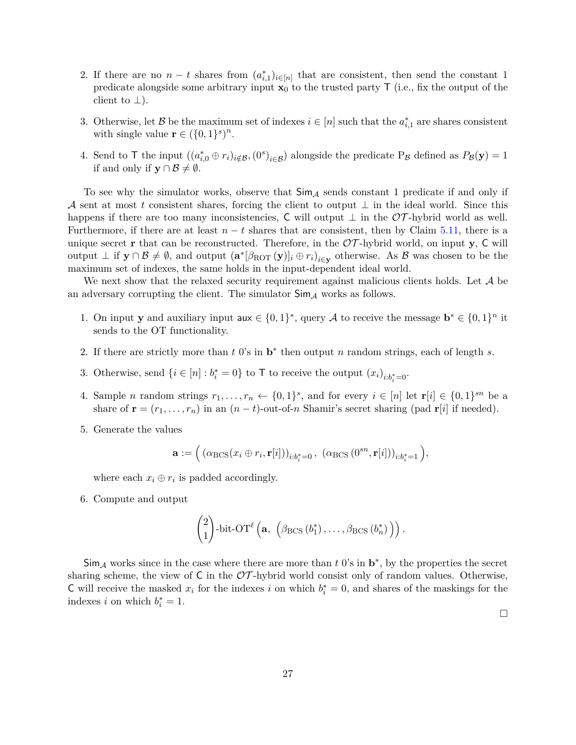2. If there are no $n-t$ shares from $(a^*_{i,1})_{i\in[n]}$ that are consistent, then send the constant 1 predicate alongside some arbitrary input $\mathbf{x}_0$ to the trusted party $\mathsf{T}$ (i.e., fix the output of the client to $\perp$).

3. Otherwise, let $\mathcal{B}$ be the maximum set of indexes $i \in [n]$ such that the $a^*_{i,1}$ are shares consistent with single value $\mathbf{r} \in (\{0,1\}^s)^n$.

4. Send to $\mathsf{T}$ the input $((a^*_{i,0} \oplus r_i)_{i\notin\mathcal{B}}, (0^s)_{i\in\mathcal{B}})$ alongside the predicate $\mathrm{P}_{\mathcal{B}}$ defined as $P_{\mathcal{B}}(\mathbf{y}) = 1$ if and only if $\mathbf{y} \cap \mathcal{B} \neq \emptyset$.

To see why the simulator works, observe that $\mathsf{Sim}_{\mathcal{A}}$ sends constant 1 predicate if and only if $\mathcal{A}$ sent at most $t$ consistent shares, forcing the client to output $\perp$ in the ideal world. Since this happens if there are too many inconsistencies, $\mathsf{C}$ will output $\perp$ in the $\mathcal{OT}$-hybrid world as well. Furthermore, if there are at least $n-t$ shares that are consistent, then by Claim 5.11, there is a unique secret $\mathbf{r}$ that can be reconstructed. Therefore, in the $\mathcal{OT}$-hybrid world, on input $\mathbf{y}$, $\mathsf{C}$ will output $\perp$ if $\mathbf{y} \cap \mathcal{B} \neq \emptyset$, and output $(\mathbf{a}^*[\beta_{\mathrm{ROT}}(\mathbf{y})]_i \oplus r_i)_{i\in\mathbf{y}}$ otherwise. As $\mathcal{B}$ was chosen to be the maximum set of indexes, the same holds in the input-dependent ideal world.

We next show that the relaxed security requirement against malicious clients holds. Let $\mathcal{A}$ be an adversary corrupting the client. The simulator $\mathsf{Sim}_{\mathcal{A}}$ works as follows.

1. On input $\mathbf{y}$ and auxiliary input $\mathsf{aux} \in \{0,1\}^*$, query $\mathcal{A}$ to receive the message $\mathbf{b}^* \in \{0,1\}^n$ it sends to the OT functionality.

2. If there are strictly more than $t$ 0's in $\mathbf{b}^*$ then output $n$ random strings, each of length $s$.

3. Otherwise, send $\{i \in [n] : b^*_i = 0\}$ to $\mathsf{T}$ to receive the output $(x_i)_{i:b^*_i=0}$.

4. Sample $n$ random strings $r_1, \ldots, r_n \leftarrow \{0,1\}^s$, and for every $i \in [n]$ let $\mathbf{r}[i] \in \{0,1\}^{sn}$ be a share of $\mathbf{r} = (r_1, \ldots, r_n)$ in an $(n-t)$-out-of-$n$ Shamir's secret sharing (pad $\mathbf{r}[i]$ if needed).

5. Generate the values
$$\mathbf{a} := \Big( \left(\alpha_{\mathrm{BCS}}(x_i \oplus r_i, \mathbf{r}[i])\right)_{i:b^*_i=0},\ \left(\alpha_{\mathrm{BCS}}\left(0^{sn}, \mathbf{r}[i]\right)\right)_{i:b^*_i=1} \Big),$$
where each $x_i \oplus r_i$ is padded accordingly.

6. Compute and output
$$\binom{2}{1}\text{-bit-OT}^{\ell}\left(\mathbf{a},\ \left(\beta_{\mathrm{BCS}}\left(b^*_1\right), \ldots, \beta_{\mathrm{BCS}}\left(b^*_n\right)\right)\right).$$

$\mathsf{Sim}_{\mathcal{A}}$ works since in the case where there are more than $t$ 0's in $\mathbf{b}^*$, by the properties the secret sharing scheme, the view of $\mathsf{C}$ in the $\mathcal{OT}$-hybrid world consist only of random values. Otherwise, $\mathsf{C}$ will receive the masked $x_i$ for the indexes $i$ on which $b^*_i = 0$, and shares of the maskings for the indexes $i$ on which $b^*_i = 1$.

□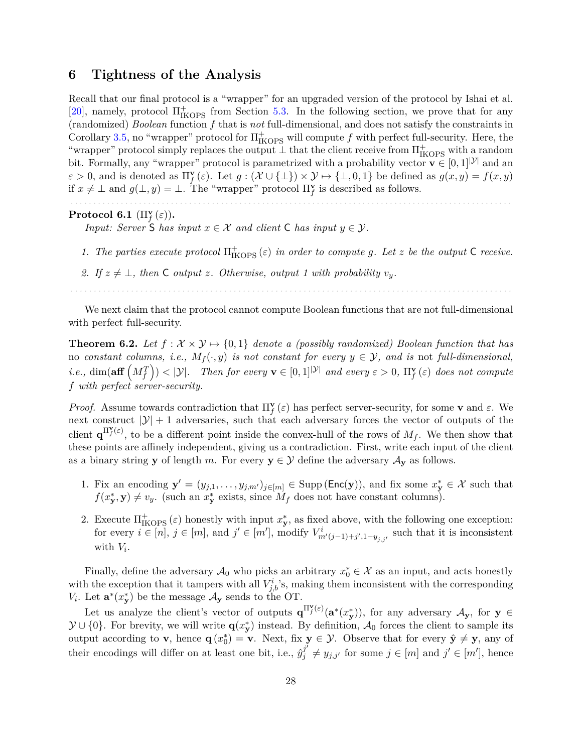# 6 Tightness of the Analysis

Recall that our final protocol is a "wrapper" for an upgraded version of the protocol by Ishai et al. [20], namely, protocol $\Pi^{+}_{\text{IKOPS}}$ from Section 5.3. In the following section, we prove that for any (randomized) *Boolean* function $f$ that is *not* full-dimensional, and does not satisfy the constraints in Corollary 3.5, no "wrapper" protocol for $\Pi^{+}_{\text{IKOPS}}$ will compute $f$ with perfect full-security. Here, the "wrapper" protocol simply replaces the output $\bot$ that the client receive from $\Pi^{+}_{\text{IKOPS}}$ with a random bit. Formally, any "wrapper" protocol is parametrized with a probability vector $\mathbf{v} \in [0,1]^{|\mathcal{Y}|}$ and an $\varepsilon > 0$, and is denoted as $\Pi^{\mathbf{v}}_{f}(\varepsilon)$. Let $g : (\mathcal{X} \cup \{\bot\}) \times \mathcal{Y} \mapsto \{\bot, 0, 1\}$ be defined as $g(x,y) = f(x,y)$ if $x \neq \bot$ and $g(\bot, y) = \bot$. The "wrapper" protocol $\Pi^{\mathbf{v}}_{f}$ is described as follows.

---

**Protocol 6.1** ($\Pi^{\mathbf{v}}_{f}(\varepsilon)$)**.**

*Input: Server* $\mathsf{S}$ *has input* $x \in \mathcal{X}$ *and client* $\mathsf{C}$ *has input* $y \in \mathcal{Y}$*.*

1. *The parties execute protocol* $\Pi^{+}_{\text{IKOPS}}(\varepsilon)$ *in order to compute* $g$*. Let* $z$ *be the output* $\mathsf{C}$ *receive.*
2. *If* $z \neq \bot$*, then* $\mathsf{C}$ *output* $z$*. Otherwise, output 1 with probability* $v_y$*.*

---

We next claim that the protocol cannot compute Boolean functions that are not full-dimensional with perfect full-security.

**Theorem 6.2.** *Let* $f : \mathcal{X} \times \mathcal{Y} \mapsto \{0,1\}$ *denote a (possibly randomized) Boolean function that has no constant columns, i.e.,* $M_f(\cdot, y)$ *is not constant for every* $y \in \mathcal{Y}$*, and is* not *full-dimensional, i.e.,* $\dim(\mathbf{aff}\left(M_f^T\right)) < |\mathcal{Y}|$*. Then for every* $\mathbf{v} \in [0,1]^{|\mathcal{Y}|}$ *and every* $\varepsilon > 0$*,* $\Pi^{\mathbf{v}}_{f}(\varepsilon)$ *does not compute* $f$ *with perfect server-security.*

*Proof.* Assume towards contradiction that $\Pi^{\mathbf{v}}_{f}(\varepsilon)$ has perfect server-security, for some $\mathbf{v}$ and $\varepsilon$. We next construct $|\mathcal{Y}| + 1$ adversaries, such that each adversary forces the vector of outputs of the client $\mathbf{q}^{\Pi^{\mathbf{v}}_{f}(\varepsilon)}$, to be a different point inside the convex-hull of the rows of $M_f$. We then show that these points are affinely independent, giving us a contradiction. First, write each input of the client as a binary string $\mathbf{y}$ of length $m$. For every $\mathbf{y} \in \mathcal{Y}$ define the adversary $\mathcal{A}_{\mathbf{y}}$ as follows.

1. Fix an encoding $\mathbf{y}' = (y_{j,1}, \ldots, y_{j,m'})_{j \in [m]} \in \text{Supp}(\mathsf{Enc}(\mathbf{y}))$, and fix some $x^*_{\mathbf{y}} \in \mathcal{X}$ such that $f(x^*_{\mathbf{y}}, \mathbf{y}) \neq v_y$. (such an $x^*_{\mathbf{y}}$ exists, since $M_f$ does not have constant columns).
2. Execute $\Pi^{+}_{\text{IKOPS}}(\varepsilon)$ honestly with input $x^*_{\mathbf{y}}$, as fixed above, with the following one exception: for every $i \in [n]$, $j \in [m]$, and $j' \in [m']$, modify $V^{i}_{m'(j-1)+j', 1-y_{j,j'}}$ such that it is inconsistent with $V_i$.

Finally, define the adversary $\mathcal{A}_0$ who picks an arbitrary $x^*_0 \in \mathcal{X}$ as an input, and acts honestly with the exception that it tampers with all $V^{i}_{j,b}$'s, making them inconsistent with the corresponding $V_i$. Let $\mathbf{a}^*(x^*_{\mathbf{y}})$ be the message $\mathcal{A}_{\mathbf{y}}$ sends to the OT.

Let us analyze the client's vector of outputs $\mathbf{q}^{\Pi^{\mathbf{v}}_{f}(\varepsilon)}(\mathbf{a}^*(x^*_{\mathbf{y}}))$, for any adversary $\mathcal{A}_{\mathbf{y}}$, for $\mathbf{y} \in \mathcal{Y} \cup \{0\}$. For brevity, we will write $\mathbf{q}(x^*_{\mathbf{y}})$ instead. By definition, $\mathcal{A}_0$ forces the client to sample its output according to $\mathbf{v}$, hence $\mathbf{q}(x^*_0) = \mathbf{v}$. Next, fix $\mathbf{y} \in \mathcal{Y}$. Observe that for every $\hat{\mathbf{y}} \neq \mathbf{y}$, any of their encodings will differ on at least one bit, i.e., $\hat{y}^{j'}_{j} \neq y_{j,j'}$ for some $j \in [m]$ and $j' \in [m']$, hence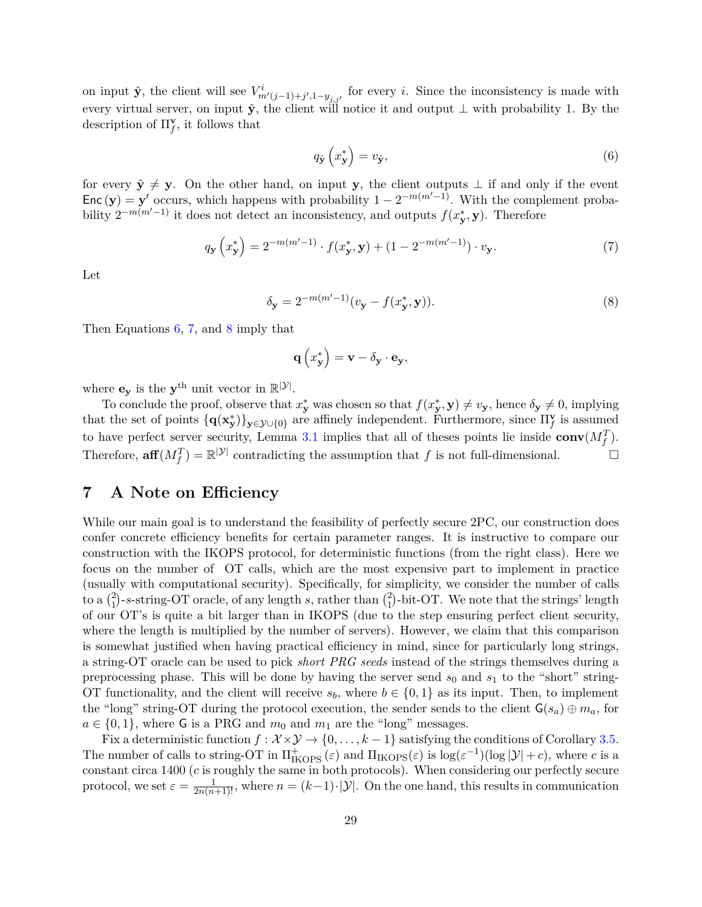on input $\hat{\mathbf{y}}$, the client will see $V^i_{m'(j-1)+j',1-y_{j,j'}}$ for every $i$. Since the inconsistency is made with every virtual server, on input $\hat{\mathbf{y}}$, the client will notice it and output $\bot$ with probability 1. By the description of $\Pi^{\mathbf{v}}_f$, it follows that

$$q_{\hat{\mathbf{y}}}\left(x^*_{\mathbf{y}}\right) = v_{\hat{\mathbf{y}}}, \tag{6}$$

for every $\hat{\mathbf{y}} \neq \mathbf{y}$. On the other hand, on input $\mathbf{y}$, the client outputs $\bot$ if and only if the event $\mathsf{Enc}(\mathbf{y}) = \mathbf{y}'$ occurs, which happens with probability $1 - 2^{-m(m'-1)}$. With the complement probability $2^{-m(m'-1)}$ it does not detect an inconsistency, and outputs $f(x^*_{\mathbf{y}}, \mathbf{y})$. Therefore

$$q_{\mathbf{y}}\left(x^*_{\mathbf{y}}\right) = 2^{-m(m'-1)} \cdot f(x^*_{\mathbf{y}}, \mathbf{y}) + (1 - 2^{-m(m'-1)}) \cdot v_{\mathbf{y}}. \tag{7}$$

Let

$$\delta_{\mathbf{y}} = 2^{-m(m'-1)}(v_{\mathbf{y}} - f(x^*_{\mathbf{y}}, \mathbf{y})). \tag{8}$$

Then Equations 6, 7, and 8 imply that

$$\mathbf{q}\left(x^*_{\mathbf{y}}\right) = \mathbf{v} - \delta_{\mathbf{y}} \cdot \mathbf{e}_{\mathbf{y}},$$

where $\mathbf{e}_{\mathbf{y}}$ is the $\mathbf{y}^{\text{th}}$ unit vector in $\mathbb{R}^{|\mathcal{Y}|}$.

To conclude the proof, observe that $x^*_{\mathbf{y}}$ was chosen so that $f(x^*_{\mathbf{y}}, \mathbf{y}) \neq v_{\mathbf{y}}$, hence $\delta_{\mathbf{y}} \neq 0$, implying that the set of points $\{\mathbf{q}(\mathbf{x}^*_{\mathbf{y}})\}_{\mathbf{y} \in \mathcal{Y} \cup \{0\}}$ are affinely independent. Furthermore, since $\Pi^{\mathbf{v}}_f$ is assumed to have perfect server security, Lemma 3.1 implies that all of theses points lie inside $\mathbf{conv}(M^T_f)$. Therefore, $\mathbf{aff}(M^T_f) = \mathbb{R}^{|\mathcal{Y}|}$ contradicting the assumption that $f$ is not full-dimensional. $\square$

# 7 A Note on Efficiency

While our main goal is to understand the feasibility of perfectly secure 2PC, our construction does confer concrete efficiency benefits for certain parameter ranges. It is instructive to compare our construction with the IKOPS protocol, for deterministic functions (from the right class). Here we focus on the number of OT calls, which are the most expensive part to implement in practice (usually with computational security). Specifically, for simplicity, we consider the number of calls to a $\binom{2}{1}$-$s$-string-OT oracle, of any length $s$, rather than $\binom{2}{1}$-bit-OT. We note that the strings' length of our OT's is quite a bit larger than in IKOPS (due to the step ensuring perfect client security, where the length is multiplied by the number of servers). However, we claim that this comparison is somewhat justified when having practical efficiency in mind, since for particularly long strings, a string-OT oracle can be used to pick *short PRG seeds* instead of the strings themselves during a preprocessing phase. This will be done by having the server send $s_0$ and $s_1$ to the "short" string-OT functionality, and the client will receive $s_b$, where $b \in \{0, 1\}$ as its input. Then, to implement the "long" string-OT during the protocol execution, the sender sends to the client $\mathsf{G}(s_a) \oplus m_a$, for $a \in \{0, 1\}$, where $\mathsf{G}$ is a PRG and $m_0$ and $m_1$ are the "long" messages.

Fix a deterministic function $f : \mathcal{X} \times \mathcal{Y} \to \{0, \ldots, k-1\}$ satisfying the conditions of Corollary 3.5. The number of calls to string-OT in $\Pi^+_{\text{IKOPS}}(\varepsilon)$ and $\Pi_{\text{IKOPS}}(\varepsilon)$ is $\log(\varepsilon^{-1})(\log|\mathcal{Y}| + c)$, where $c$ is a constant circa 1400 ($c$ is roughly the same in both protocols). When considering our perfectly secure protocol, we set $\varepsilon = \frac{1}{2n(n+1)!}$, where $n = (k-1) \cdot |\mathcal{Y}|$. On the one hand, this results in communication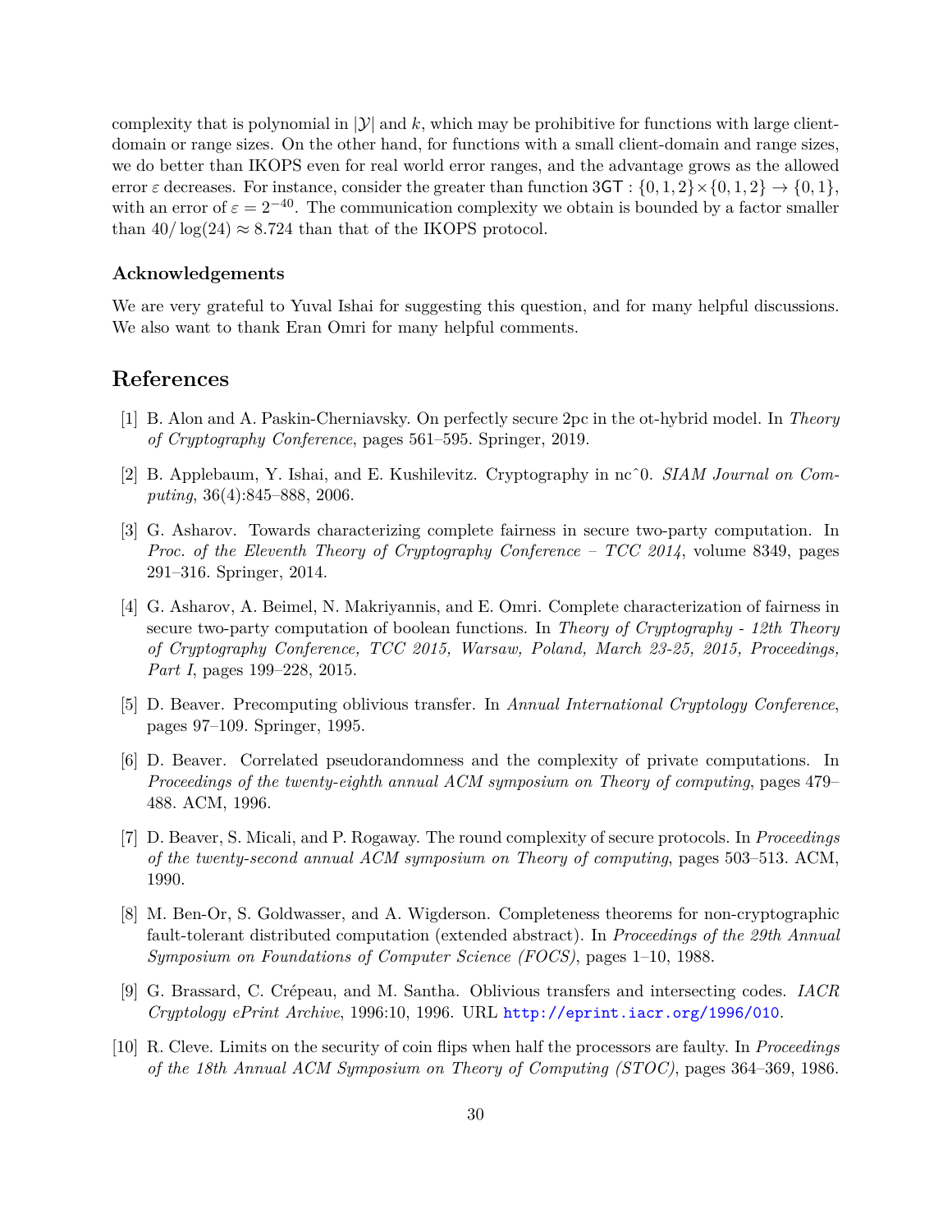complexity that is polynomial in $|\mathcal{Y}|$ and $k$, which may be prohibitive for functions with large client-domain or range sizes. On the other hand, for functions with a small client-domain and range sizes, we do better than IKOPS even for real world error ranges, and the advantage grows as the allowed error $\varepsilon$ decreases. For instance, consider the greater than function $\mathsf{3GT} : \{0,1,2\} \times \{0,1,2\} \to \{0,1\}$, with an error of $\varepsilon = 2^{-40}$. The communication complexity we obtain is bounded by a factor smaller than $40/\log(24) \approx 8.724$ than that of the IKOPS protocol.

### Acknowledgements

We are very grateful to Yuval Ishai for suggesting this question, and for many helpful discussions. We also want to thank Eran Omri for many helpful comments.

## References

[1] B. Alon and A. Paskin-Cherniavsky. On perfectly secure 2pc in the ot-hybrid model. In *Theory of Cryptography Conference*, pages 561–595. Springer, 2019.

[2] B. Applebaum, Y. Ishai, and E. Kushilevitz. Cryptography in ncˆ0. *SIAM Journal on Computing*, 36(4):845–888, 2006.

[3] G. Asharov. Towards characterizing complete fairness in secure two-party computation. In *Proc. of the Eleventh Theory of Cryptography Conference – TCC 2014*, volume 8349, pages 291–316. Springer, 2014.

[4] G. Asharov, A. Beimel, N. Makriyannis, and E. Omri. Complete characterization of fairness in secure two-party computation of boolean functions. In *Theory of Cryptography - 12th Theory of Cryptography Conference, TCC 2015, Warsaw, Poland, March 23-25, 2015, Proceedings, Part I*, pages 199–228, 2015.

[5] D. Beaver. Precomputing oblivious transfer. In *Annual International Cryptology Conference*, pages 97–109. Springer, 1995.

[6] D. Beaver. Correlated pseudorandomness and the complexity of private computations. In *Proceedings of the twenty-eighth annual ACM symposium on Theory of computing*, pages 479–488. ACM, 1996.

[7] D. Beaver, S. Micali, and P. Rogaway. The round complexity of secure protocols. In *Proceedings of the twenty-second annual ACM symposium on Theory of computing*, pages 503–513. ACM, 1990.

[8] M. Ben-Or, S. Goldwasser, and A. Wigderson. Completeness theorems for non-cryptographic fault-tolerant distributed computation (extended abstract). In *Proceedings of the 29th Annual Symposium on Foundations of Computer Science (FOCS)*, pages 1–10, 1988.

[9] G. Brassard, C. Crépeau, and M. Santha. Oblivious transfers and intersecting codes. *IACR Cryptology ePrint Archive*, 1996:10, 1996. URL http://eprint.iacr.org/1996/010.

[10] R. Cleve. Limits on the security of coin flips when half the processors are faulty. In *Proceedings of the 18th Annual ACM Symposium on Theory of Computing (STOC)*, pages 364–369, 1986.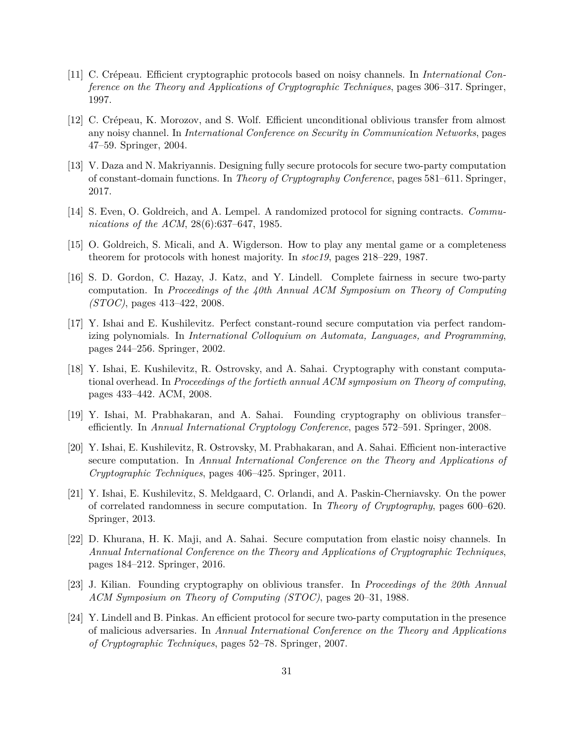[11] C. Crépeau. Efficient cryptographic protocols based on noisy channels. In *International Conference on the Theory and Applications of Cryptographic Techniques*, pages 306–317. Springer, 1997.

[12] C. Crépeau, K. Morozov, and S. Wolf. Efficient unconditional oblivious transfer from almost any noisy channel. In *International Conference on Security in Communication Networks*, pages 47–59. Springer, 2004.

[13] V. Daza and N. Makriyannis. Designing fully secure protocols for secure two-party computation of constant-domain functions. In *Theory of Cryptography Conference*, pages 581–611. Springer, 2017.

[14] S. Even, O. Goldreich, and A. Lempel. A randomized protocol for signing contracts. *Communications of the ACM*, 28(6):637–647, 1985.

[15] O. Goldreich, S. Micali, and A. Wigderson. How to play any mental game or a completeness theorem for protocols with honest majority. In *stoc19*, pages 218–229, 1987.

[16] S. D. Gordon, C. Hazay, J. Katz, and Y. Lindell. Complete fairness in secure two-party computation. In *Proceedings of the 40th Annual ACM Symposium on Theory of Computing (STOC)*, pages 413–422, 2008.

[17] Y. Ishai and E. Kushilevitz. Perfect constant-round secure computation via perfect randomizing polynomials. In *International Colloquium on Automata, Languages, and Programming*, pages 244–256. Springer, 2002.

[18] Y. Ishai, E. Kushilevitz, R. Ostrovsky, and A. Sahai. Cryptography with constant computational overhead. In *Proceedings of the fortieth annual ACM symposium on Theory of computing*, pages 433–442. ACM, 2008.

[19] Y. Ishai, M. Prabhakaran, and A. Sahai. Founding cryptography on oblivious transfer–efficiently. In *Annual International Cryptology Conference*, pages 572–591. Springer, 2008.

[20] Y. Ishai, E. Kushilevitz, R. Ostrovsky, M. Prabhakaran, and A. Sahai. Efficient non-interactive secure computation. In *Annual International Conference on the Theory and Applications of Cryptographic Techniques*, pages 406–425. Springer, 2011.

[21] Y. Ishai, E. Kushilevitz, S. Meldgaard, C. Orlandi, and A. Paskin-Cherniavsky. On the power of correlated randomness in secure computation. In *Theory of Cryptography*, pages 600–620. Springer, 2013.

[22] D. Khurana, H. K. Maji, and A. Sahai. Secure computation from elastic noisy channels. In *Annual International Conference on the Theory and Applications of Cryptographic Techniques*, pages 184–212. Springer, 2016.

[23] J. Kilian. Founding cryptography on oblivious transfer. In *Proceedings of the 20th Annual ACM Symposium on Theory of Computing (STOC)*, pages 20–31, 1988.

[24] Y. Lindell and B. Pinkas. An efficient protocol for secure two-party computation in the presence of malicious adversaries. In *Annual International Conference on the Theory and Applications of Cryptographic Techniques*, pages 52–78. Springer, 2007.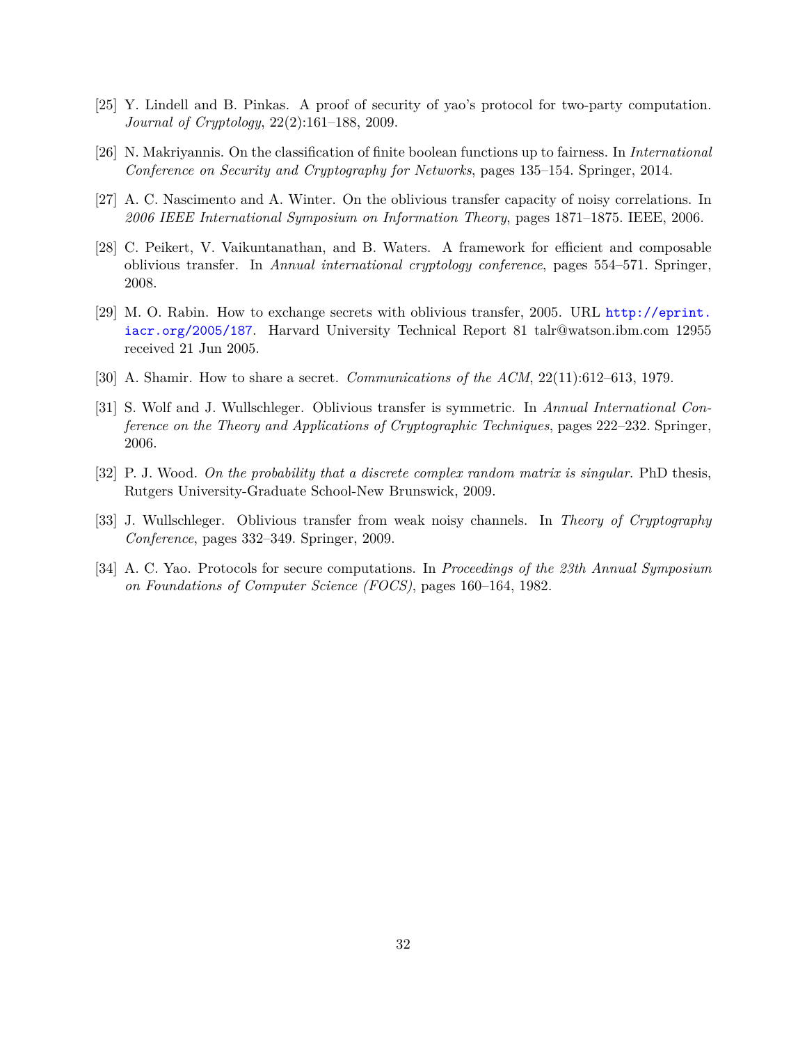[25] Y. Lindell and B. Pinkas. A proof of security of yao's protocol for two-party computation. *Journal of Cryptology*, 22(2):161–188, 2009.

[26] N. Makriyannis. On the classification of finite boolean functions up to fairness. In *International Conference on Security and Cryptography for Networks*, pages 135–154. Springer, 2014.

[27] A. C. Nascimento and A. Winter. On the oblivious transfer capacity of noisy correlations. In *2006 IEEE International Symposium on Information Theory*, pages 1871–1875. IEEE, 2006.

[28] C. Peikert, V. Vaikuntanathan, and B. Waters. A framework for efficient and composable oblivious transfer. In *Annual international cryptology conference*, pages 554–571. Springer, 2008.

[29] M. O. Rabin. How to exchange secrets with oblivious transfer, 2005. URL http://eprint.iacr.org/2005/187. Harvard University Technical Report 81 talr@watson.ibm.com 12955 received 21 Jun 2005.

[30] A. Shamir. How to share a secret. *Communications of the ACM*, 22(11):612–613, 1979.

[31] S. Wolf and J. Wullschleger. Oblivious transfer is symmetric. In *Annual International Conference on the Theory and Applications of Cryptographic Techniques*, pages 222–232. Springer, 2006.

[32] P. J. Wood. *On the probability that a discrete complex random matrix is singular*. PhD thesis, Rutgers University-Graduate School-New Brunswick, 2009.

[33] J. Wullschleger. Oblivious transfer from weak noisy channels. In *Theory of Cryptography Conference*, pages 332–349. Springer, 2009.

[34] A. C. Yao. Protocols for secure computations. In *Proceedings of the 23th Annual Symposium on Foundations of Computer Science (FOCS)*, pages 160–164, 1982.